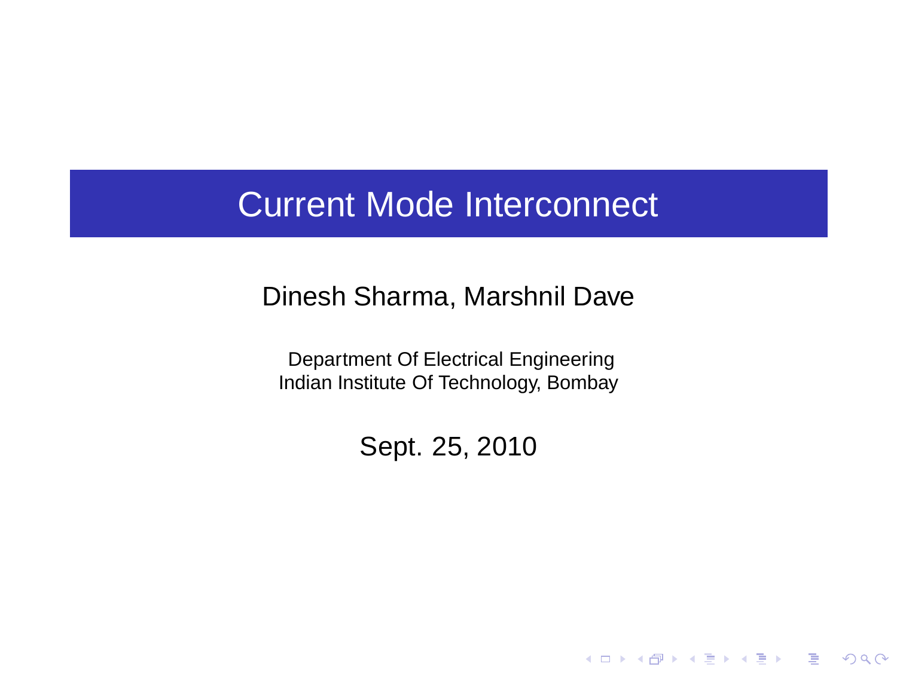# Current Mode Interconnect

Dinesh Sharma, Marshnil Dave

Department Of Electrical Engineering
Indian Institute Of Technology, Bombay

Sept. 25, 2010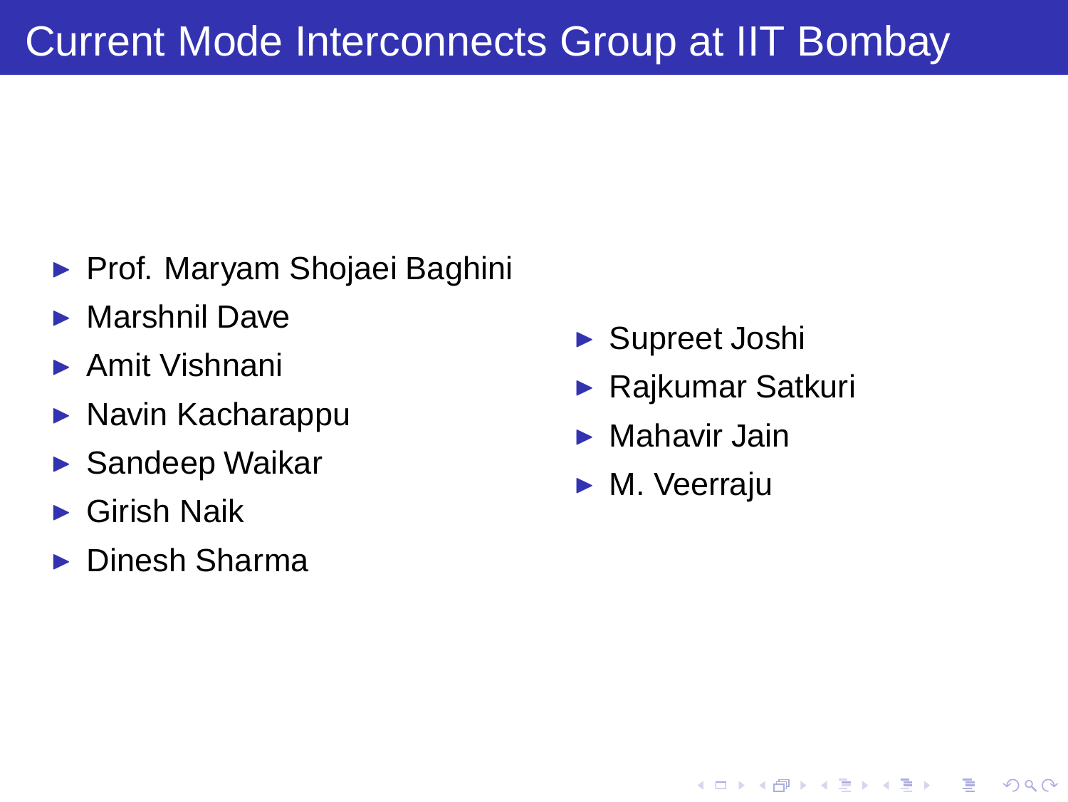# Current Mode Interconnects Group at IIT Bombay

- Prof. Maryam Shojaei Baghini
- Marshnil Dave
- Amit Vishnani
- Navin Kacharappu
- Sandeep Waikar
- Girish Naik
- Dinesh Sharma
- Supreet Joshi
- Rajkumar Satkuri
- Mahavir Jain
- M. Veerraju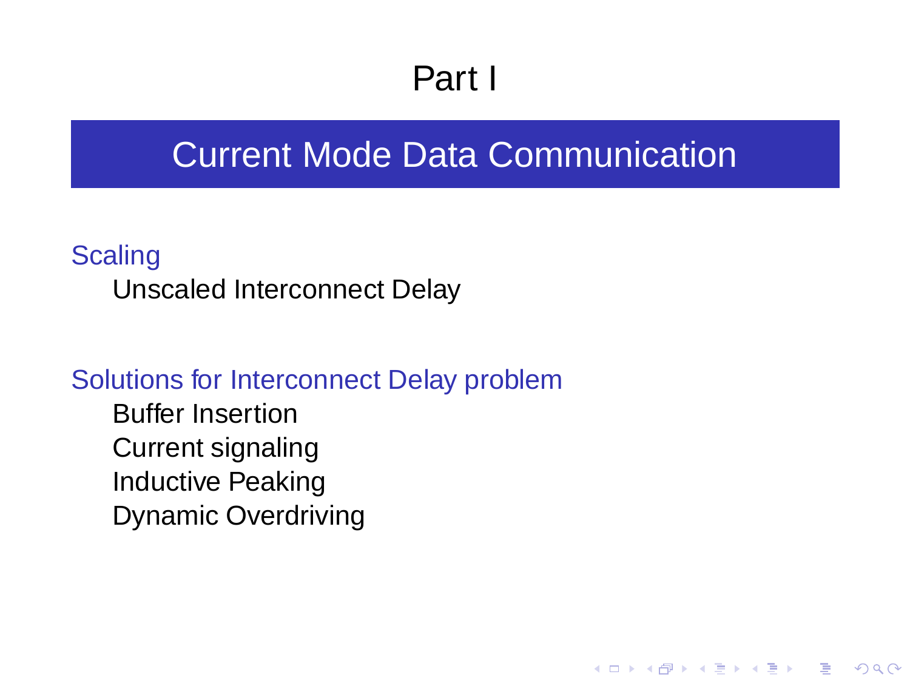# Part I

## Current Mode Data Communication

### Scaling

- Unscaled Interconnect Delay

### Solutions for Interconnect Delay problem

- Buffer Insertion
- Current signaling
- Inductive Peaking
- Dynamic Overdriving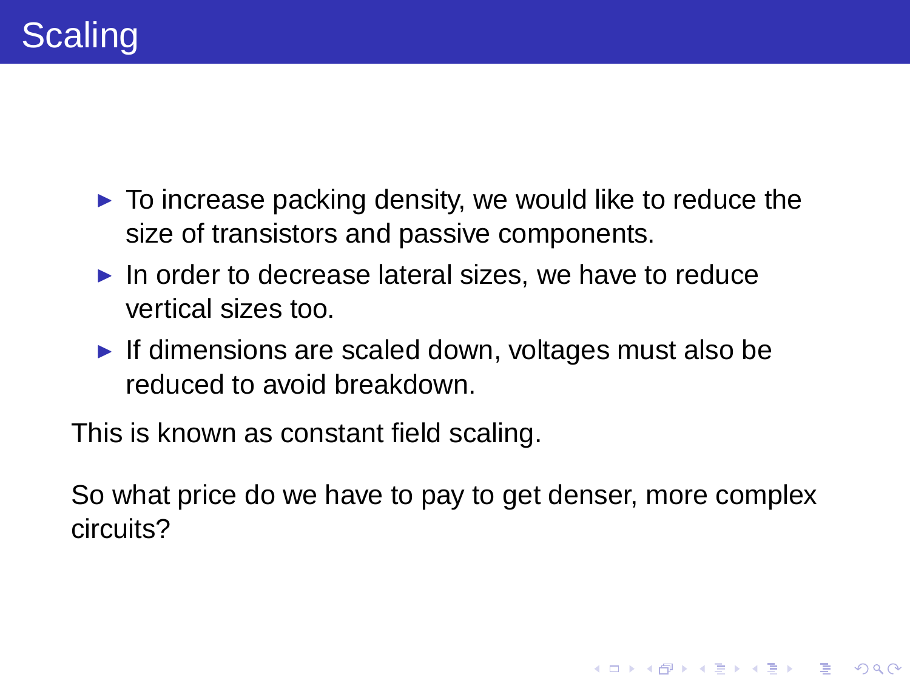# Scaling

- To increase packing density, we would like to reduce the size of transistors and passive components.
- In order to decrease lateral sizes, we have to reduce vertical sizes too.
- If dimensions are scaled down, voltages must also be reduced to avoid breakdown.

This is known as constant field scaling.

So what price do we have to pay to get denser, more complex circuits?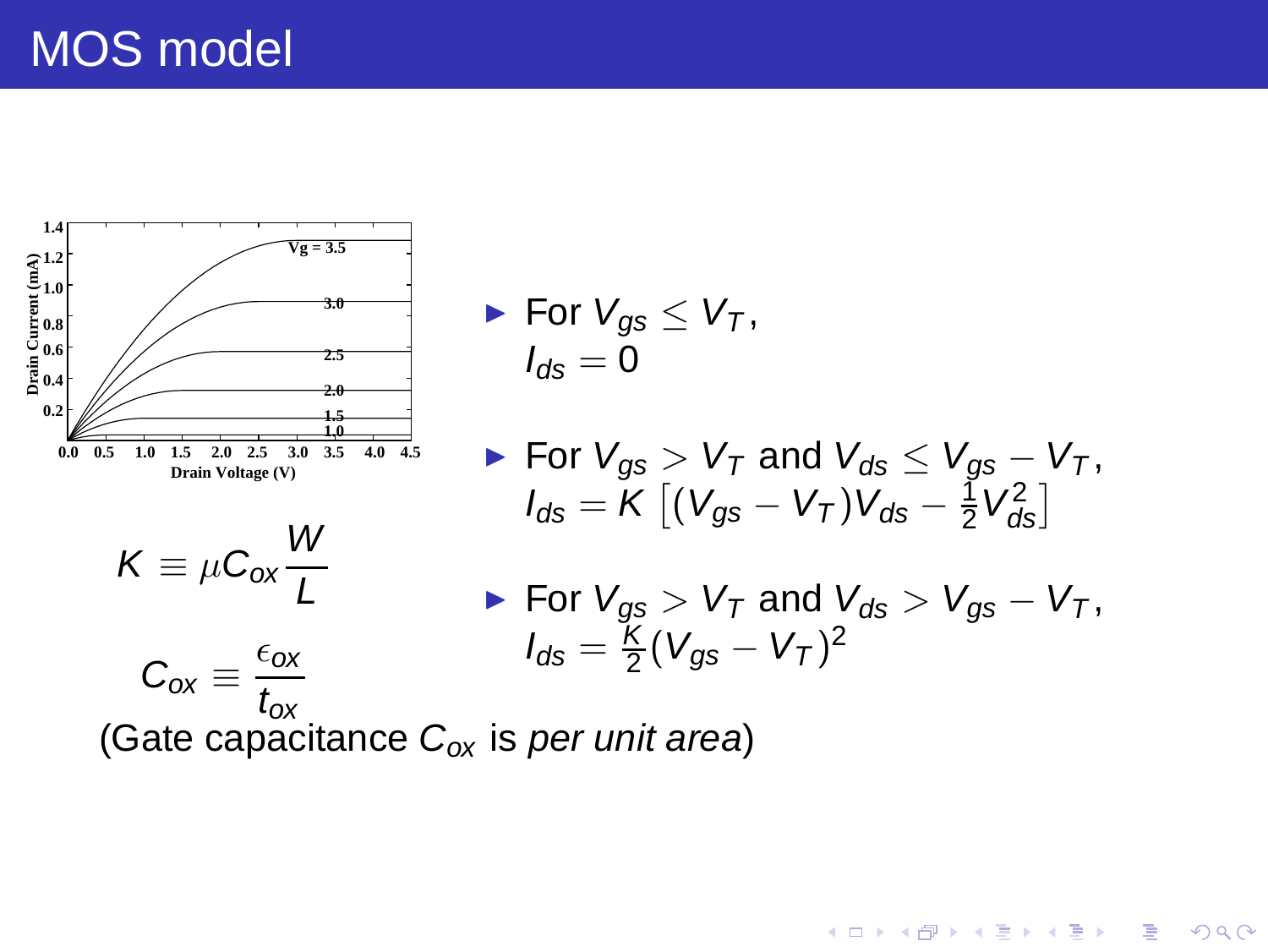# MOS model

- For $V_{gs} \leq V_T$,
  $I_{ds} = 0$

- For $V_{gs} > V_T$ and $V_{ds} \leq V_{gs} - V_T$,
  $I_{ds} = K\left[(V_{gs} - V_T)V_{ds} - \frac{1}{2}V_{ds}^2\right]$

- For $V_{gs} > V_T$ and $V_{ds} > V_{gs} - V_T$,
  $I_{ds} = \frac{K}{2}(V_{gs} - V_T)^2$

$$K \equiv \mu C_{ox} \frac{W}{L}$$

$$C_{ox} \equiv \frac{\epsilon_{ox}}{t_{ox}}$$

(Gate capacitance $C_{ox}$ is *per unit area*)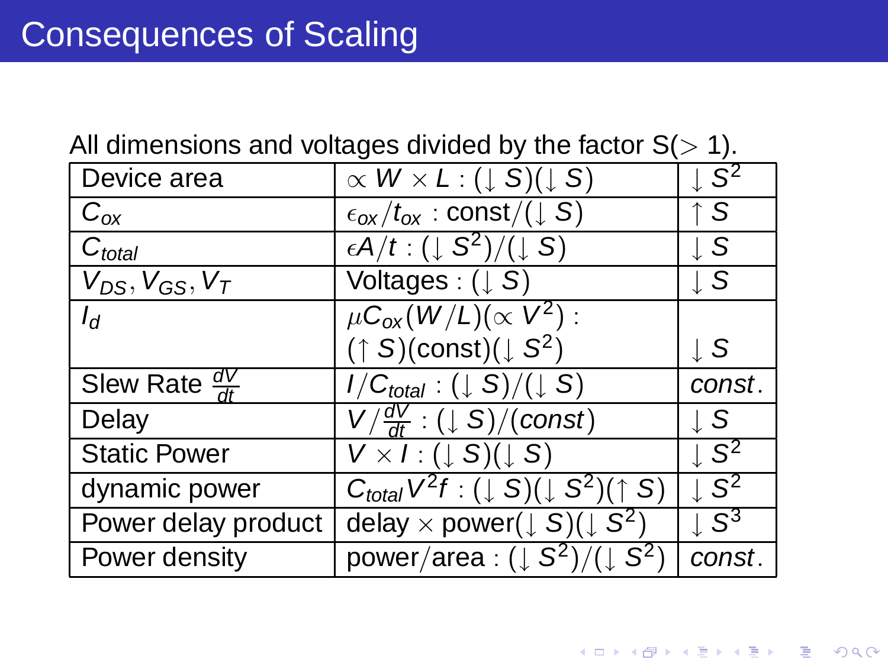# Consequences of Scaling

All dimensions and voltages divided by the factor S($>1$).

| | | |
|---|---|---|
| Device area | $\propto W \times L : (\downarrow S)(\downarrow S)$ | $\downarrow S^2$ |
| $C_{ox}$ | $\epsilon_{ox}/t_{ox}$ : const$/(\downarrow S)$ | $\uparrow S$ |
| $C_{total}$ | $\epsilon A/t : (\downarrow S^2)/(\downarrow S)$ | $\downarrow S$ |
| $V_{DS}, V_{GS}, V_T$ | Voltages : $(\downarrow S)$ | $\downarrow S$ |
| $I_d$ | $\mu C_{ox}(W/L)(\propto V^2)$ : $(\uparrow S)$(const)$(\downarrow S^2)$ | $\downarrow S$ |
| Slew Rate $\frac{dV}{dt}$ | $I/C_{total} : (\downarrow S)/(\downarrow S)$ | *const.* |
| Delay | $V/\frac{dV}{dt} : (\downarrow S)/(const)$ | $\downarrow S$ |
| Static Power | $V \times I : (\downarrow S)(\downarrow S)$ | $\downarrow S^2$ |
| dynamic power | $C_{total}V^2f : (\downarrow S)(\downarrow S^2)(\uparrow S)$ | $\downarrow S^2$ |
| Power delay product | delay $\times$ power$(\downarrow S)(\downarrow S^2)$ | $\downarrow S^3$ |
| Power density | power/area : $(\downarrow S^2)/(\downarrow S^2)$ | *const.* |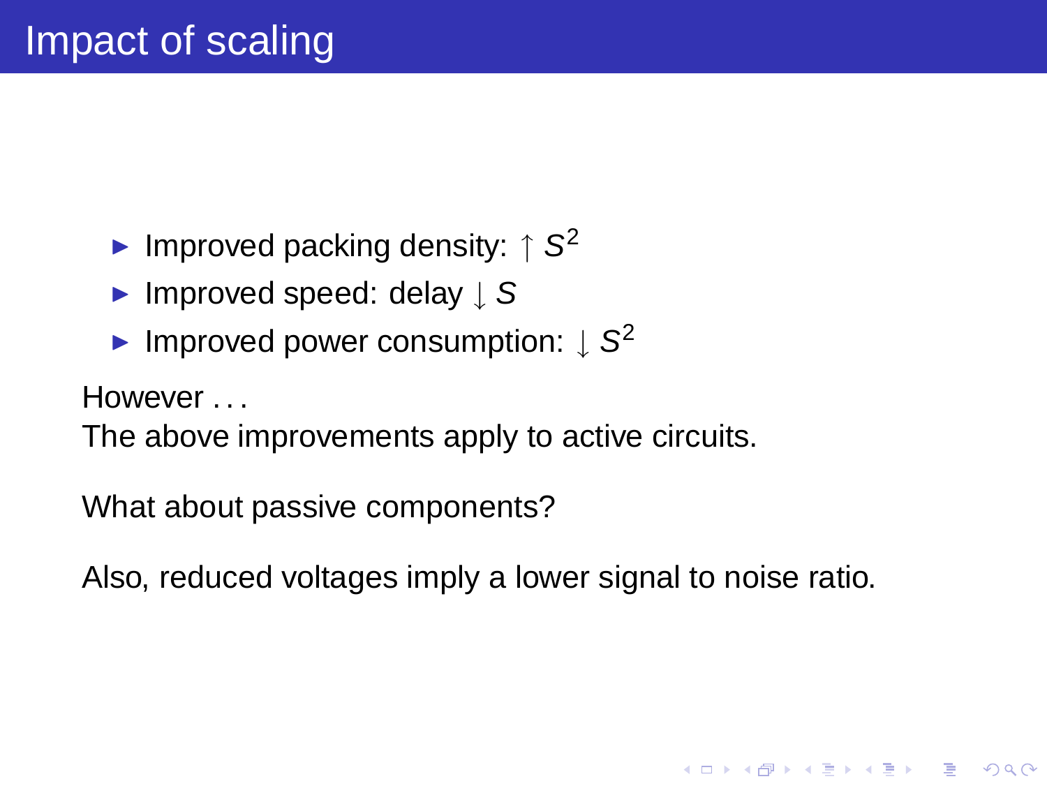# Impact of scaling

- Improved packing density: $\uparrow S^2$
- Improved speed: delay $\downarrow S$
- Improved power consumption: $\downarrow S^2$

However . . .
The above improvements apply to active circuits.

What about passive components?

Also, reduced voltages imply a lower signal to noise ratio.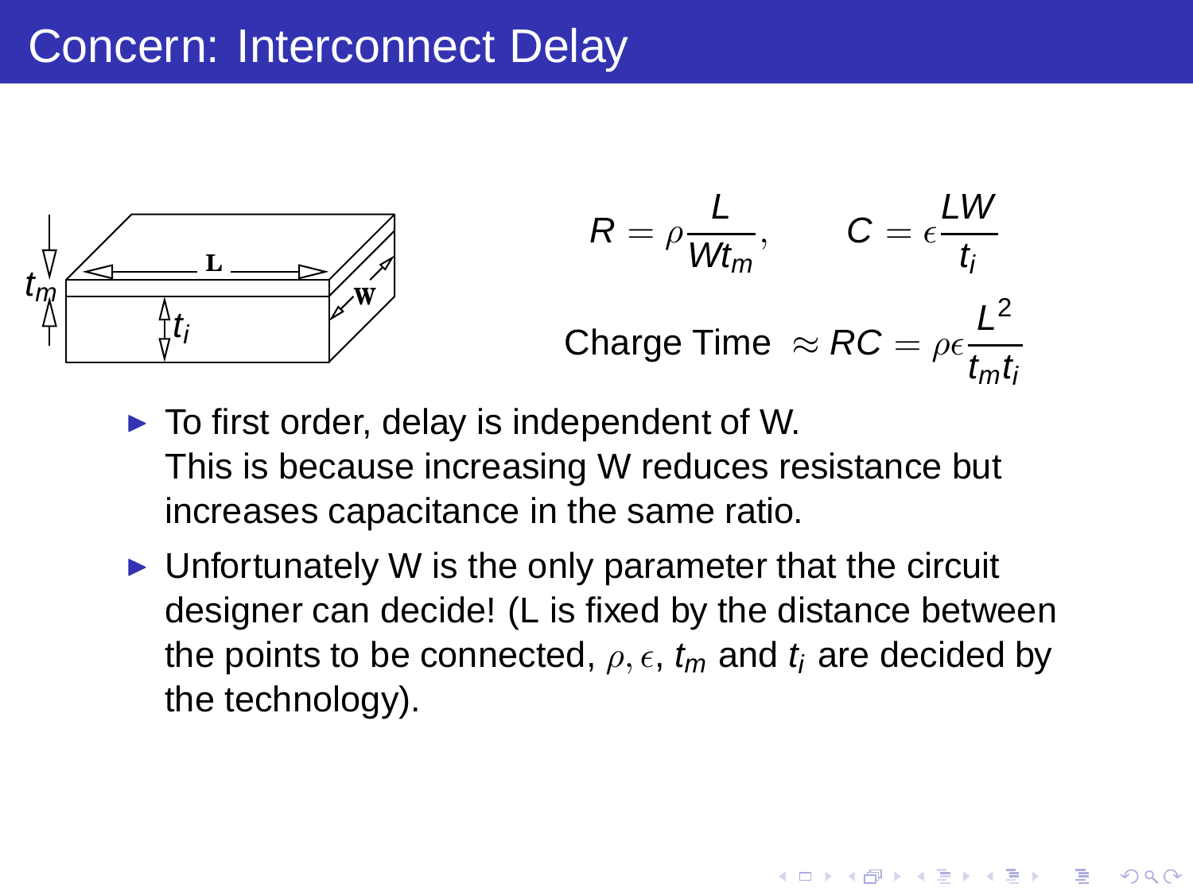# Concern: Interconnect Delay

$$R = \rho \frac{L}{W t_m}, \qquad C = \epsilon \frac{LW}{t_i}$$

$$\text{Charge Time } \approx RC = \rho\epsilon \frac{L^2}{t_m t_i}$$

- To first order, delay is independent of W.
  This is because increasing W reduces resistance but increases capacitance in the same ratio.
- Unfortunately W is the only parameter that the circuit designer can decide! (L is fixed by the distance between the points to be connected, $\rho, \epsilon$, $t_m$ and $t_i$ are decided by the technology).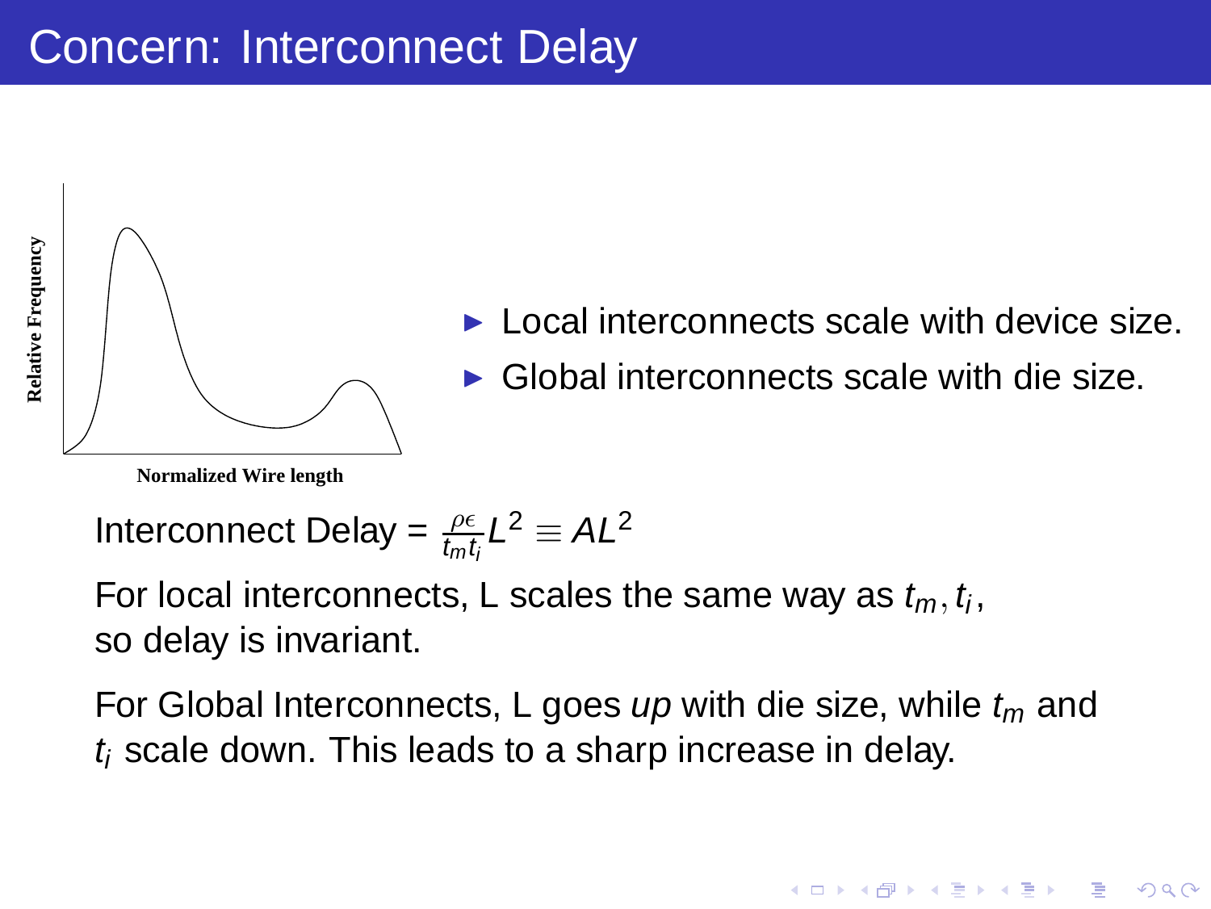# Concern: Interconnect Delay

Relative Frequency

Normalized Wire length

- Local interconnects scale with device size.
- Global interconnects scale with die size.

Interconnect Delay = $\frac{\rho\epsilon}{t_m t_i} L^2 \equiv AL^2$

For local interconnects, L scales the same way as $t_m, t_i$, so delay is invariant.

For Global Interconnects, L goes *up* with die size, while $t_m$ and $t_i$ scale down. This leads to a sharp increase in delay.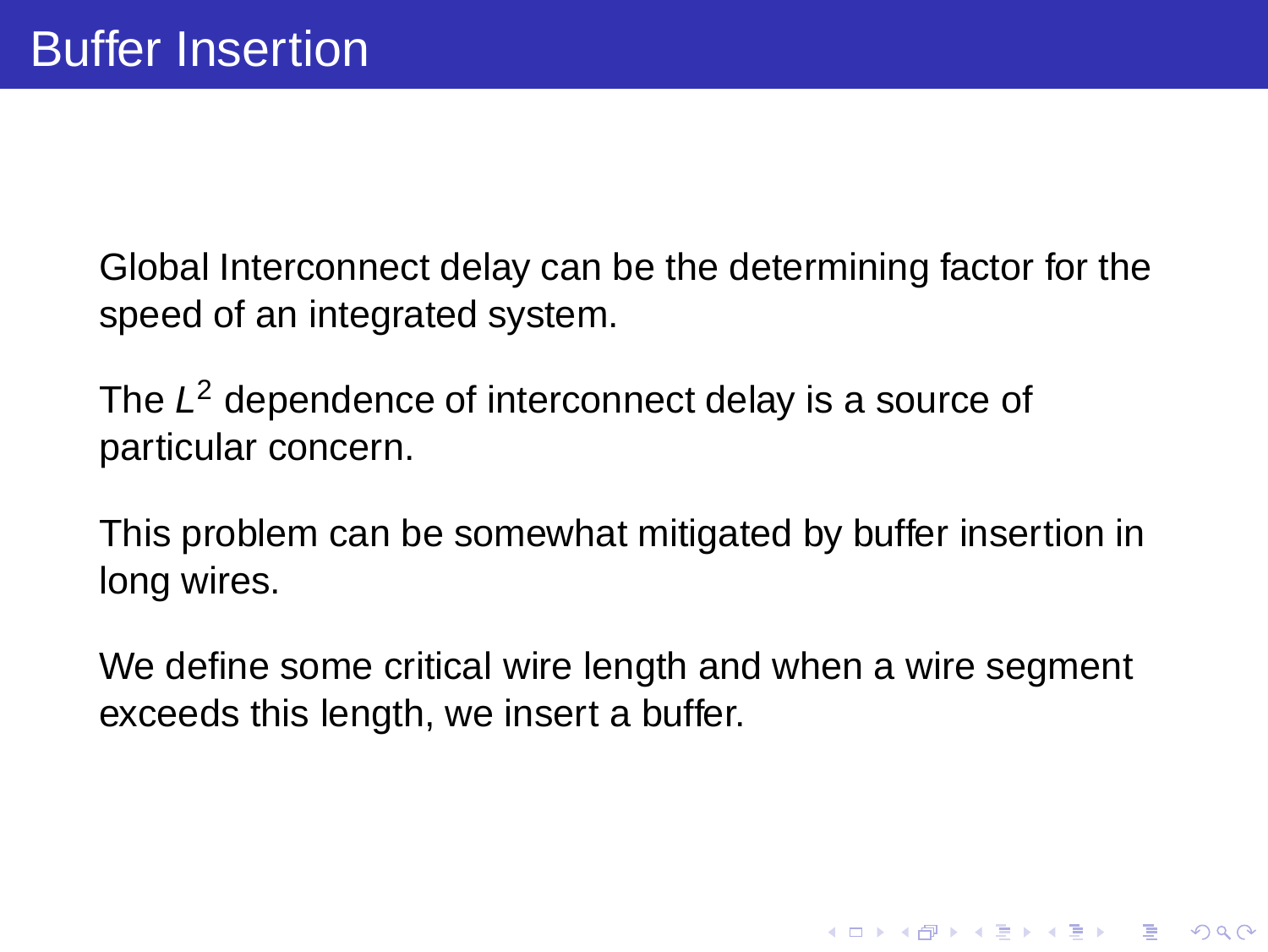# Buffer Insertion

Global Interconnect delay can be the determining factor for the speed of an integrated system.

The $L^2$ dependence of interconnect delay is a source of particular concern.

This problem can be somewhat mitigated by buffer insertion in long wires.

We define some critical wire length and when a wire segment exceeds this length, we insert a buffer.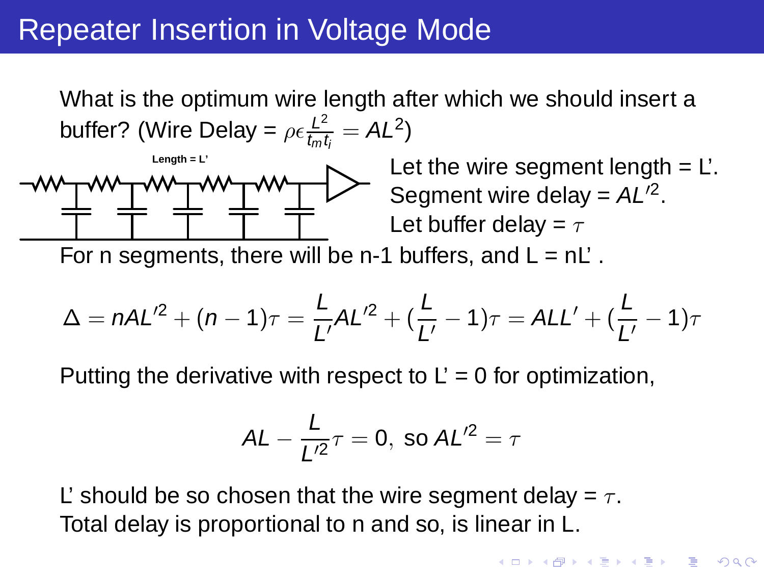# Repeater Insertion in Voltage Mode

What is the optimum wire length after which we should insert a buffer? (Wire Delay = $\rho\epsilon\frac{L^2}{t_m t_i} = AL^2$)

Length = L'

Let the wire segment length = L'.
Segment wire delay = $AL'^2$.
Let buffer delay = $\tau$

For n segments, there will be n-1 buffers, and L = nL' .

$$\Delta = nAL'^2 + (n-1)\tau = \frac{L}{L'}AL'^2 + (\frac{L}{L'} - 1)\tau = ALL' + (\frac{L}{L'} - 1)\tau$$

Putting the derivative with respect to L' = 0 for optimization,

$$AL - \frac{L}{L'^2}\tau = 0, \text{ so } AL'^2 = \tau$$

L' should be so chosen that the wire segment delay = $\tau$.
Total delay is proportional to n and so, is linear in L.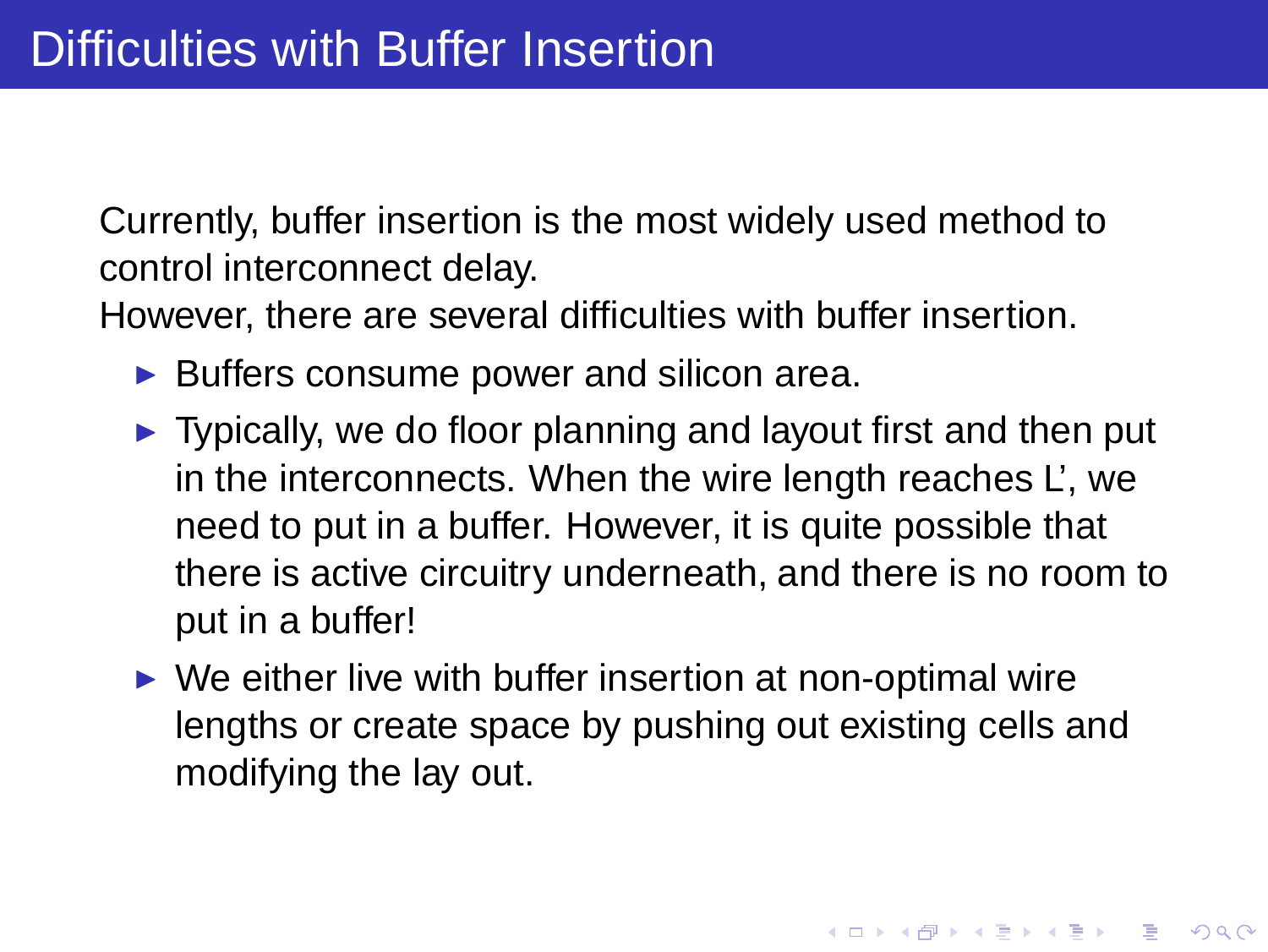# Difficulties with Buffer Insertion

Currently, buffer insertion is the most widely used method to control interconnect delay.
However, there are several difficulties with buffer insertion.

- Buffers consume power and silicon area.
- Typically, we do floor planning and layout first and then put in the interconnects. When the wire length reaches L', we need to put in a buffer. However, it is quite possible that there is active circuitry underneath, and there is no room to put in a buffer!
- We either live with buffer insertion at non-optimal wire lengths or create space by pushing out existing cells and modifying the lay out.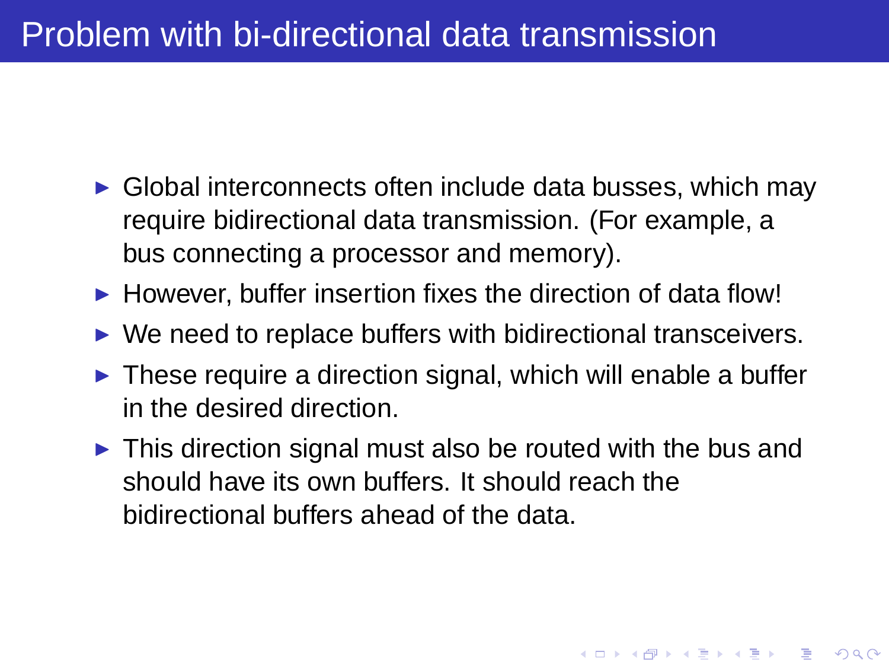# Problem with bi-directional data transmission

- Global interconnects often include data busses, which may require bidirectional data transmission. (For example, a bus connecting a processor and memory).
- However, buffer insertion fixes the direction of data flow!
- We need to replace buffers with bidirectional transceivers.
- These require a direction signal, which will enable a buffer in the desired direction.
- This direction signal must also be routed with the bus and should have its own buffers. It should reach the bidirectional buffers ahead of the data.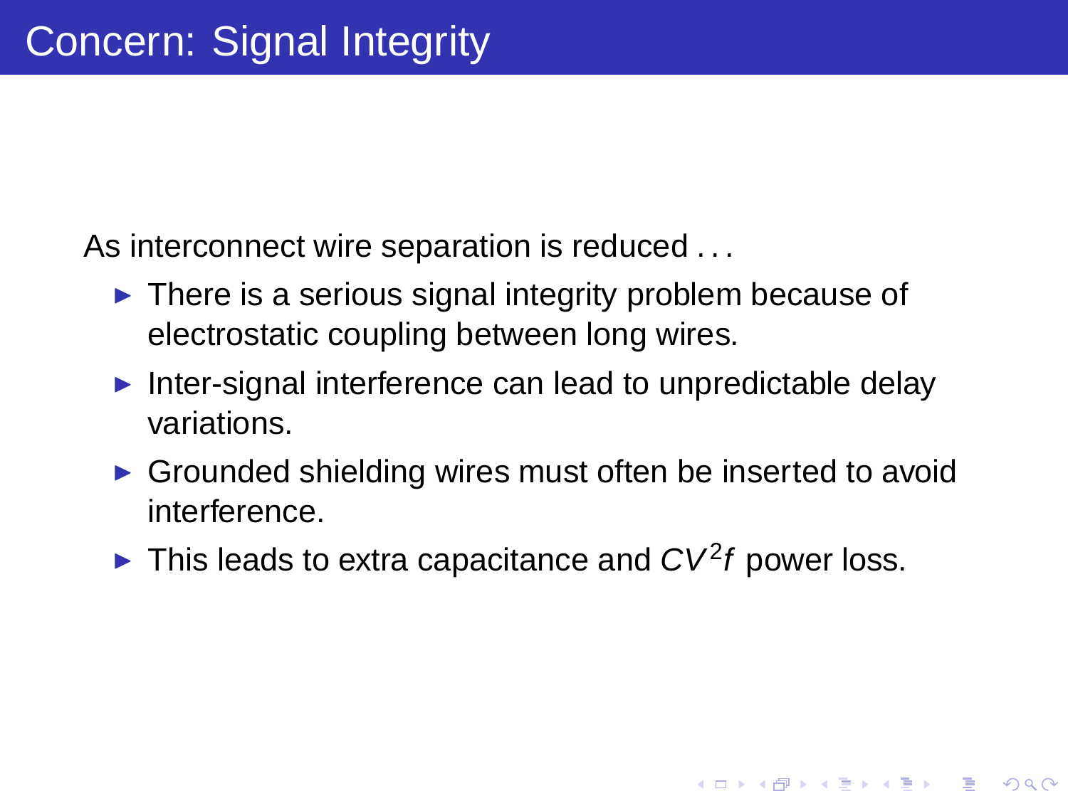# Concern: Signal Integrity

As interconnect wire separation is reduced . . .

- There is a serious signal integrity problem because of electrostatic coupling between long wires.
- Inter-signal interference can lead to unpredictable delay variations.
- Grounded shielding wires must often be inserted to avoid interference.
- This leads to extra capacitance and $CV^2f$ power loss.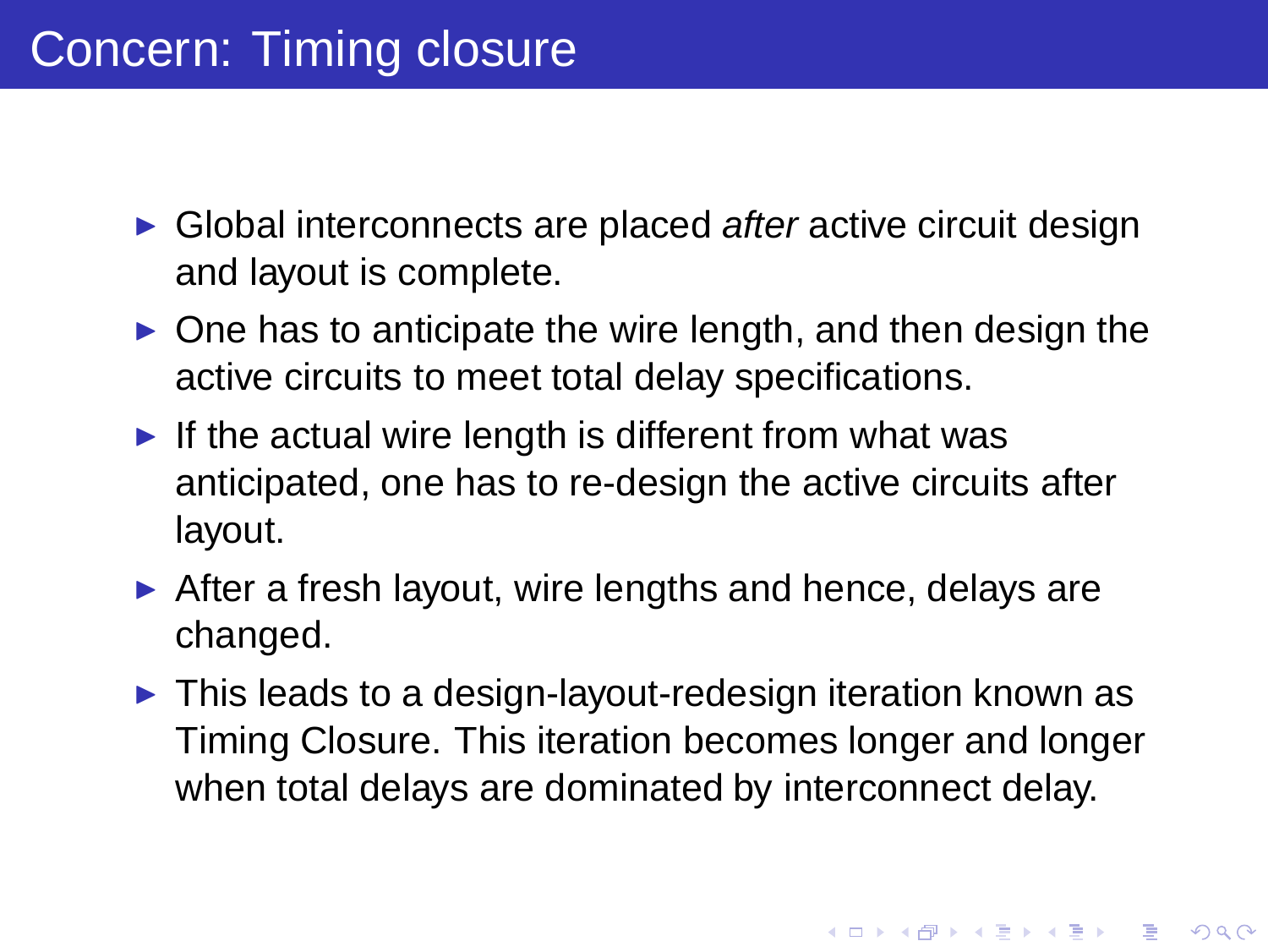# Concern: Timing closure

- Global interconnects are placed *after* active circuit design and layout is complete.
- One has to anticipate the wire length, and then design the active circuits to meet total delay specifications.
- If the actual wire length is different from what was anticipated, one has to re-design the active circuits after layout.
- After a fresh layout, wire lengths and hence, delays are changed.
- This leads to a design-layout-redesign iteration known as Timing Closure. This iteration becomes longer and longer when total delays are dominated by interconnect delay.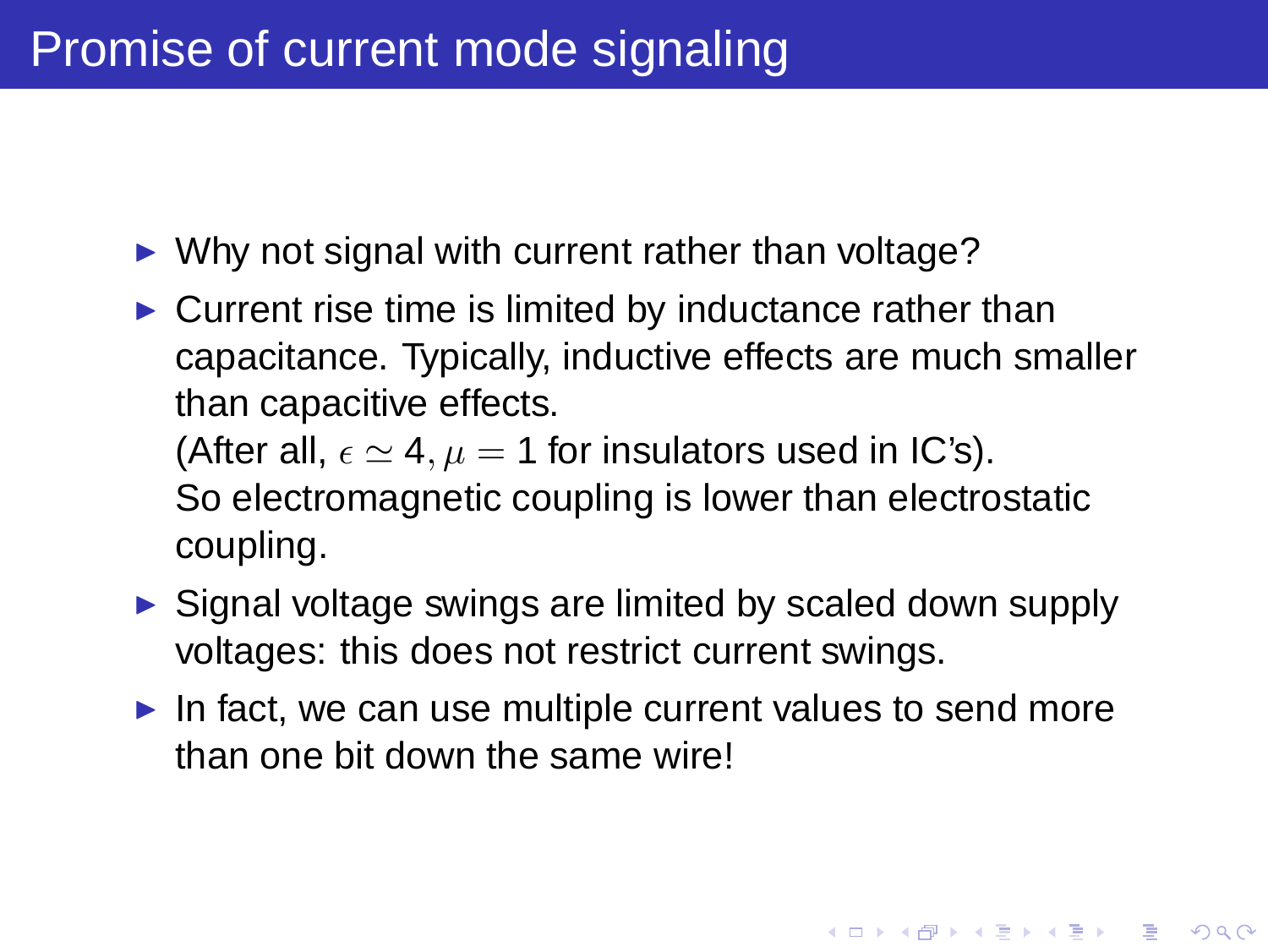# Promise of current mode signaling

- Why not signal with current rather than voltage?
- Current rise time is limited by inductance rather than capacitance. Typically, inductive effects are much smaller than capacitive effects.
  (After all, $\epsilon \simeq 4, \mu = 1$ for insulators used in IC's).
  So electromagnetic coupling is lower than electrostatic coupling.
- Signal voltage swings are limited by scaled down supply voltages: this does not restrict current swings.
- In fact, we can use multiple current values to send more than one bit down the same wire!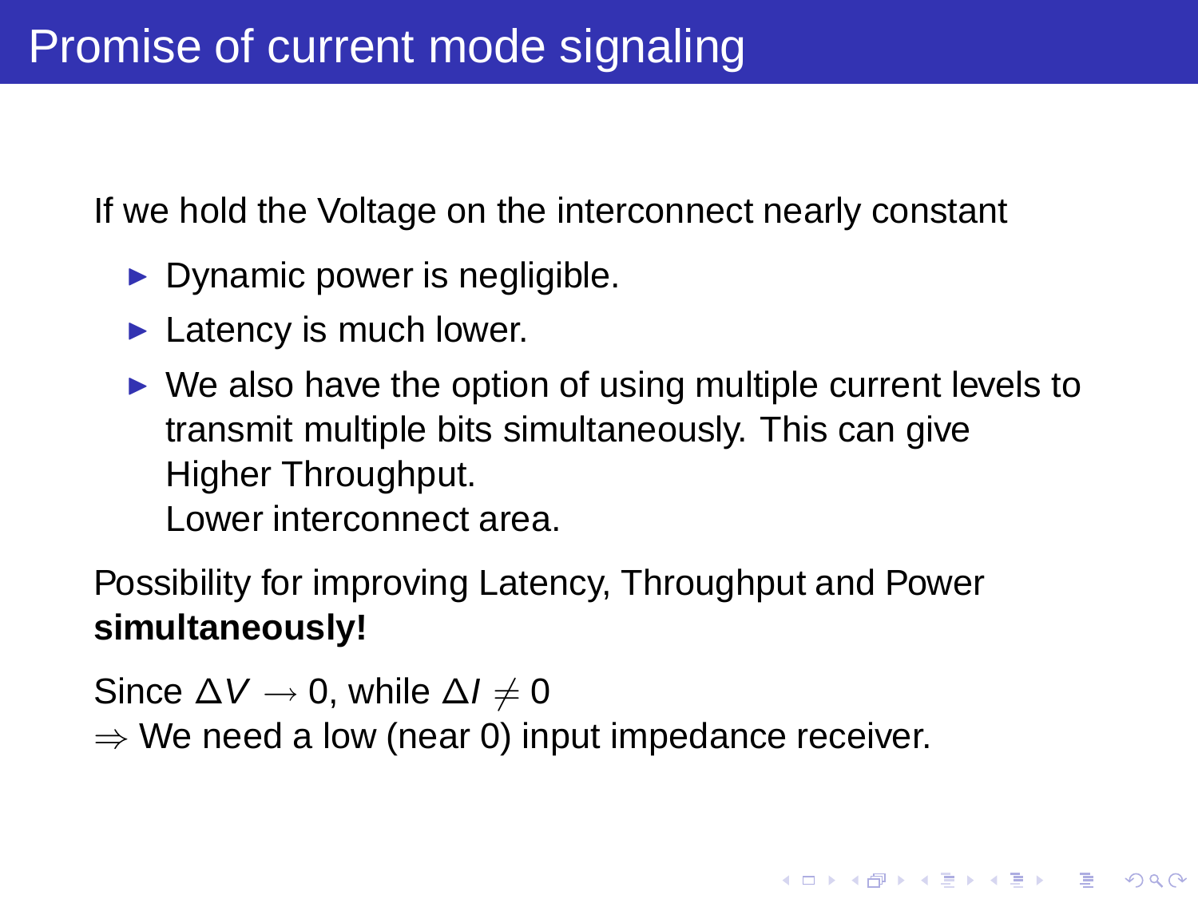# Promise of current mode signaling

If we hold the Voltage on the interconnect nearly constant

- Dynamic power is negligible.
- Latency is much lower.
- We also have the option of using multiple current levels to transmit multiple bits simultaneously. This can give
  Higher Throughput.
  Lower interconnect area.

Possibility for improving Latency, Throughput and Power **simultaneously!**

Since $\Delta V \rightarrow 0$, while $\Delta I \neq 0$
$\Rightarrow$ We need a low (near 0) input impedance receiver.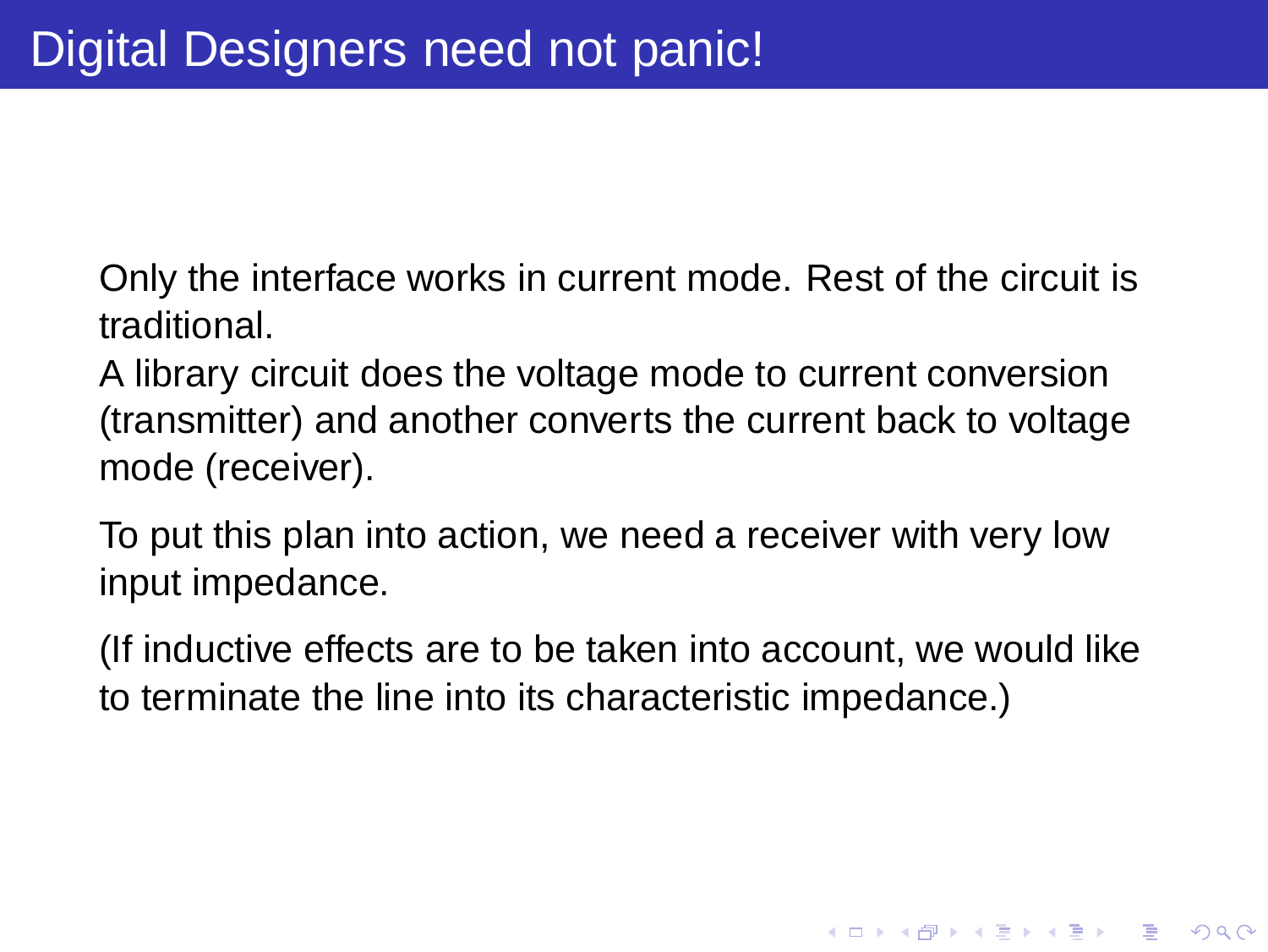# Digital Designers need not panic!

Only the interface works in current mode. Rest of the circuit is traditional.
A library circuit does the voltage mode to current conversion (transmitter) and another converts the current back to voltage mode (receiver).

To put this plan into action, we need a receiver with very low input impedance.

(If inductive effects are to be taken into account, we would like to terminate the line into its characteristic impedance.)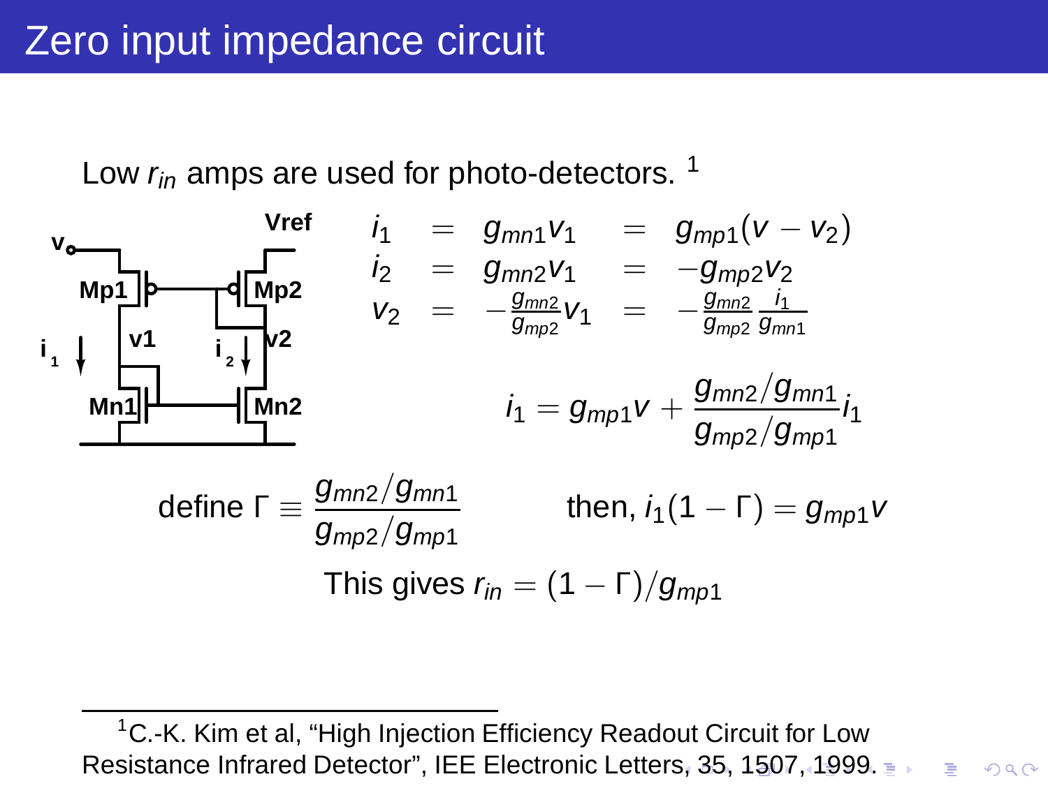# Zero input impedance circuit

Low $r_{in}$ amps are used for photo-detectors. [1]

$$
\begin{aligned}
i_1 &= g_{mn1} v_1 &&= g_{mp1}(v - v_2) \\
i_2 &= g_{mn2} v_1 &&= -g_{mp2} v_2 \\
v_2 &= -\frac{g_{mn2}}{g_{mp2}} v_1 &&= -\frac{g_{mn2}}{g_{mp2}} \frac{i_1}{g_{mn1}}
\end{aligned}
$$

$$i_1 = g_{mp1} v + \frac{g_{mn2}/g_{mn1}}{g_{mp2}/g_{mp1}} i_1$$

define $\Gamma \equiv \frac{g_{mn2}/g_{mn1}}{g_{mp2}/g_{mp1}}$ then, $i_1(1 - \Gamma) = g_{mp1} v$

This gives $r_{in} = (1 - \Gamma)/g_{mp1}$

[1] C.-K. Kim et al, "High Injection Efficiency Readout Circuit for Low Resistance Infrared Detector", IEE Electronic Letters, 35, 1507, 1999.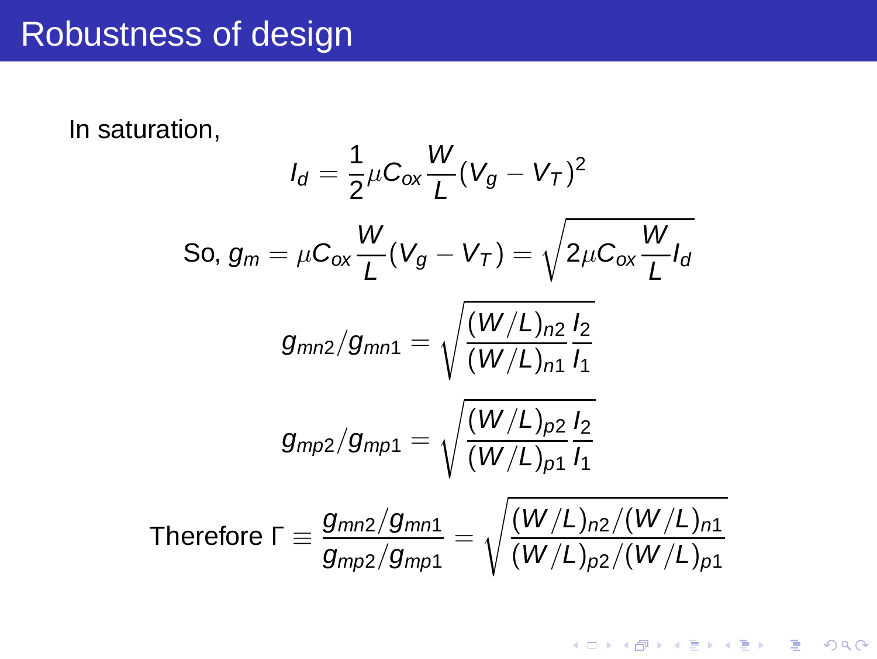# Robustness of design

In saturation,

$$I_d = \frac{1}{2}\mu C_{ox}\frac{W}{L}(V_g - V_T)^2$$

$$\text{So, } g_m = \mu C_{ox}\frac{W}{L}(V_g - V_T) = \sqrt{2\mu C_{ox}\frac{W}{L}I_d}$$

$$g_{mn2}/g_{mn1} = \sqrt{\frac{(W/L)_{n2}}{(W/L)_{n1}}\frac{I_2}{I_1}}$$

$$g_{mp2}/g_{mp1} = \sqrt{\frac{(W/L)_{p2}}{(W/L)_{p1}}\frac{I_2}{I_1}}$$

$$\text{Therefore } \Gamma \equiv \frac{g_{mn2}/g_{mn1}}{g_{mp2}/g_{mp1}} = \sqrt{\frac{(W/L)_{n2}/(W/L)_{n1}}{(W/L)_{p2}/(W/L)_{p1}}}$$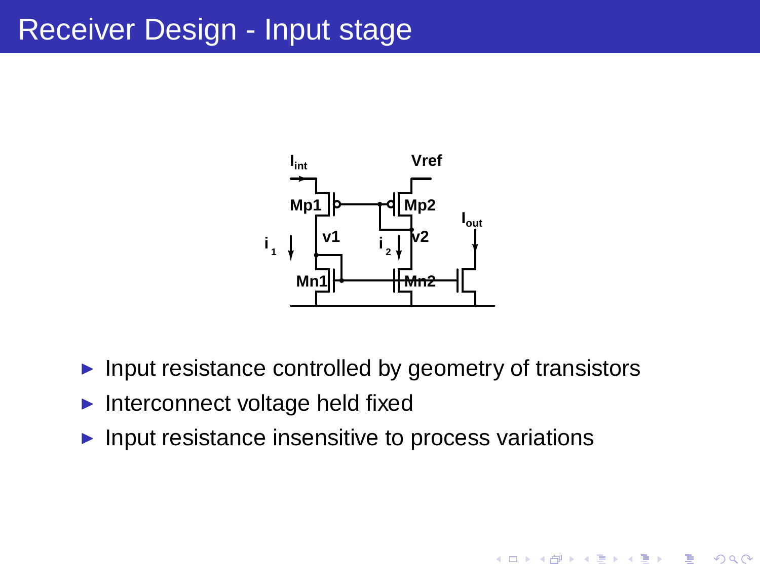# Receiver Design - Input stage

- Input resistance controlled by geometry of transistors
- Interconnect voltage held fixed
- Input resistance insensitive to process variations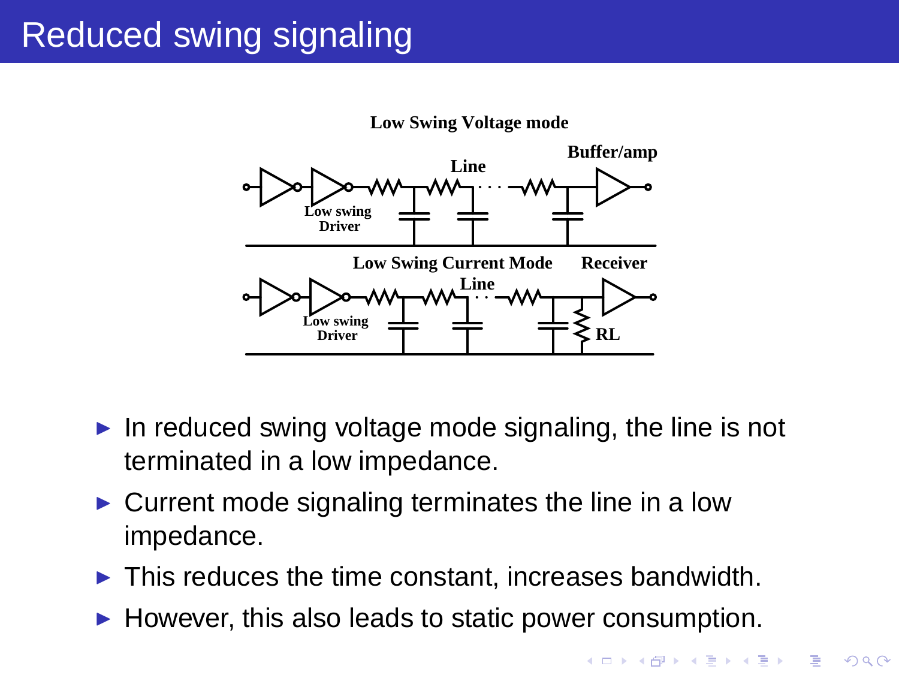# Reduced swing signaling

Low Swing Voltage mode

Line

Buffer/amp

Low swing Driver

Low Swing Current Mode

Receiver

Line

Low swing Driver

RL

- In reduced swing voltage mode signaling, the line is not terminated in a low impedance.
- Current mode signaling terminates the line in a low impedance.
- This reduces the time constant, increases bandwidth.
- However, this also leads to static power consumption.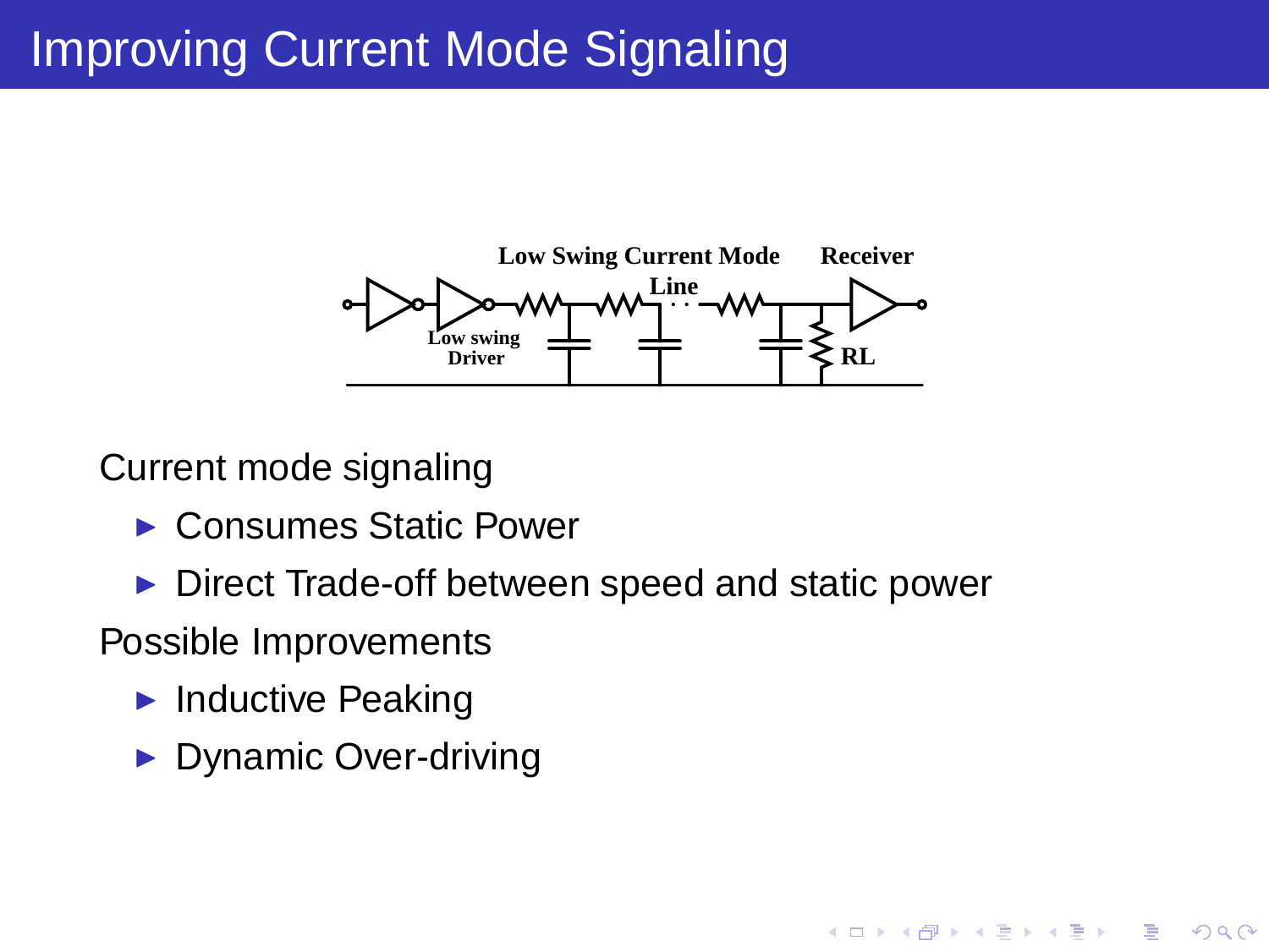# Improving Current Mode Signaling

Low Swing Current Mode Line

Receiver

Low swing Driver

RL

Current mode signaling

- Consumes Static Power
- Direct Trade-off between speed and static power

Possible Improvements

- Inductive Peaking
- Dynamic Over-driving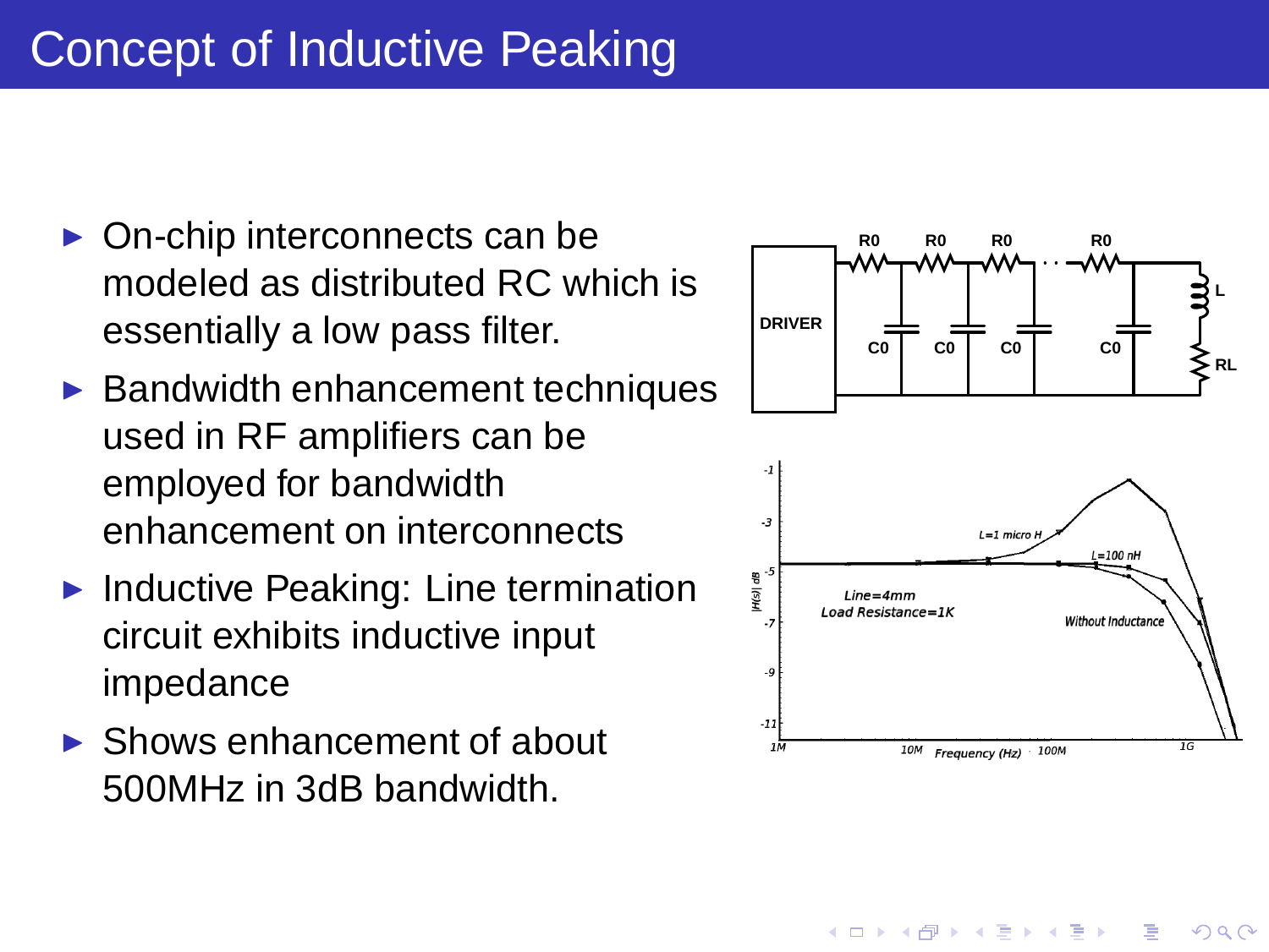# Concept of Inductive Peaking

- On-chip interconnects can be modeled as distributed RC which is essentially a low pass filter.
- Bandwidth enhancement techniques used in RF amplifiers can be employed for bandwidth enhancement on interconnects
- Inductive Peaking: Line termination circuit exhibits inductive input impedance
- Shows enhancement of about 500MHz in 3dB bandwidth.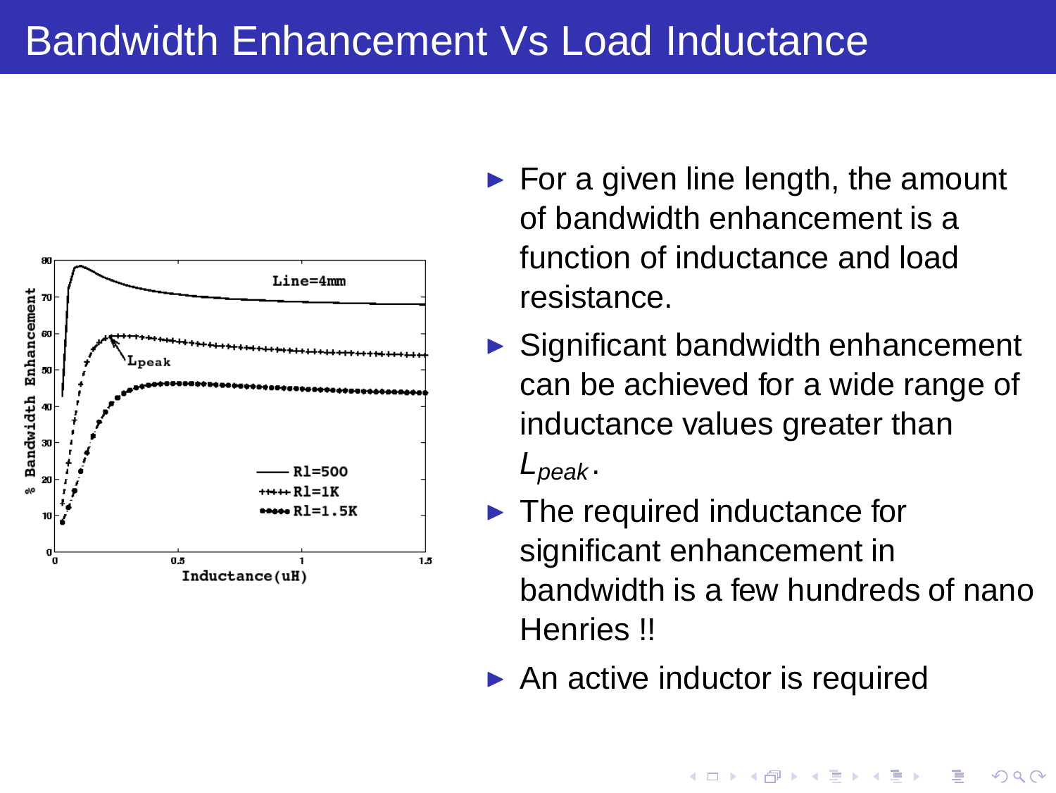# Bandwidth Enhancement Vs Load Inductance

- For a given line length, the amount of bandwidth enhancement is a function of inductance and load resistance.
- Significant bandwidth enhancement can be achieved for a wide range of inductance values greater than $L_{peak}$.
- The required inductance for significant enhancement in bandwidth is a few hundreds of nano Henries !!
- An active inductor is required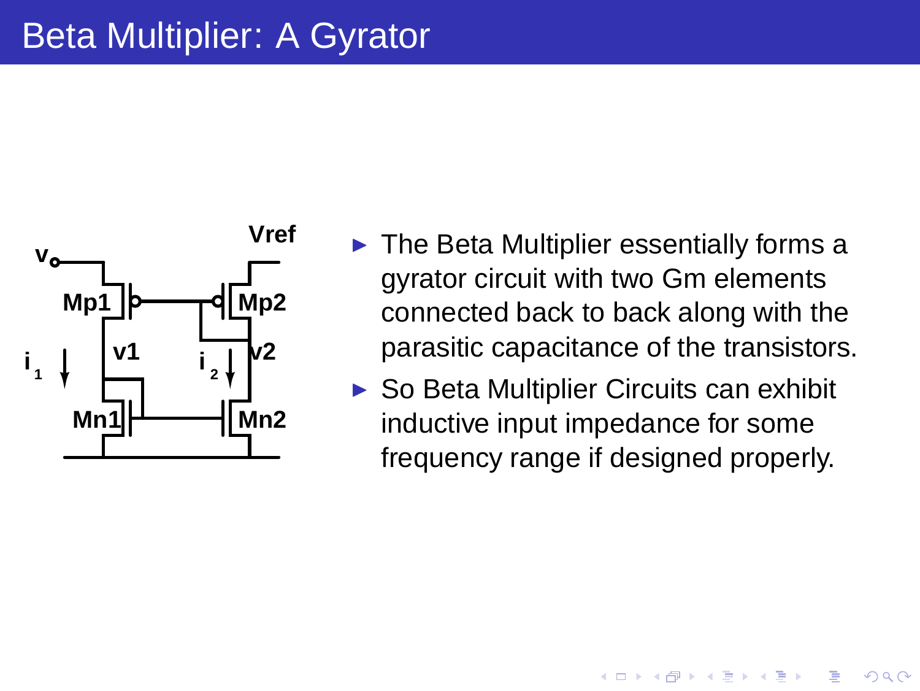# Beta Multiplier: A Gyrator

- The Beta Multiplier essentially forms a gyrator circuit with two Gm elements connected back to back along with the parasitic capacitance of the transistors.
- So Beta Multiplier Circuits can exhibit inductive input impedance for some frequency range if designed properly.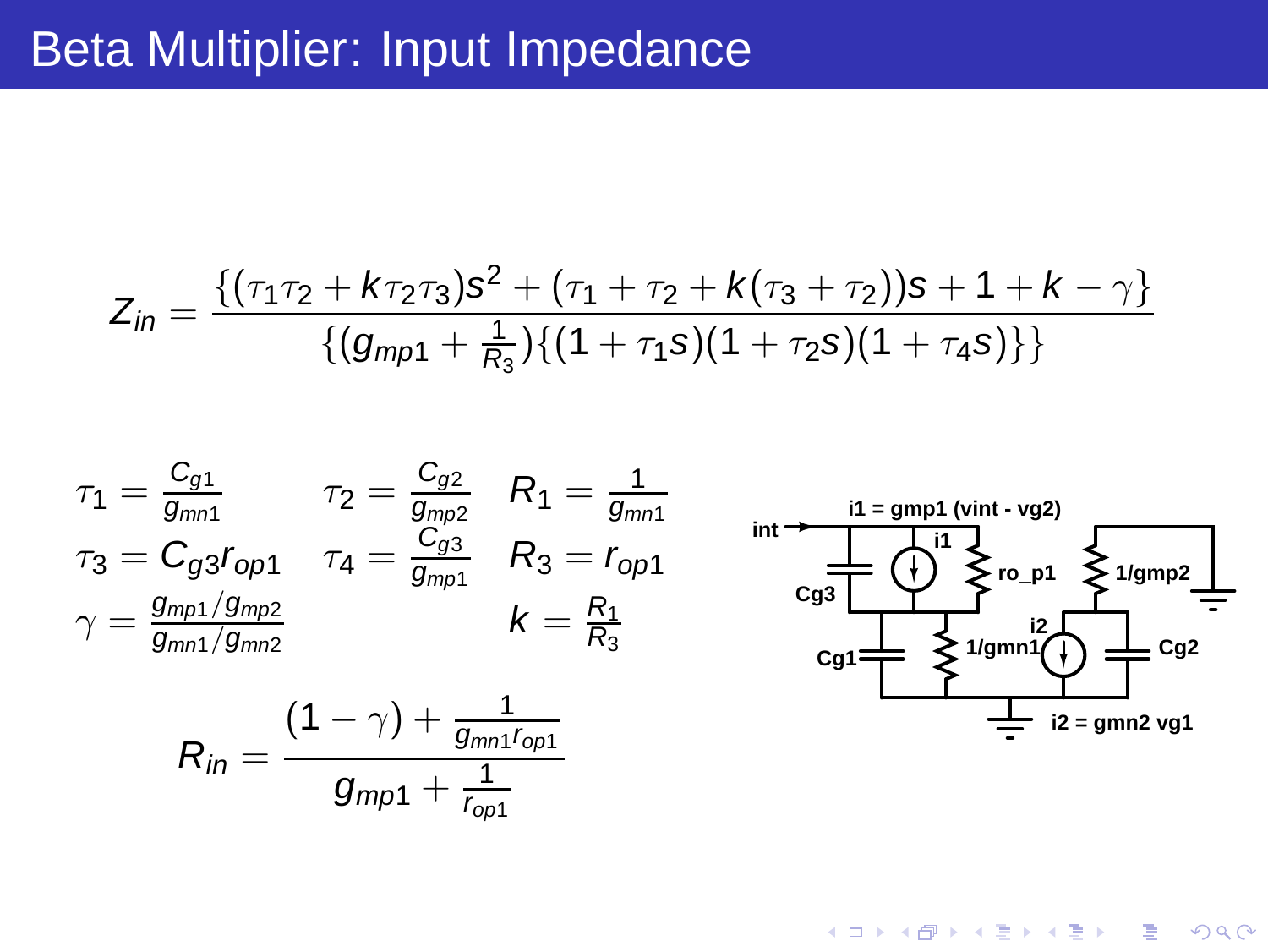# Beta Multiplier: Input Impedance

$$Z_{in} = \frac{\{(\tau_1\tau_2 + k\tau_2\tau_3)s^2 + (\tau_1 + \tau_2 + k(\tau_3 + \tau_2))s + 1 + k - \gamma\}}{\{(g_{mp1} + \frac{1}{R_3})\{(1+\tau_1 s)(1+\tau_2 s)(1+\tau_4 s)\}\}}$$

$$\tau_1 = \frac{C_{g1}}{g_{mn1}} \qquad \tau_2 = \frac{C_{g2}}{g_{mp2}} \qquad R_1 = \frac{1}{g_{mn1}}$$

$$\tau_3 = C_{g3} r_{op1} \qquad \tau_4 = \frac{C_{g3}}{g_{mp1}} \qquad R_3 = r_{op1}$$

$$\gamma = \frac{g_{mp1}/g_{mp2}}{g_{mn1}/g_{mn2}} \qquad k = \frac{R_1}{R_3}$$

$$R_{in} = \frac{(1-\gamma) + \frac{1}{g_{mn1} r_{op1}}}{g_{mp1} + \frac{1}{r_{op1}}}$$

i1 = gmp1 (vint - vg2)

i2 = gmn2 vg1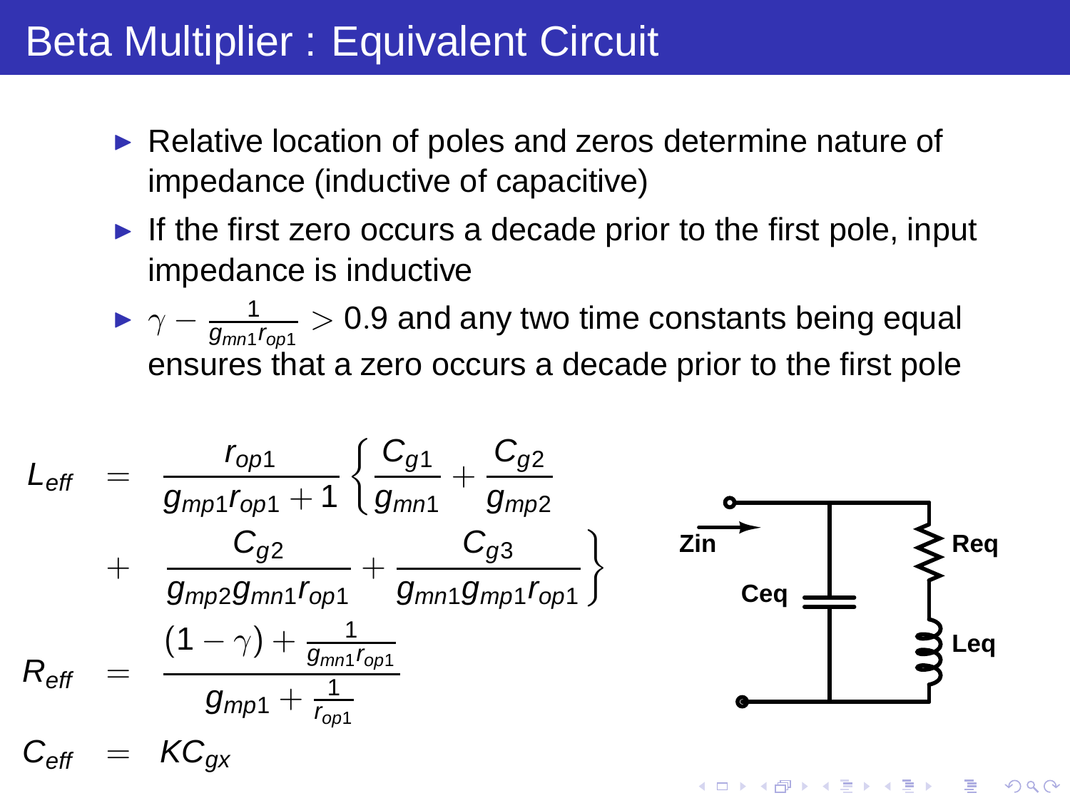# Beta Multiplier : Equivalent Circuit

- Relative location of poles and zeros determine nature of impedance (inductive of capacitive)
- If the first zero occurs a decade prior to the first pole, input impedance is inductive
- $\gamma - \frac{1}{g_{mn1}r_{op1}} > 0.9$ and any two time constants being equal ensures that a zero occurs a decade prior to the first pole

$$
\begin{aligned}
L_{eff} &= \frac{r_{op1}}{g_{mp1}r_{op1}+1}\left\{\frac{C_{g1}}{g_{mn1}}+\frac{C_{g2}}{g_{mp2}}\right. \\
&+ \left.\frac{C_{g2}}{g_{mp2}g_{mn1}r_{op1}}+\frac{C_{g3}}{g_{mn1}g_{mp1}r_{op1}}\right\} \\
R_{eff} &= \frac{(1-\gamma)+\frac{1}{g_{mn1}r_{op1}}}{g_{mp1}+\frac{1}{r_{op1}}} \\
C_{eff} &= KC_{gx}
\end{aligned}
$$

Zin, Ceq, Req, Leq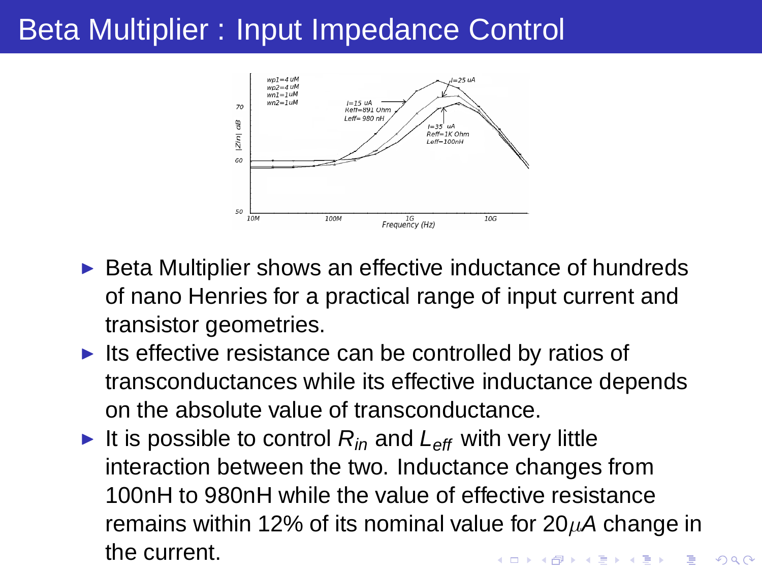# Beta Multiplier : Input Impedance Control

- Beta Multiplier shows an effective inductance of hundreds of nano Henries for a practical range of input current and transistor geometries.
- Its effective resistance can be controlled by ratios of transconductances while its effective inductance depends on the absolute value of transconductance.
- It is possible to control $R_{in}$ and $L_{eff}$ with very little interaction between the two. Inductance changes from 100nH to 980nH while the value of effective resistance remains within 12% of its nominal value for 20$\mu A$ change in the current.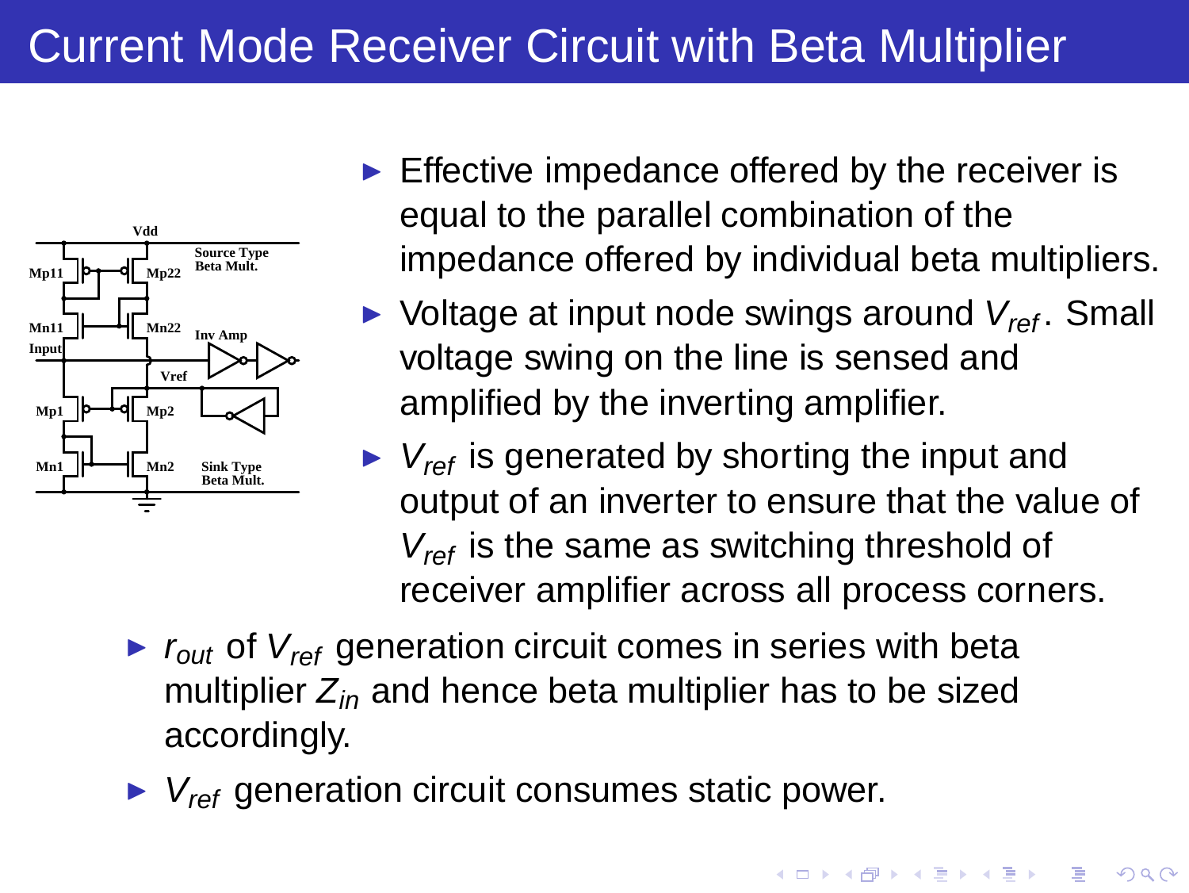# Current Mode Receiver Circuit with Beta Multiplier

- Effective impedance offered by the receiver is equal to the parallel combination of the impedance offered by individual beta multipliers.
- Voltage at input node swings around $V_{ref}$. Small voltage swing on the line is sensed and amplified by the inverting amplifier.
- $V_{ref}$ is generated by shorting the input and output of an inverter to ensure that the value of $V_{ref}$ is the same as switching threshold of receiver amplifier across all process corners.
- $r_{out}$ of $V_{ref}$ generation circuit comes in series with beta multiplier $Z_{in}$ and hence beta multiplier has to be sized accordingly.
- $V_{ref}$ generation circuit consumes static power.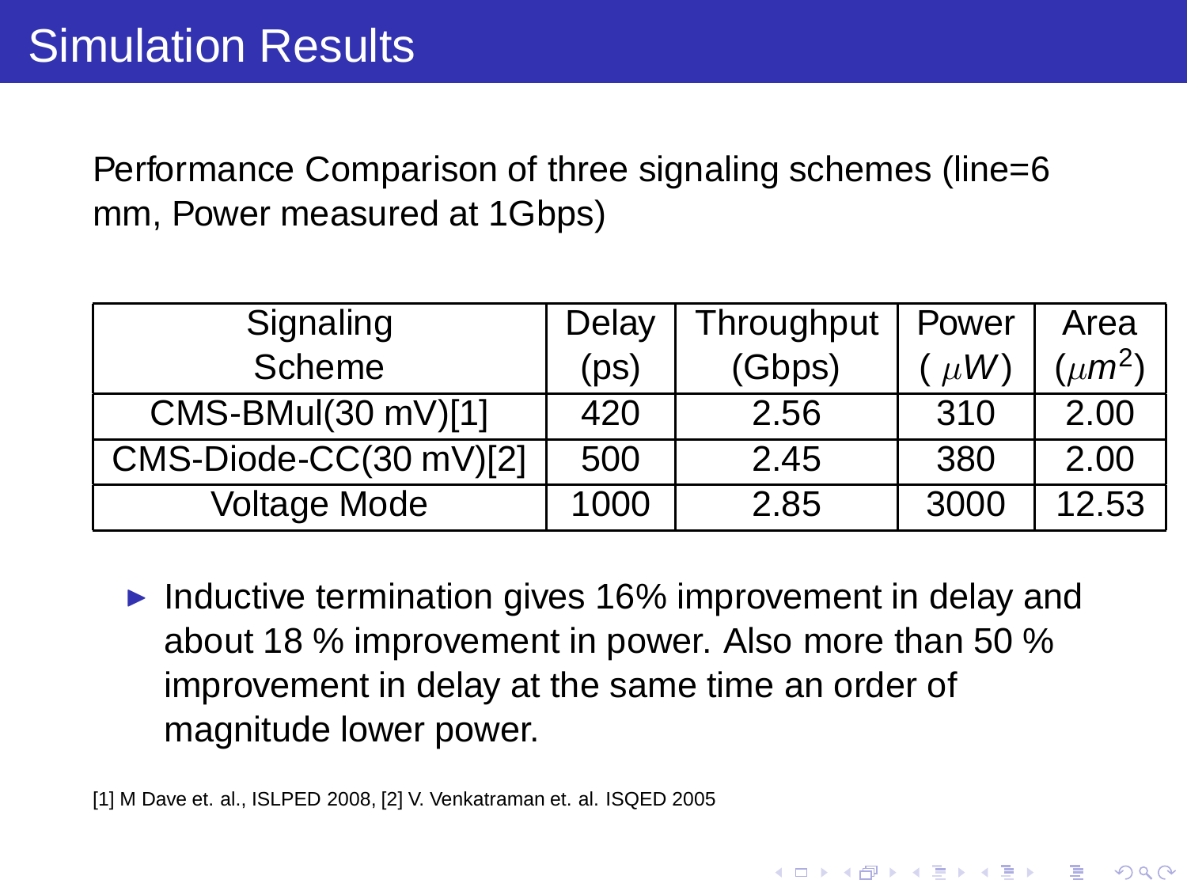# Simulation Results

Performance Comparison of three signaling schemes (line=6 mm, Power measured at 1Gbps)

| Signaling Scheme | Delay (ps) | Throughput (Gbps) | Power ( $\mu W$) | Area ($\mu m^2$) |
|---|---|---|---|---|
| CMS-BMul(30 mV)[1] | 420 | 2.56 | 310 | 2.00 |
| CMS-Diode-CC(30 mV)[2] | 500 | 2.45 | 380 | 2.00 |
| Voltage Mode | 1000 | 2.85 | 3000 | 12.53 |

- Inductive termination gives 16% improvement in delay and about 18 % improvement in power. Also more than 50 % improvement in delay at the same time an order of magnitude lower power.

[1] M Dave et. al., ISLPED 2008, [2] V. Venkatraman et. al. ISQED 2005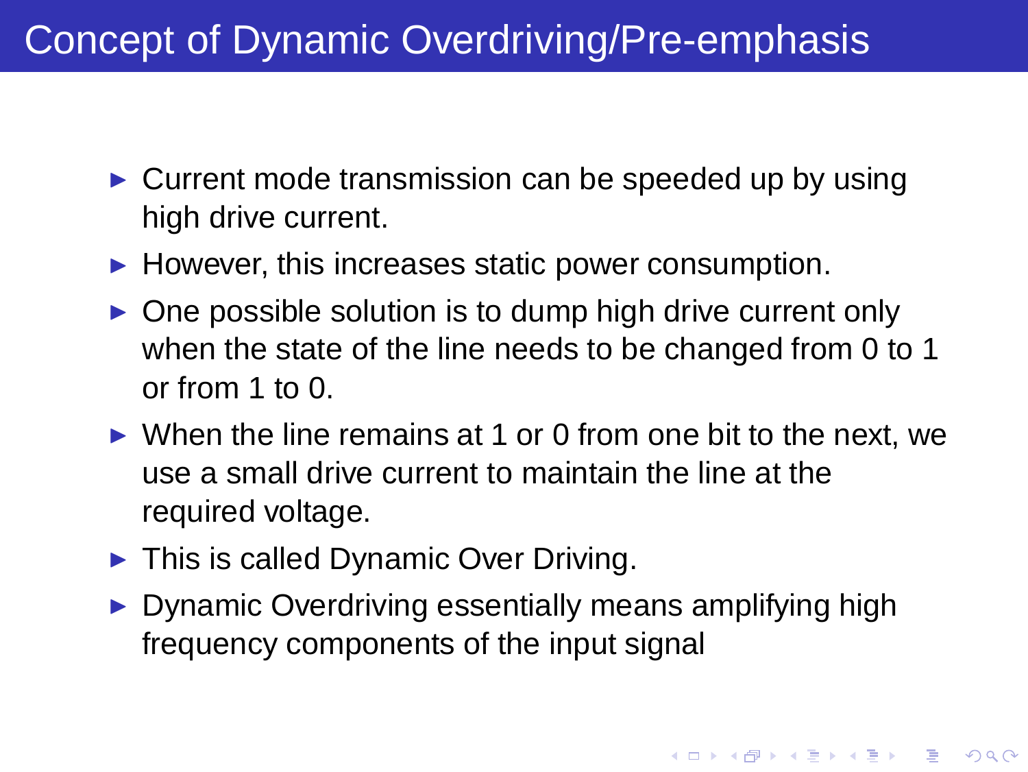# Concept of Dynamic Overdriving/Pre-emphasis

- Current mode transmission can be speeded up by using high drive current.
- However, this increases static power consumption.
- One possible solution is to dump high drive current only when the state of the line needs to be changed from 0 to 1 or from 1 to 0.
- When the line remains at 1 or 0 from one bit to the next, we use a small drive current to maintain the line at the required voltage.
- This is called Dynamic Over Driving.
- Dynamic Overdriving essentially means amplifying high frequency components of the input signal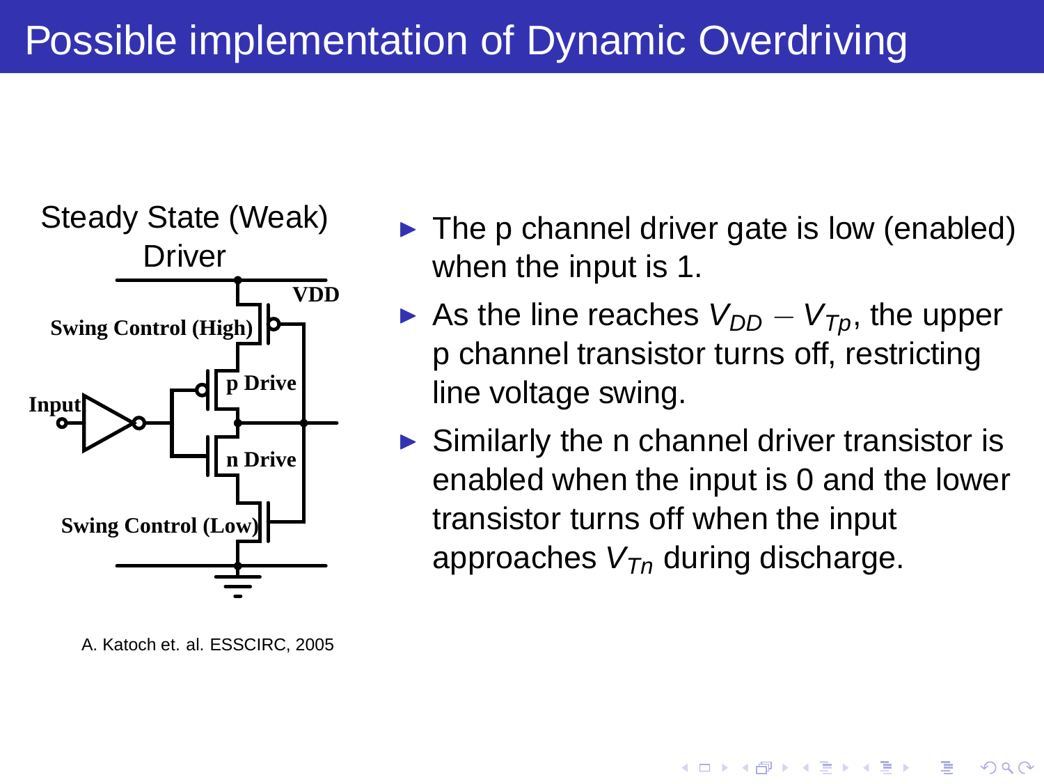# Possible implementation of Dynamic Overdriving

Steady State (Weak) Driver

VDD

Swing Control (High)

p Drive

Input

n Drive

Swing Control (Low)

A. Katoch et. al. ESSCIRC, 2005

- The p channel driver gate is low (enabled) when the input is 1.
- As the line reaches $V_{DD} - V_{Tp}$, the upper p channel transistor turns off, restricting line voltage swing.
- Similarly the n channel driver transistor is enabled when the input is 0 and the lower transistor turns off when the input approaches $V_{Tn}$ during discharge.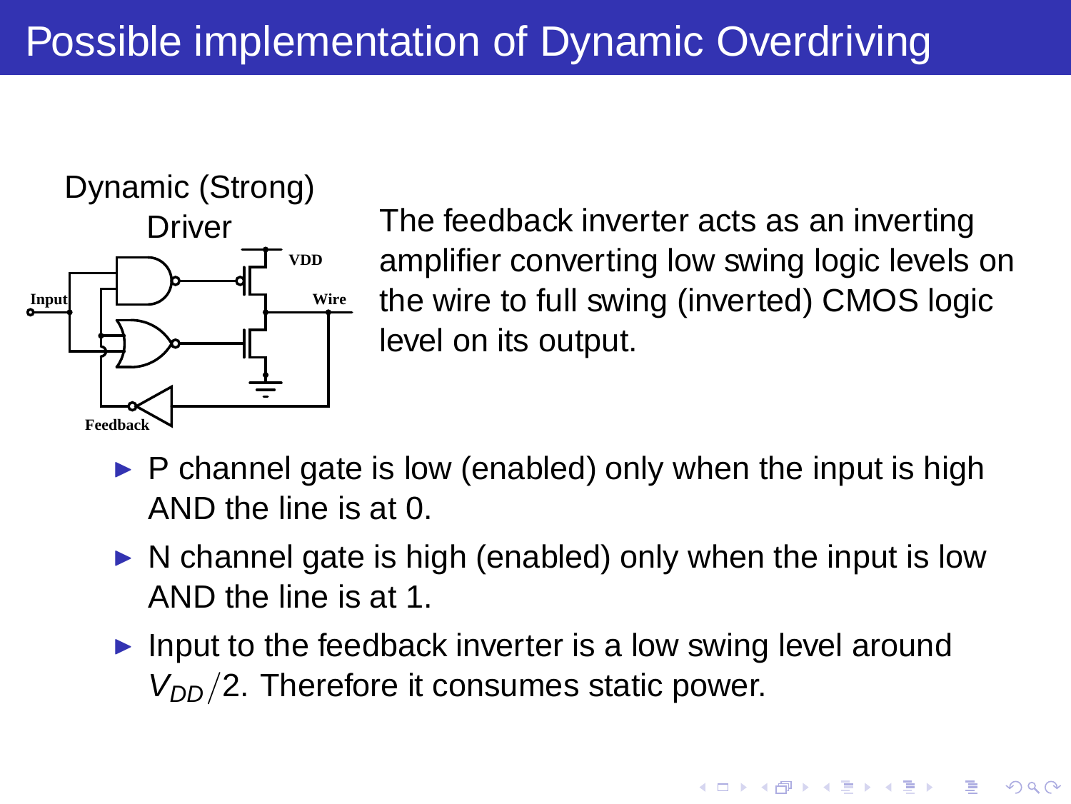# Possible implementation of Dynamic Overdriving

Dynamic (Strong) Driver

The feedback inverter acts as an inverting amplifier converting low swing logic levels on the wire to full swing (inverted) CMOS logic level on its output.

- P channel gate is low (enabled) only when the input is high AND the line is at 0.
- N channel gate is high (enabled) only when the input is low AND the line is at 1.
- Input to the feedback inverter is a low swing level around $V_{DD}/2$. Therefore it consumes static power.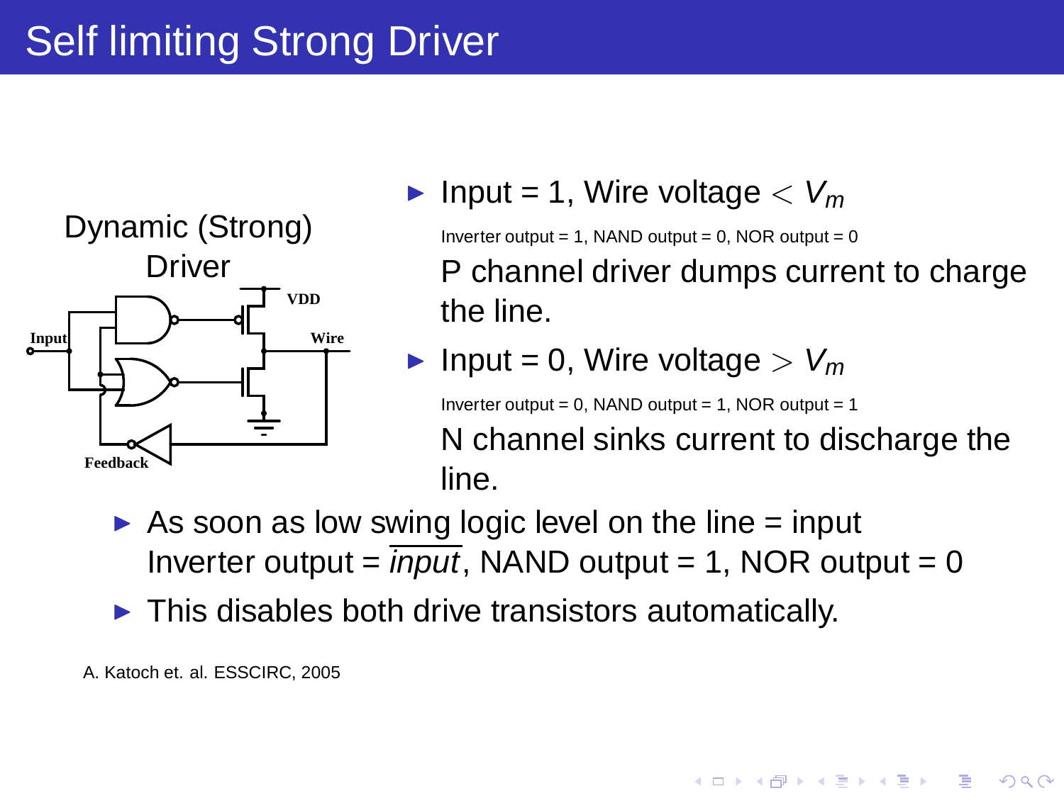# Self limiting Strong Driver

Dynamic (Strong) Driver

Input

VDD

Wire

Feedback

- Input = 1, Wire voltage $< V_m$

  Inverter output = 1, NAND output = 0, NOR output = 0

  P channel driver dumps current to charge the line.

- Input = 0, Wire voltage $> V_m$

  Inverter output = 0, NAND output = 1, NOR output = 1

  N channel sinks current to discharge the line.

- As soon as low swing logic level on the line = input
  Inverter output = $\overline{input}$, NAND output = 1, NOR output = 0
- This disables both drive transistors automatically.

A. Katoch et. al. ESSCIRC, 2005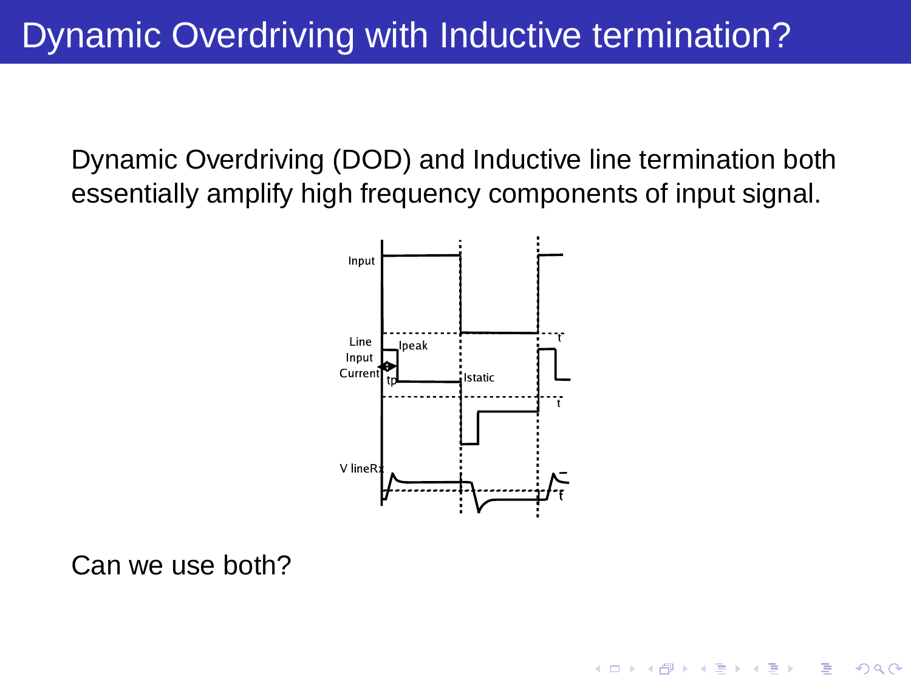# Dynamic Overdriving with Inductive termination?

Dynamic Overdriving (DOD) and Inductive line termination both essentially amplify high frequency components of input signal.

Can we use both?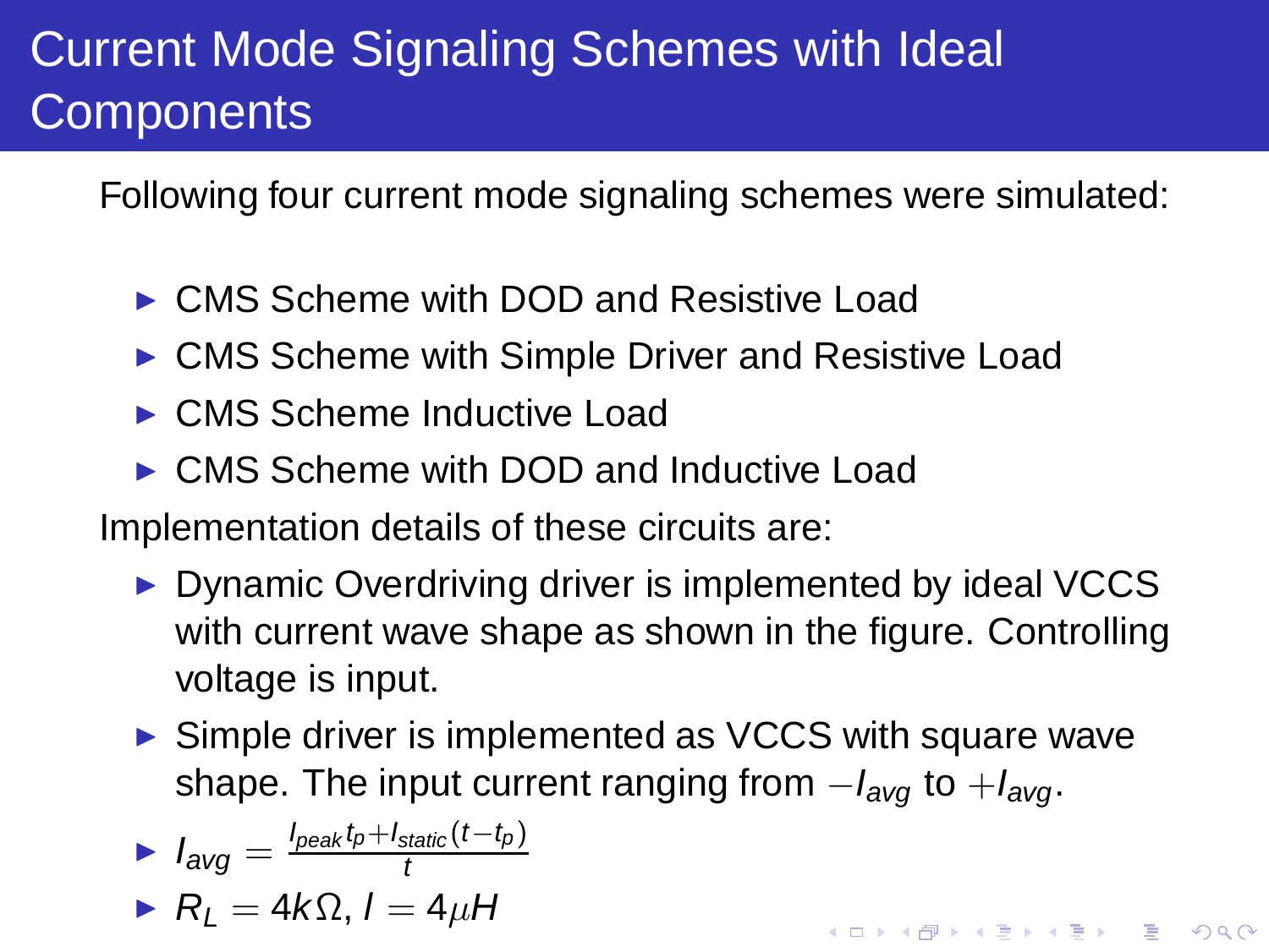# Current Mode Signaling Schemes with Ideal Components

Following four current mode signaling schemes were simulated:

- CMS Scheme with DOD and Resistive Load
- CMS Scheme with Simple Driver and Resistive Load
- CMS Scheme Inductive Load
- CMS Scheme with DOD and Inductive Load

Implementation details of these circuits are:

- Dynamic Overdriving driver is implemented by ideal VCCS with current wave shape as shown in the figure. Controlling voltage is input.
- Simple driver is implemented as VCCS with square wave shape. The input current ranging from $-I_{avg}$ to $+I_{avg}$.
- $I_{avg} = \frac{I_{peak} t_p + I_{static}(t - t_p)}{t}$
- $R_L = 4k\Omega$, $l = 4\mu H$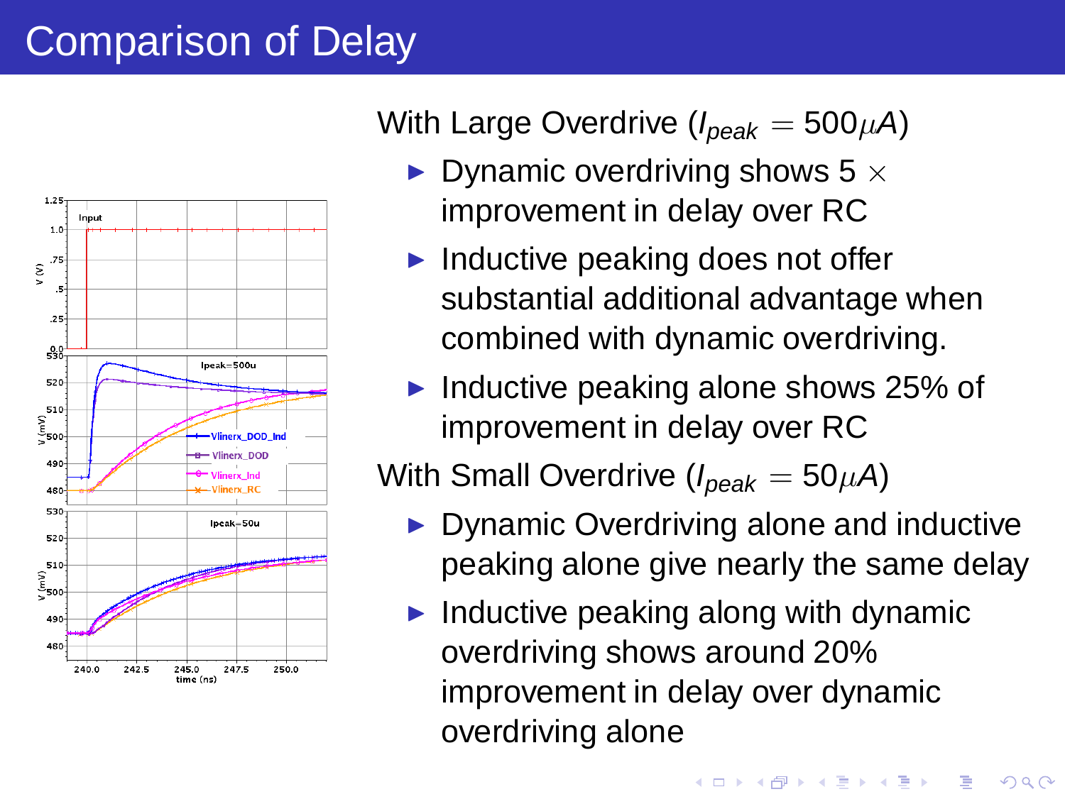# Comparison of Delay

With Large Overdrive ($I_{peak} = 500\mu A$)

- Dynamic overdriving shows 5 $\times$ improvement in delay over RC
- Inductive peaking does not offer substantial additional advantage when combined with dynamic overdriving.
- Inductive peaking alone shows 25% of improvement in delay over RC

With Small Overdrive ($I_{peak} = 50\mu A$)

- Dynamic Overdriving alone and inductive peaking alone give nearly the same delay
- Inductive peaking along with dynamic overdriving shows around 20% improvement in delay over dynamic overdriving alone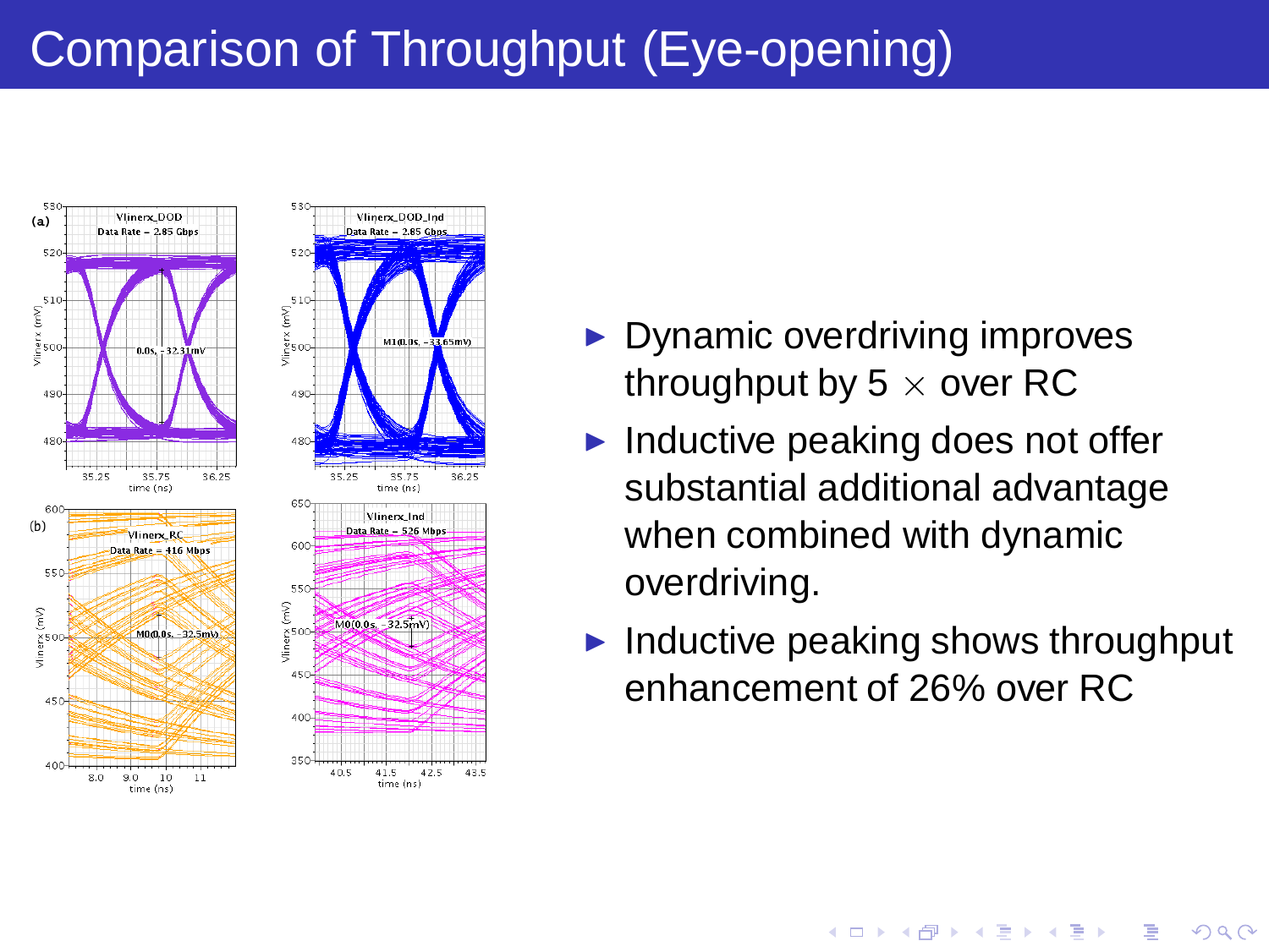# Comparison of Throughput (Eye-opening)

- Dynamic overdriving improves throughput by 5 $\times$ over RC
- Inductive peaking does not offer substantial additional advantage when combined with dynamic overdriving.
- Inductive peaking shows throughput enhancement of 26% over RC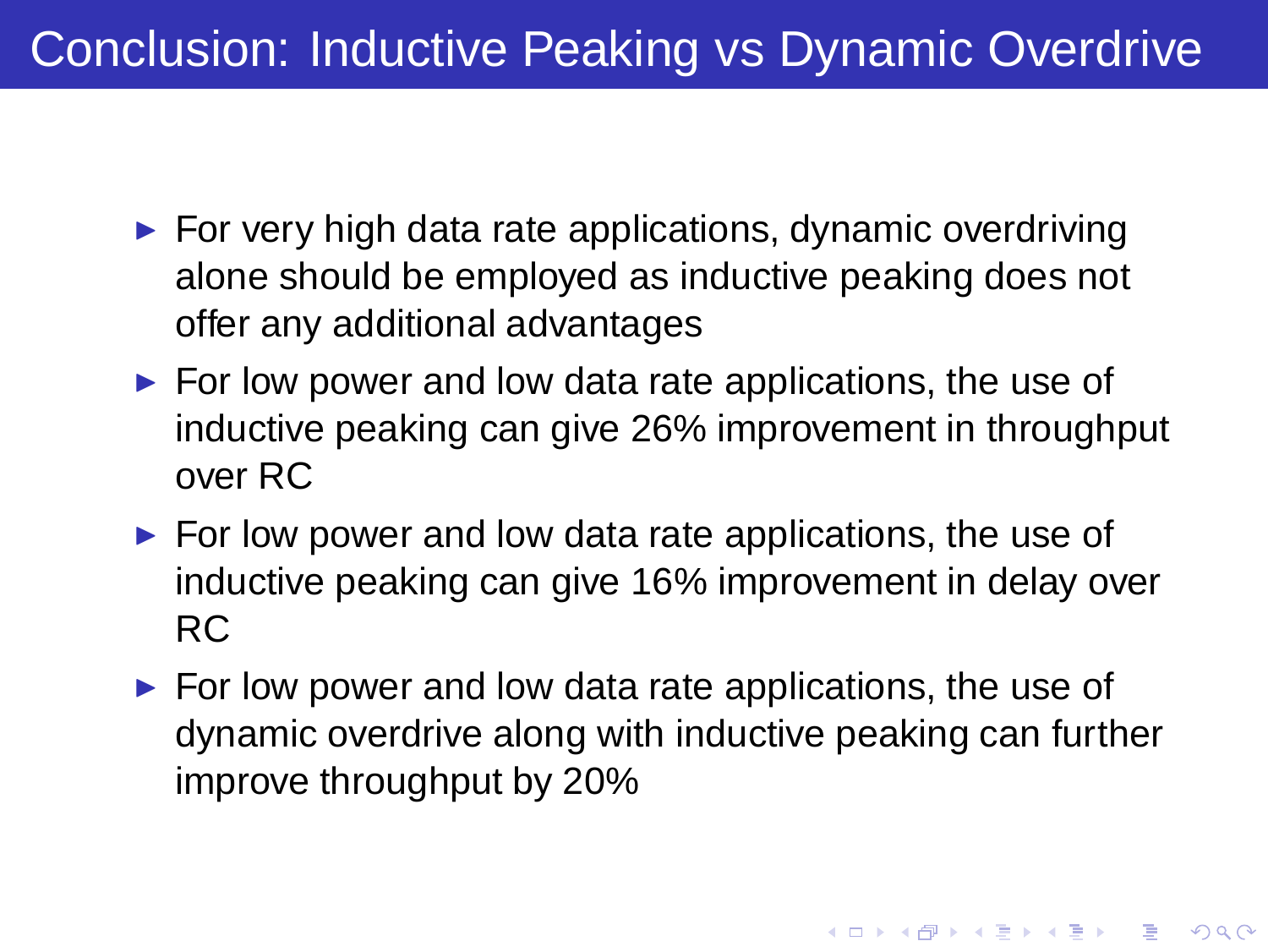# Conclusion: Inductive Peaking vs Dynamic Overdrive

- For very high data rate applications, dynamic overdriving alone should be employed as inductive peaking does not offer any additional advantages
- For low power and low data rate applications, the use of inductive peaking can give 26% improvement in throughput over RC
- For low power and low data rate applications, the use of inductive peaking can give 16% improvement in delay over RC
- For low power and low data rate applications, the use of dynamic overdrive along with inductive peaking can further improve throughput by 20%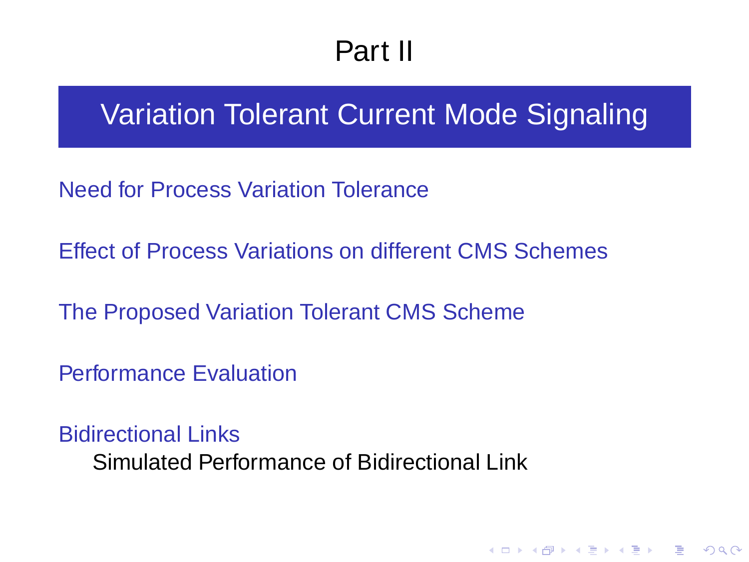# Part II

## Variation Tolerant Current Mode Signaling

Need for Process Variation Tolerance

Effect of Process Variations on different CMS Schemes

The Proposed Variation Tolerant CMS Scheme

Performance Evaluation

Bidirectional Links

- Simulated Performance of Bidirectional Link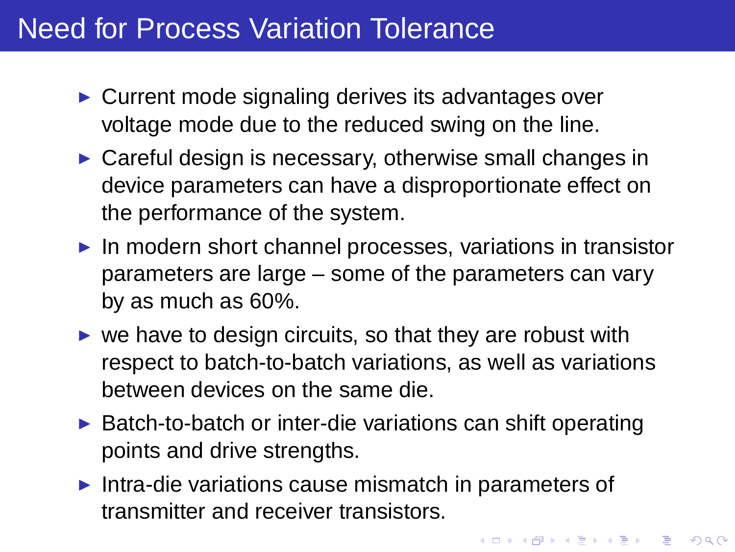# Need for Process Variation Tolerance

- Current mode signaling derives its advantages over voltage mode due to the reduced swing on the line.
- Careful design is necessary, otherwise small changes in device parameters can have a disproportionate effect on the performance of the system.
- In modern short channel processes, variations in transistor parameters are large – some of the parameters can vary by as much as 60%.
- we have to design circuits, so that they are robust with respect to batch-to-batch variations, as well as variations between devices on the same die.
- Batch-to-batch or inter-die variations can shift operating points and drive strengths.
- Intra-die variations cause mismatch in parameters of transmitter and receiver transistors.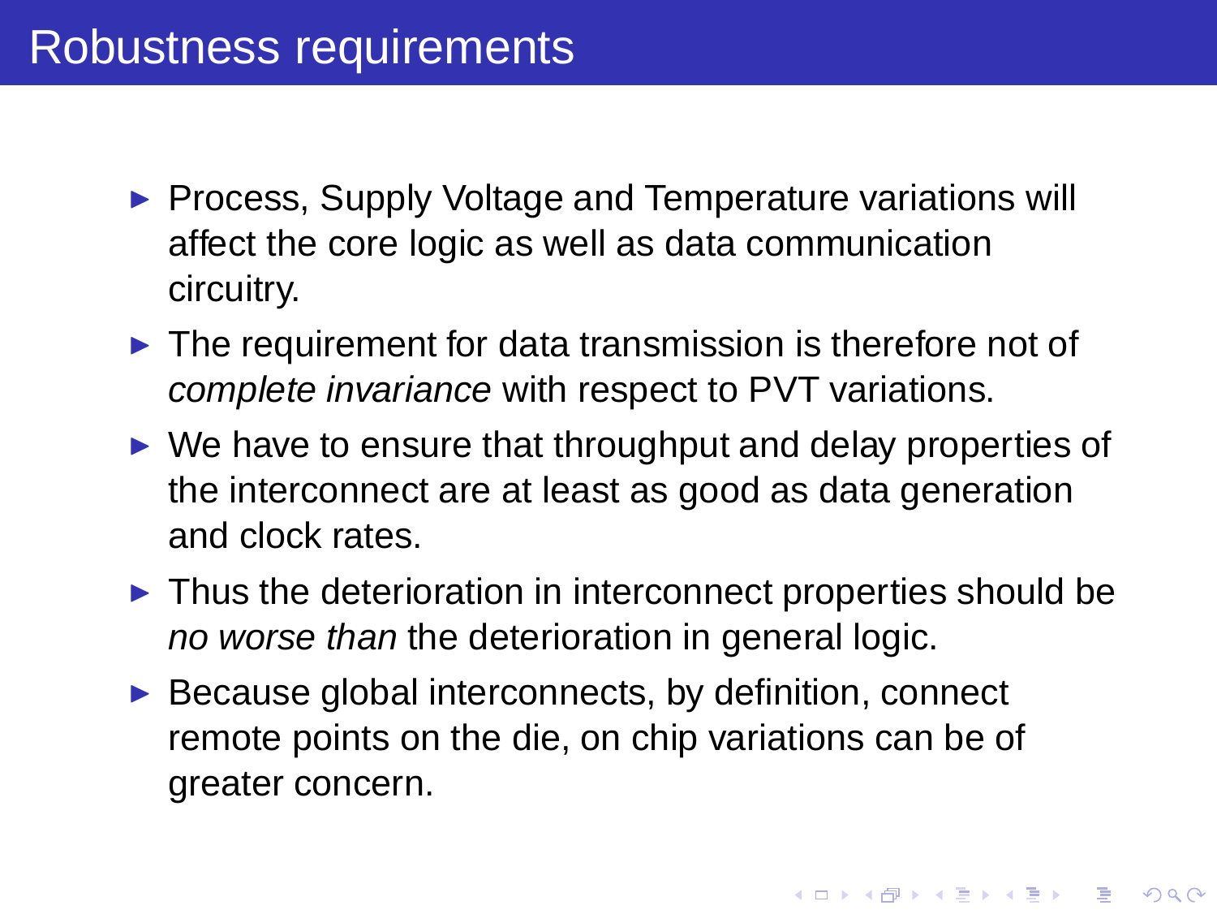# Robustness requirements

- Process, Supply Voltage and Temperature variations will affect the core logic as well as data communication circuitry.
- The requirement for data transmission is therefore not of *complete invariance* with respect to PVT variations.
- We have to ensure that throughput and delay properties of the interconnect are at least as good as data generation and clock rates.
- Thus the deterioration in interconnect properties should be *no worse than* the deterioration in general logic.
- Because global interconnects, by definition, connect remote points on the die, on chip variations can be of greater concern.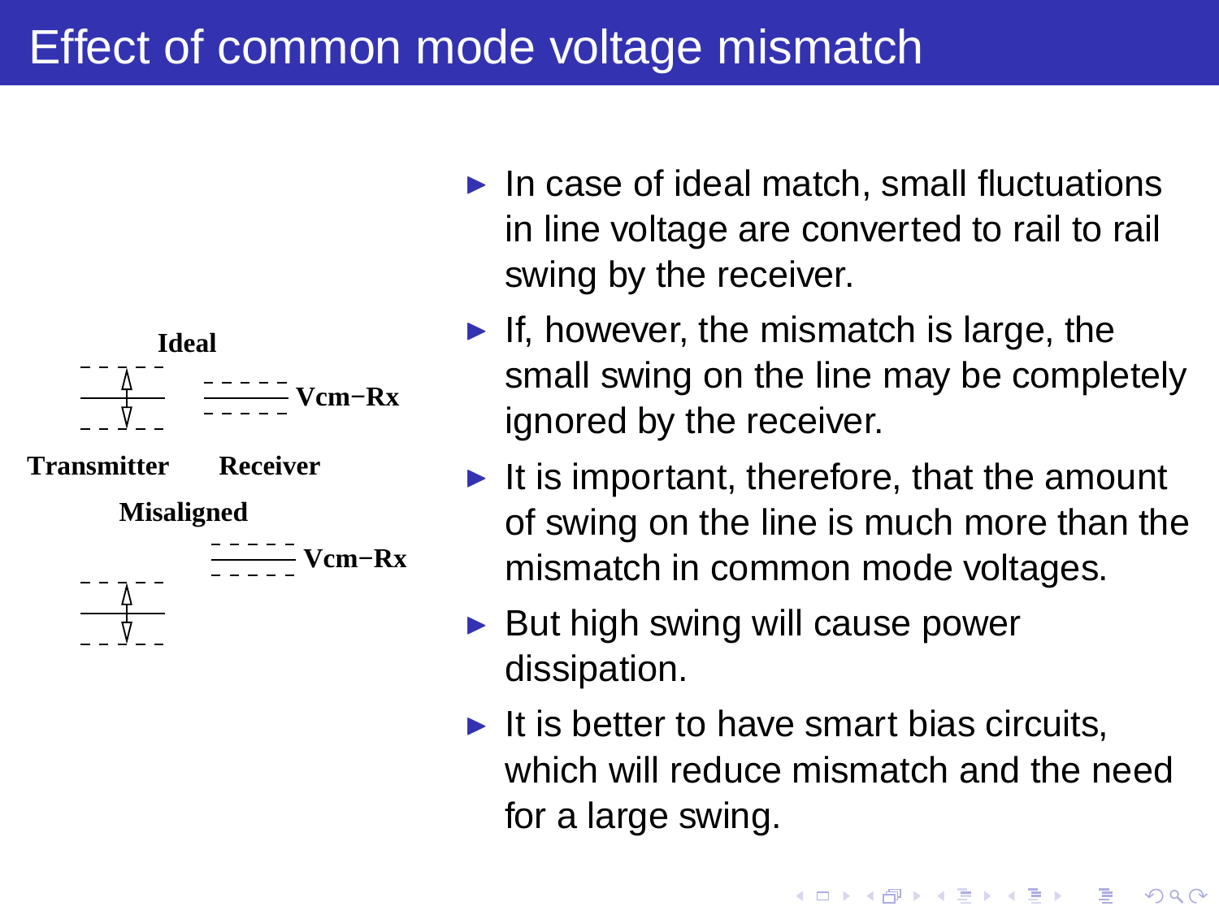# Effect of common mode voltage mismatch

**Ideal**

Vcm−Rx

**Transmitter** **Receiver**

**Misaligned**

Vcm−Rx

- In case of ideal match, small fluctuations in line voltage are converted to rail to rail swing by the receiver.
- If, however, the mismatch is large, the small swing on the line may be completely ignored by the receiver.
- It is important, therefore, that the amount of swing on the line is much more than the mismatch in common mode voltages.
- But high swing will cause power dissipation.
- It is better to have smart bias circuits, which will reduce mismatch and the need for a large swing.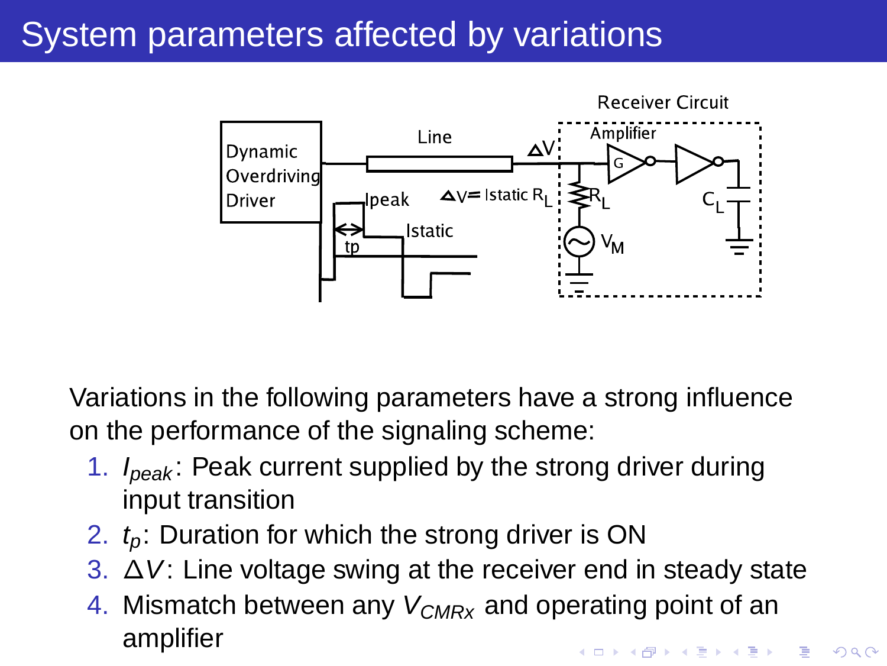# System parameters affected by variations

Variations in the following parameters have a strong influence on the performance of the signaling scheme:

1. $I_{peak}$: Peak current supplied by the strong driver during input transition
2. $t_p$: Duration for which the strong driver is ON
3. $\Delta V$: Line voltage swing at the receiver end in steady state
4. Mismatch between any $V_{CMRx}$ and operating point of an amplifier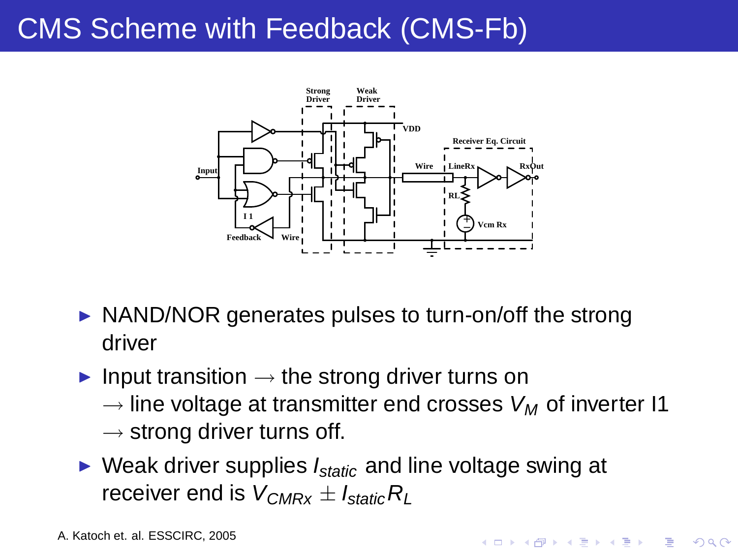# CMS Scheme with Feedback (CMS-Fb)

- NAND/NOR generates pulses to turn-on/off the strong driver
- Input transition $\longrightarrow$ the strong driver turns on $\longrightarrow$ line voltage at transmitter end crosses $V_M$ of inverter I1 $\longrightarrow$ strong driver turns off.
- Weak driver supplies $I_{static}$ and line voltage swing at receiver end is $V_{CMRx} \pm I_{static} R_L$

A. Katoch et. al. ESSCIRC, 2005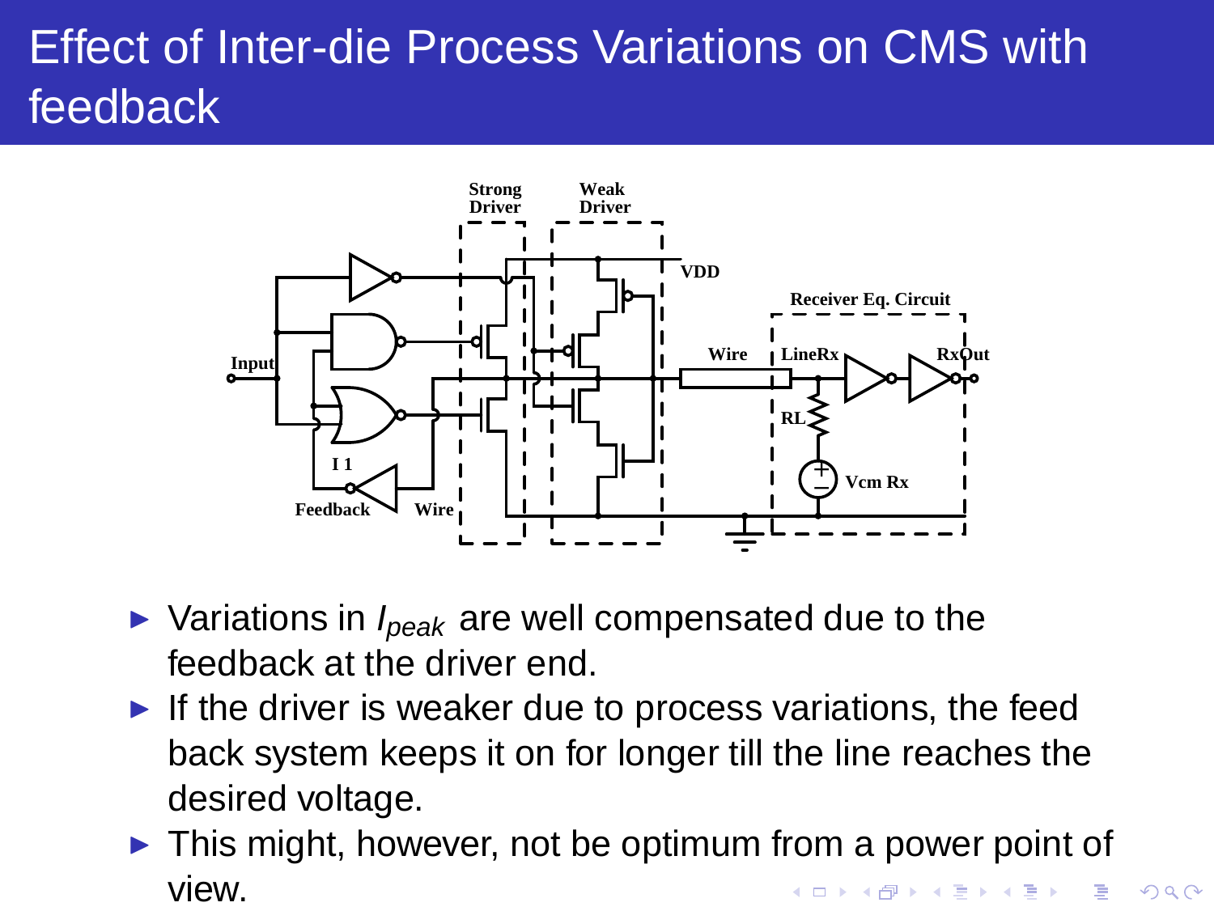# Effect of Inter-die Process Variations on CMS with feedback

- Variations in $I_{peak}$ are well compensated due to the feedback at the driver end.
- If the driver is weaker due to process variations, the feed back system keeps it on for longer till the line reaches the desired voltage.
- This might, however, not be optimum from a power point of view.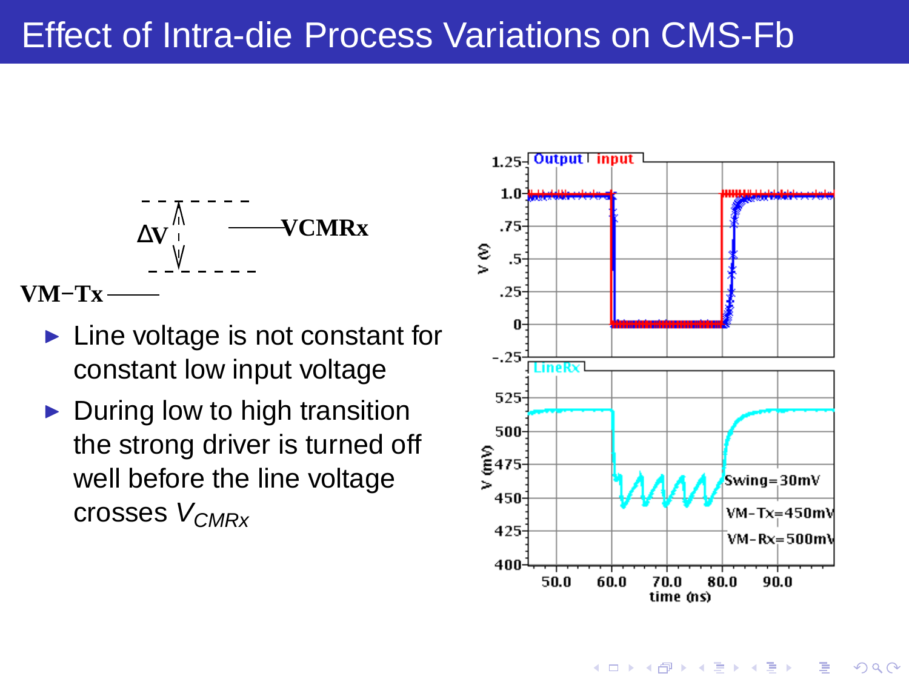# Effect of Intra-die Process Variations on CMS-Fb

- Line voltage is not constant for constant low input voltage
- During low to high transition the strong driver is turned off well before the line voltage crosses $V_{CMRx}$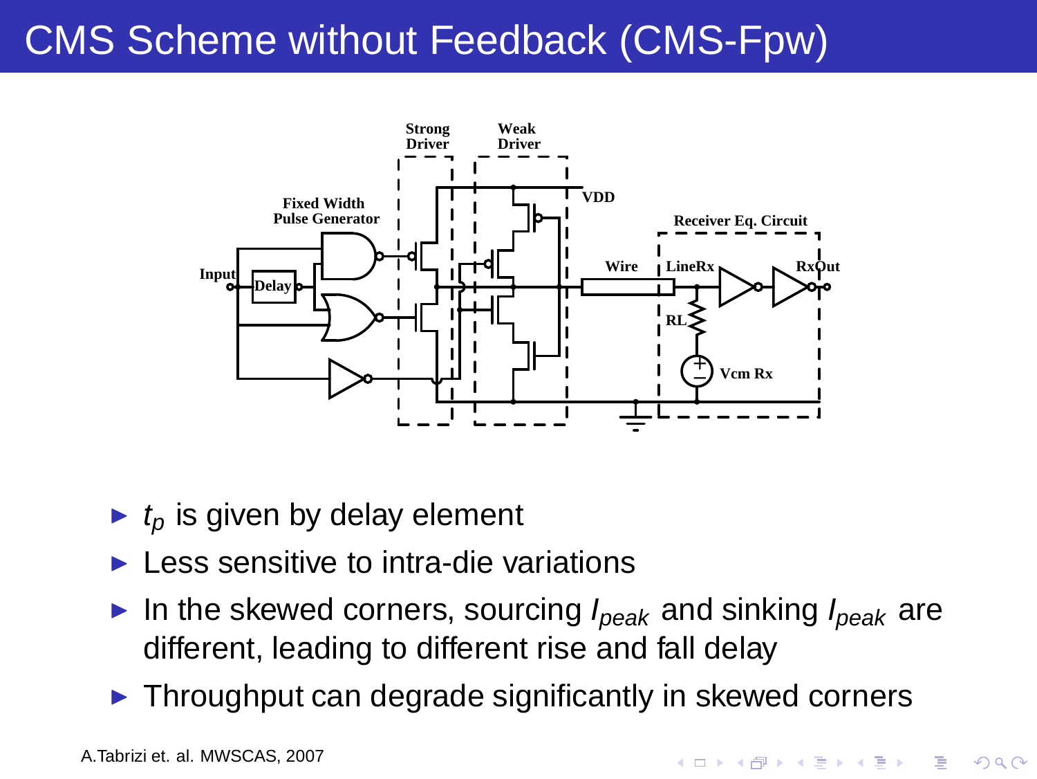# CMS Scheme without Feedback (CMS-Fpw)

- $t_p$ is given by delay element
- Less sensitive to intra-die variations
- In the skewed corners, sourcing $I_{peak}$ and sinking $I_{peak}$ are different, leading to different rise and fall delay
- Throughput can degrade significantly in skewed corners

A.Tabrizi et. al. MWSCAS, 2007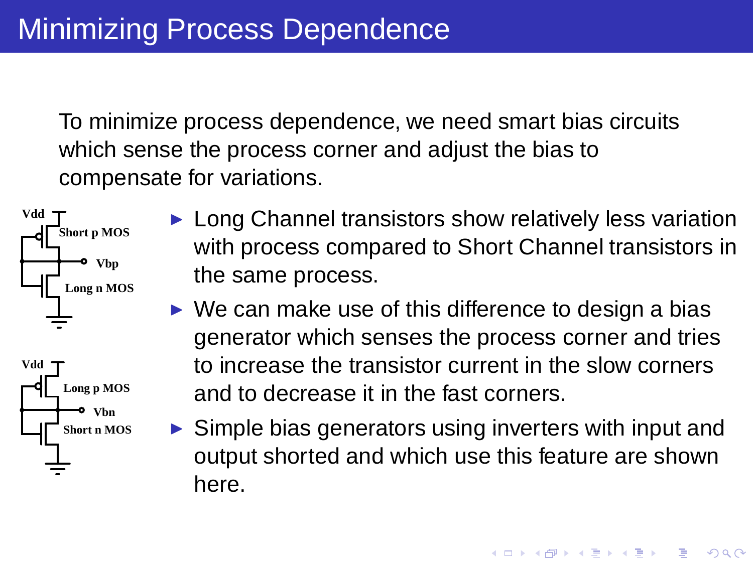# Minimizing Process Dependence

To minimize process dependence, we need smart bias circuits which sense the process corner and adjust the bias to compensate for variations.

Vdd

Short p MOS

Vbp

Long n MOS

Vdd

Long p MOS

Vbn

Short n MOS

- Long Channel transistors show relatively less variation with process compared to Short Channel transistors in the same process.
- We can make use of this difference to design a bias generator which senses the process corner and tries to increase the transistor current in the slow corners and to decrease it in the fast corners.
- Simple bias generators using inverters with input and output shorted and which use this feature are shown here.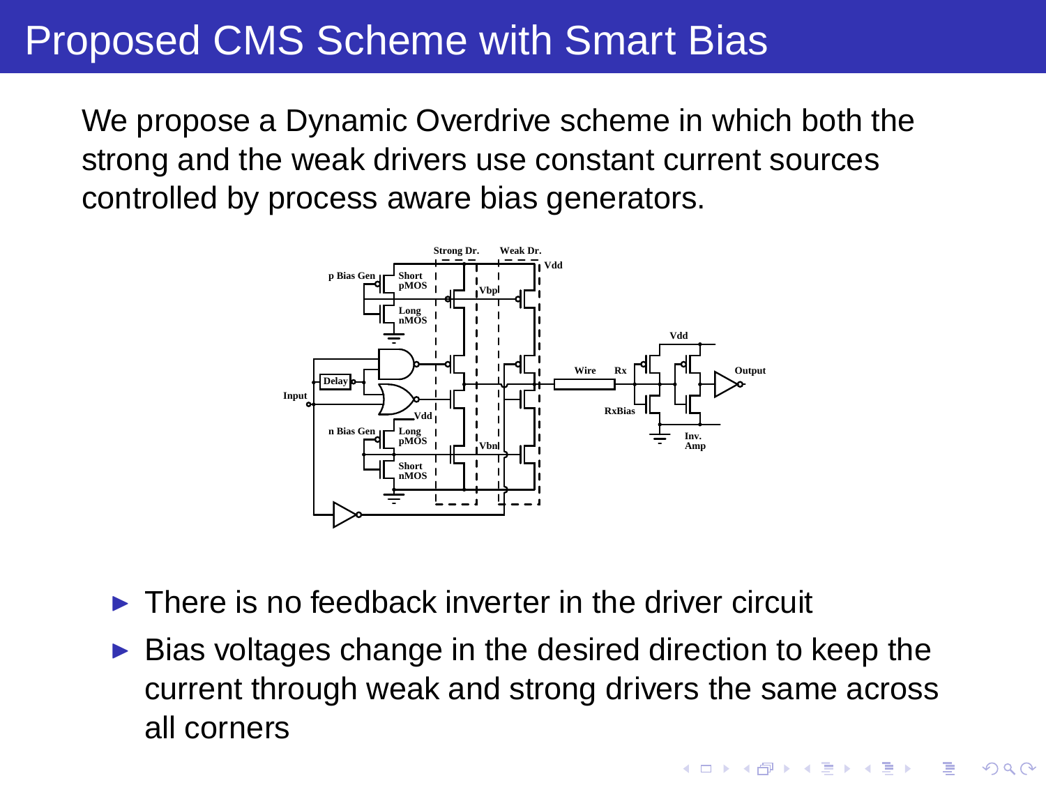# Proposed CMS Scheme with Smart Bias

We propose a Dynamic Overdrive scheme in which both the strong and the weak drivers use constant current sources controlled by process aware bias generators.

- There is no feedback inverter in the driver circuit
- Bias voltages change in the desired direction to keep the current through weak and strong drivers the same across all corners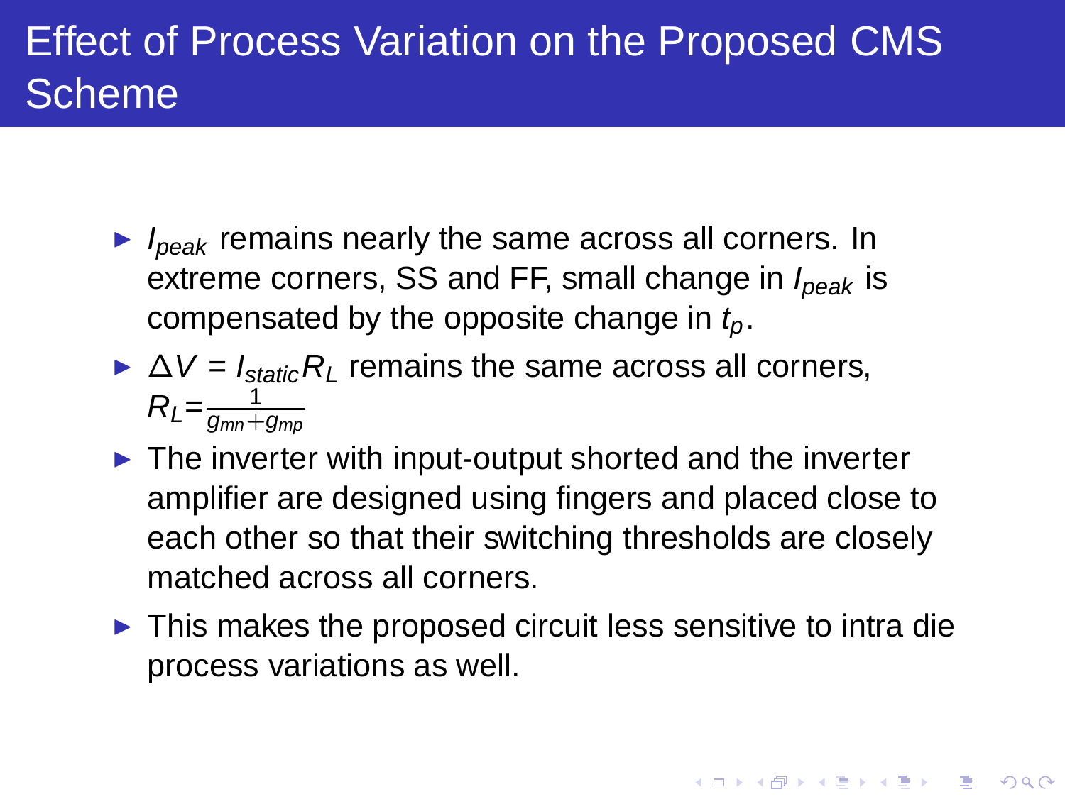# Effect of Process Variation on the Proposed CMS Scheme

- $I_{peak}$ remains nearly the same across all corners. In extreme corners, SS and FF, small change in $I_{peak}$ is compensated by the opposite change in $t_p$.
- $\Delta V = I_{static} R_L$ remains the same across all corners, $R_L = \frac{1}{g_{mn}+g_{mp}}$
- The inverter with input-output shorted and the inverter amplifier are designed using fingers and placed close to each other so that their switching thresholds are closely matched across all corners.
- This makes the proposed circuit less sensitive to intra die process variations as well.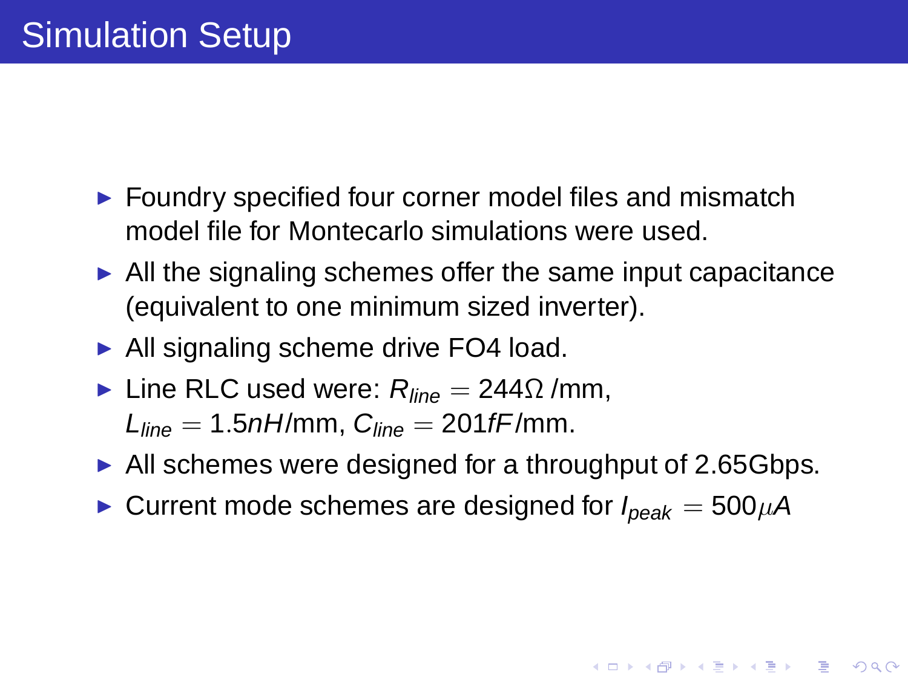# Simulation Setup

- Foundry specified four corner model files and mismatch model file for Montecarlo simulations were used.
- All the signaling schemes offer the same input capacitance (equivalent to one minimum sized inverter).
- All signaling scheme drive FO4 load.
- Line RLC used were: $R_{line} = 244\Omega$ /mm, $L_{line} = 1.5nH$/mm, $C_{line} = 201fF$/mm.
- All schemes were designed for a throughput of 2.65Gbps.
- Current mode schemes are designed for $I_{peak} = 500\mu A$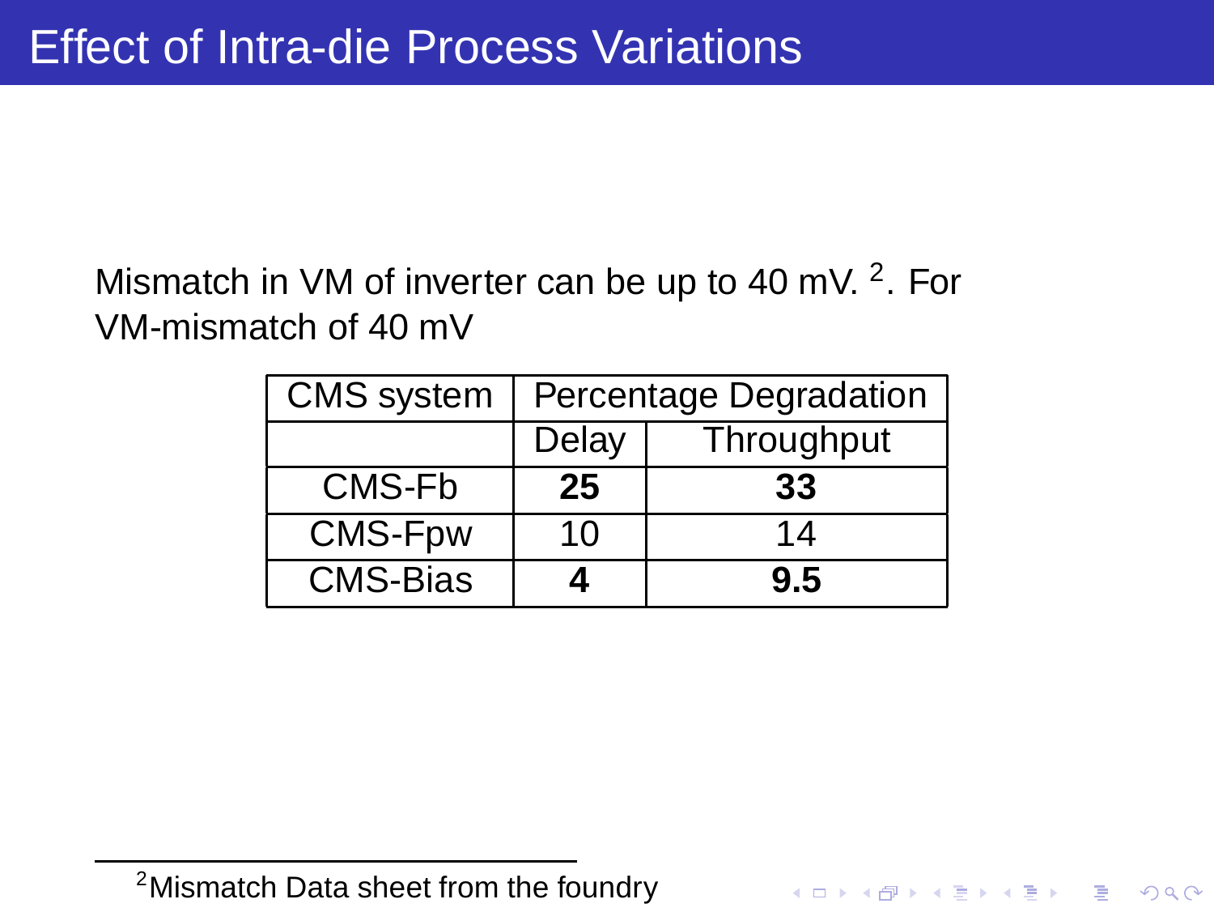# Effect of Intra-die Process Variations

Mismatch in VM of inverter can be up to 40 mV. [2]. For VM-mismatch of 40 mV

| CMS system | Percentage Degradation | |
|---|---|---|
| | Delay | Throughput |
| CMS-Fb | **25** | **33** |
| CMS-Fpw | 10 | 14 |
| CMS-Bias | **4** | **9.5** |

[2] Mismatch Data sheet from the foundry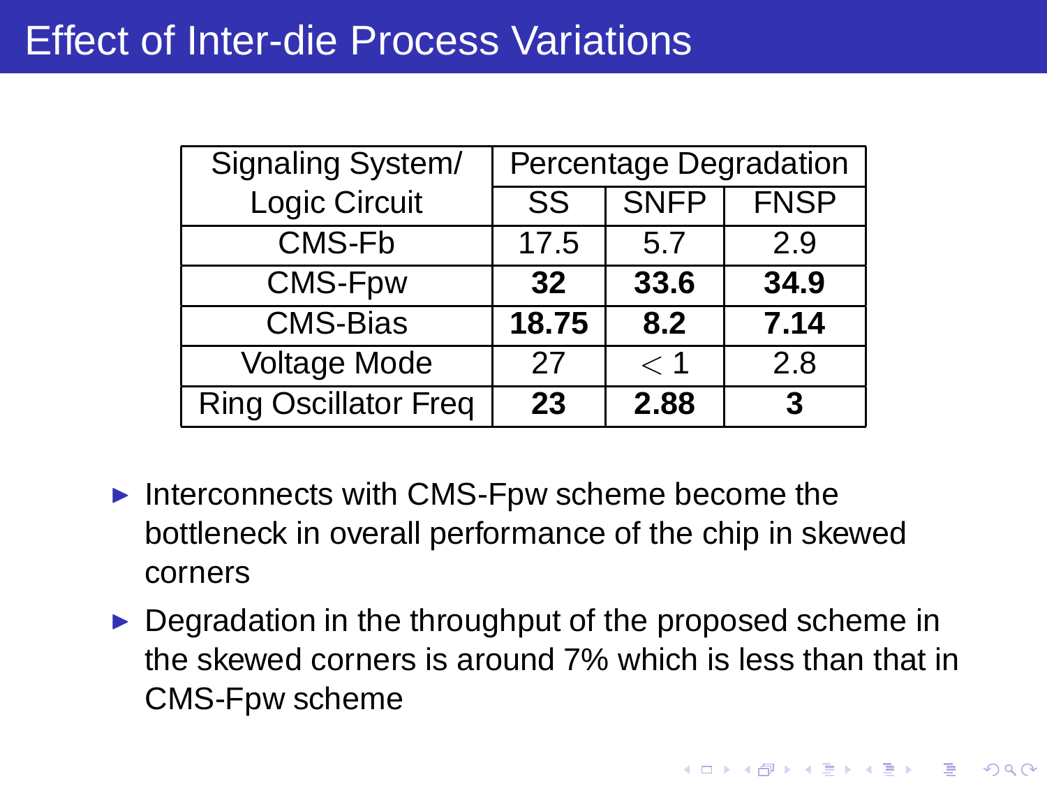# Effect of Inter-die Process Variations

| Signaling System/ Logic Circuit | Percentage Degradation | | |
|---|---|---|---|
| | SS | SNFP | FNSP |
| CMS-Fb | 17.5 | 5.7 | 2.9 |
| CMS-Fpw | **32** | **33.6** | **34.9** |
| CMS-Bias | **18.75** | **8.2** | **7.14** |
| Voltage Mode | 27 | $< 1$ | 2.8 |
| Ring Oscillator Freq | **23** | **2.88** | **3** |

- Interconnects with CMS-Fpw scheme become the bottleneck in overall performance of the chip in skewed corners
- Degradation in the throughput of the proposed scheme in the skewed corners is around 7% which is less than that in CMS-Fpw scheme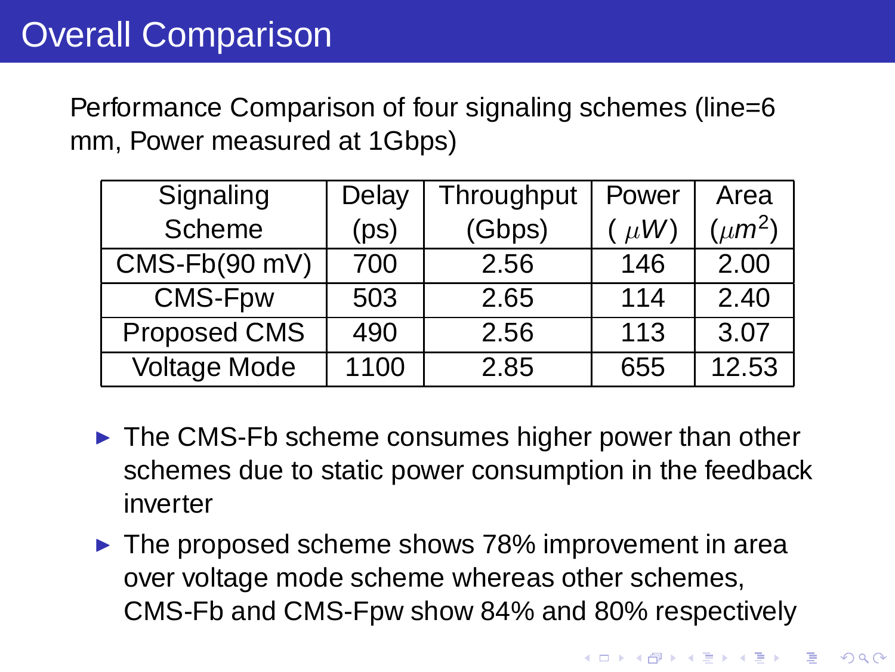# Overall Comparison

Performance Comparison of four signaling schemes (line=6 mm, Power measured at 1Gbps)

| Signaling Scheme | Delay (ps) | Throughput (Gbps) | Power ( $\mu W$ ) | Area ($\mu m^2$) |
|---|---|---|---|---|
| CMS-Fb(90 mV) | 700 | 2.56 | 146 | 2.00 |
| CMS-Fpw | 503 | 2.65 | 114 | 2.40 |
| Proposed CMS | 490 | 2.56 | 113 | 3.07 |
| Voltage Mode | 1100 | 2.85 | 655 | 12.53 |

- The CMS-Fb scheme consumes higher power than other schemes due to static power consumption in the feedback inverter
- The proposed scheme shows 78% improvement in area over voltage mode scheme whereas other schemes, CMS-Fb and CMS-Fpw show 84% and 80% respectively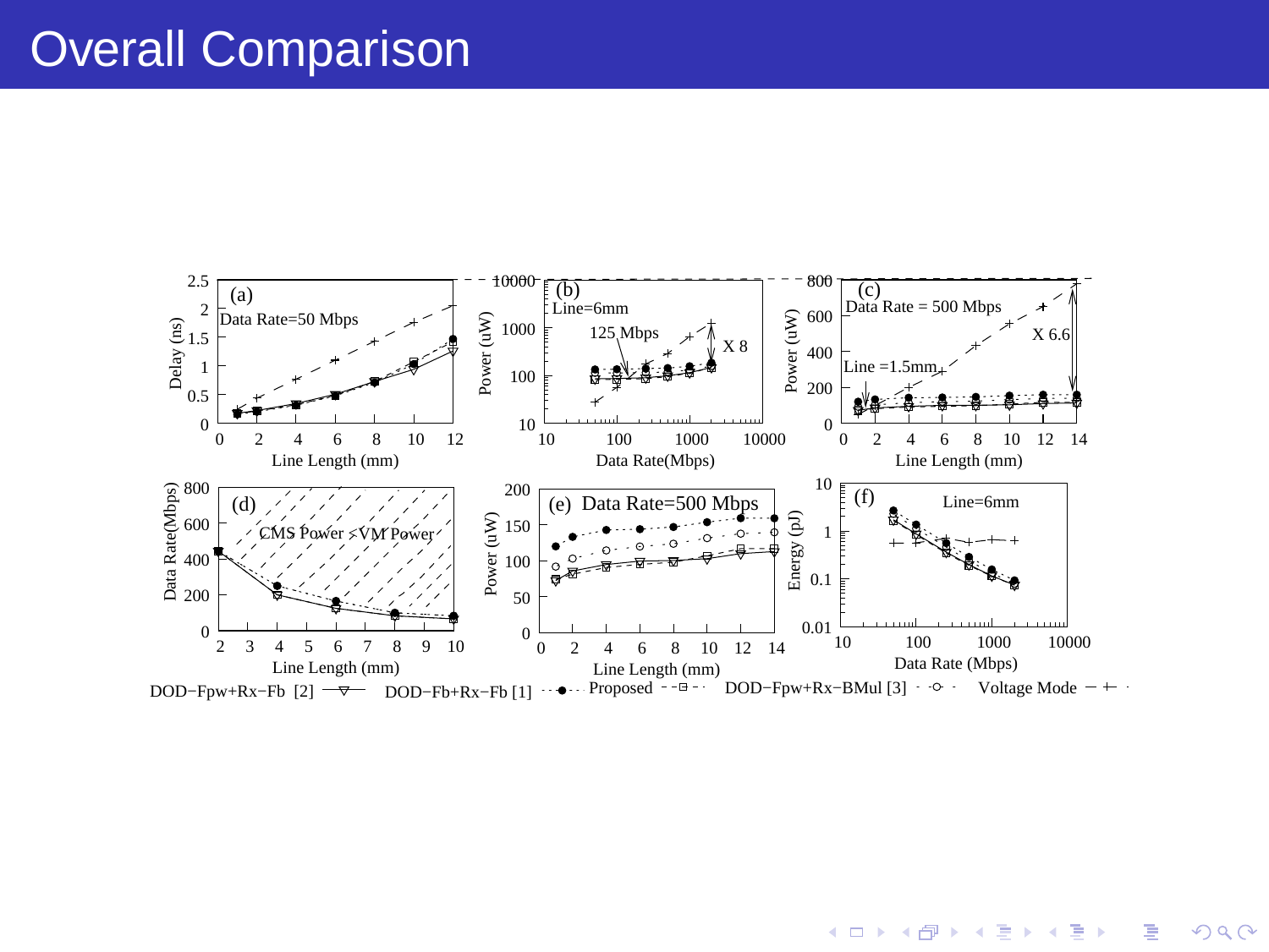# Overall Comparison

(a) Data Rate=50 Mbps — Delay (ns) vs. Line Length (mm)

(b) Line=6mm — Power (uW) vs. Data Rate(Mbps); 125 Mbps; X 8

(c) Data Rate = 500 Mbps — Power (uW) vs. Line Length (mm); Line =1.5mm; X 6.6

(d) Data Rate(Mbps) vs. Line Length (mm); CMS Power < VM Power

(e) Data Rate=500 Mbps — Power (uW) vs. Line Length (mm)

(f) Line=6mm — Energy (pJ) vs. Data Rate (Mbps)

Legend: DOD−Fpw+Rx−Fb [2] — DOD−Fb+Rx−Fb [1] — Proposed — DOD−Fpw+Rx−BMul [3] — Voltage Mode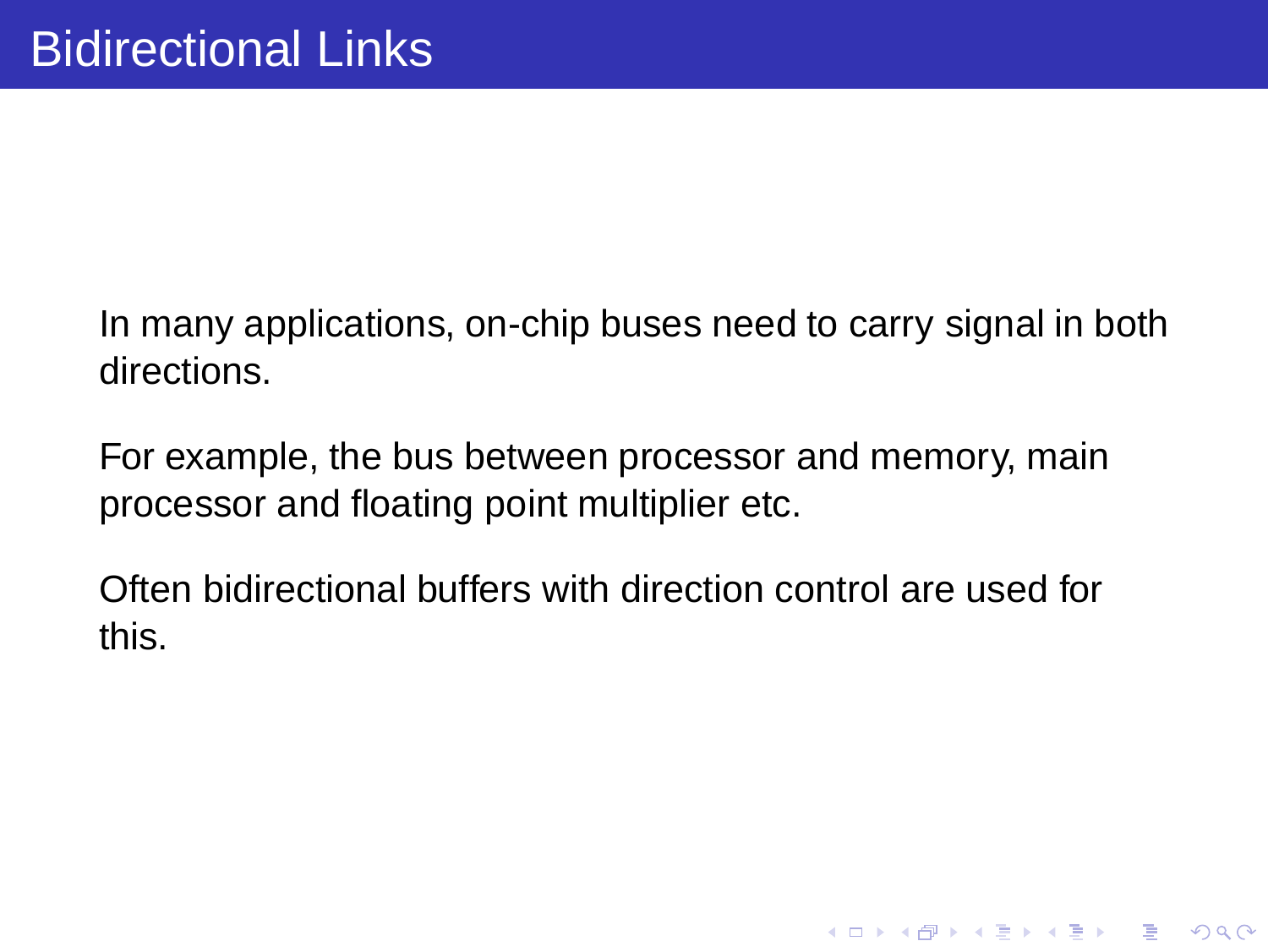# Bidirectional Links

In many applications, on-chip buses need to carry signal in both directions.

For example, the bus between processor and memory, main processor and floating point multiplier etc.

Often bidirectional buffers with direction control are used for this.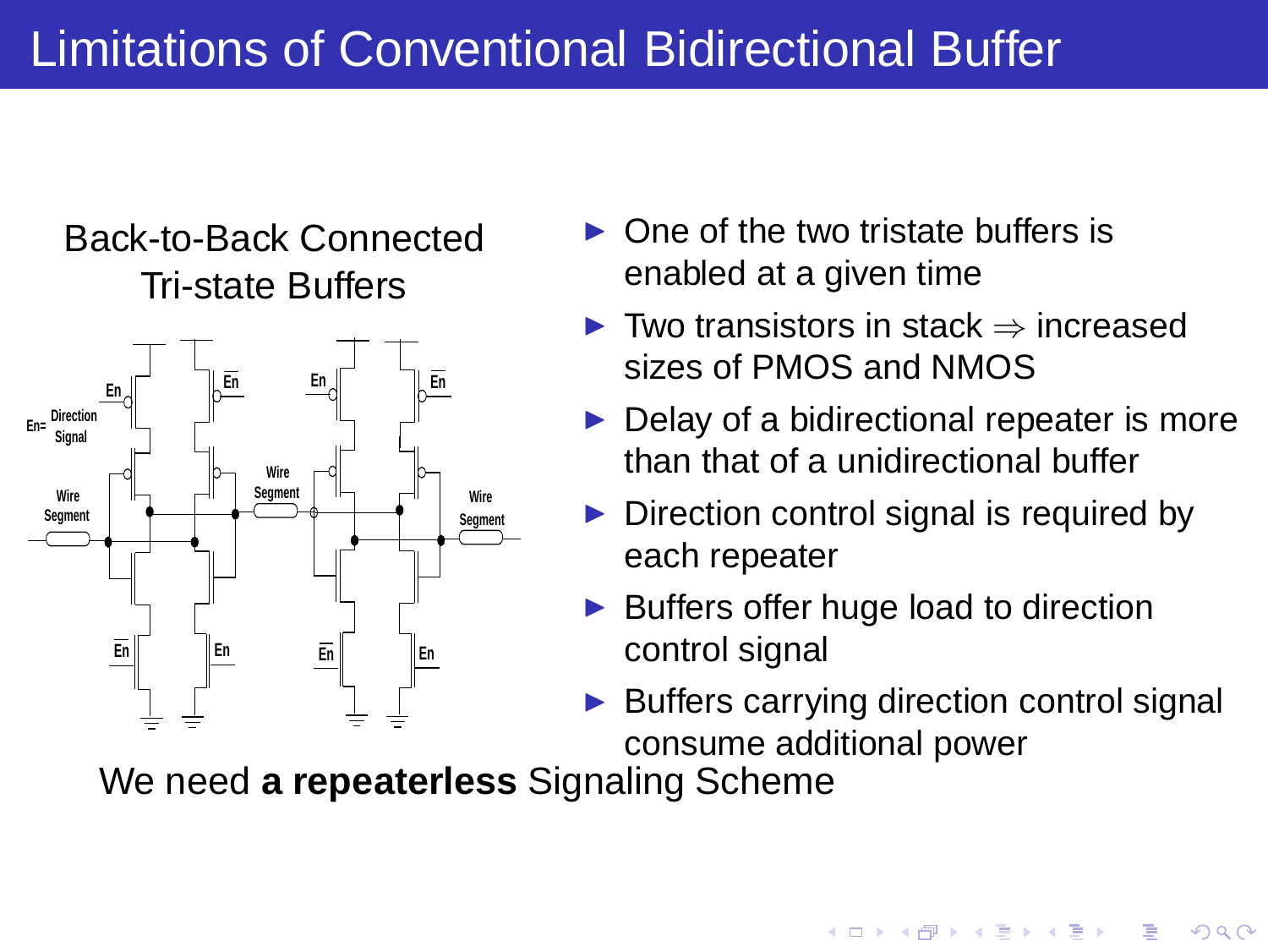# Limitations of Conventional Bidirectional Buffer

Back-to-Back Connected Tri-state Buffers

- One of the two tristate buffers is enabled at a given time
- Two transistors in stack $\Rightarrow$ increased sizes of PMOS and NMOS
- Delay of a bidirectional repeater is more than that of a unidirectional buffer
- Direction control signal is required by each repeater
- Buffers offer huge load to direction control signal
- Buffers carrying direction control signal consume additional power

We need **a repeaterless** Signaling Scheme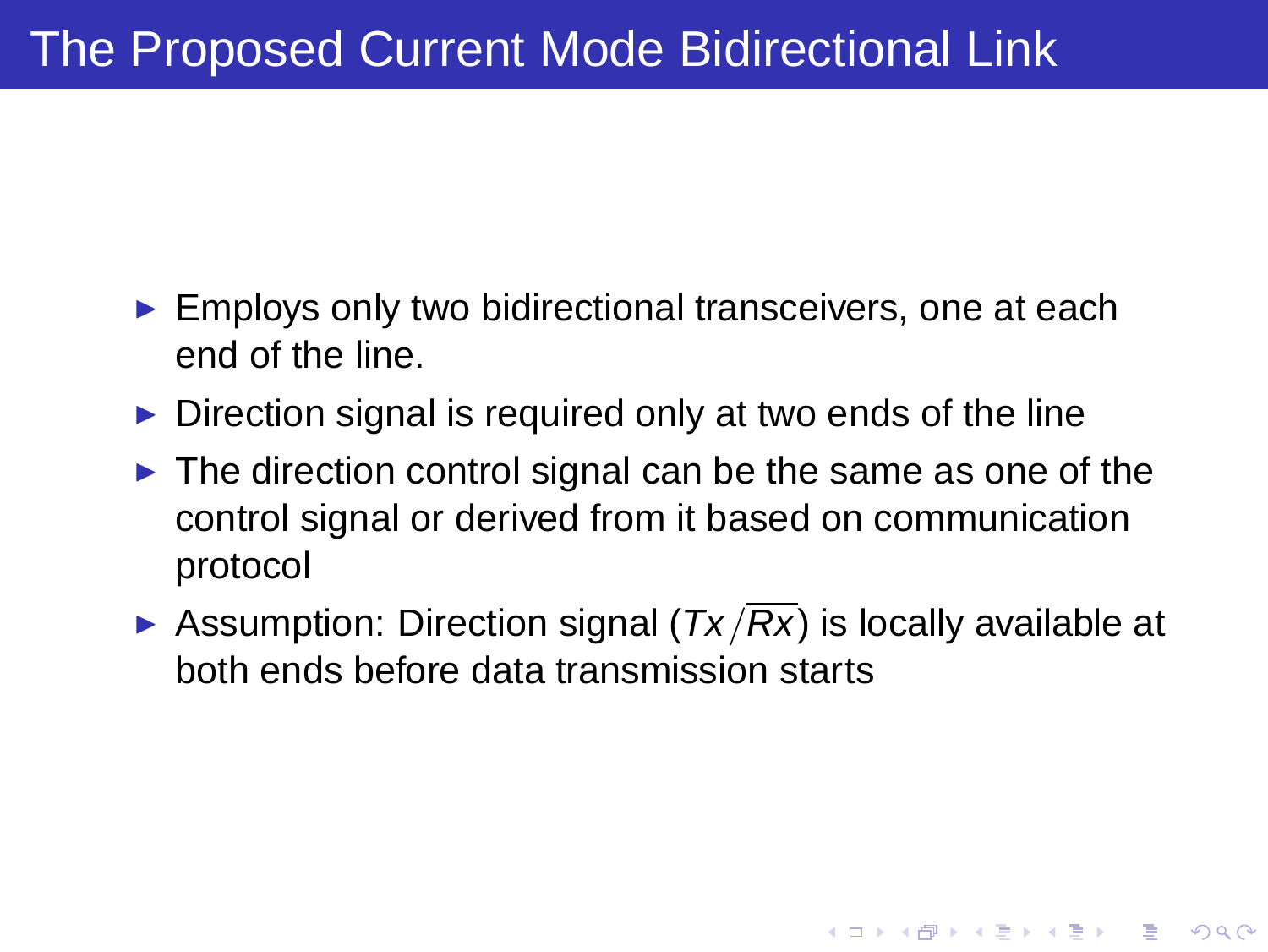# The Proposed Current Mode Bidirectional Link

- Employs only two bidirectional transceivers, one at each end of the line.
- Direction signal is required only at two ends of the line
- The direction control signal can be the same as one of the control signal or derived from it based on communication protocol
- Assumption: Direction signal ($Tx/\overline{Rx}$) is locally available at both ends before data transmission starts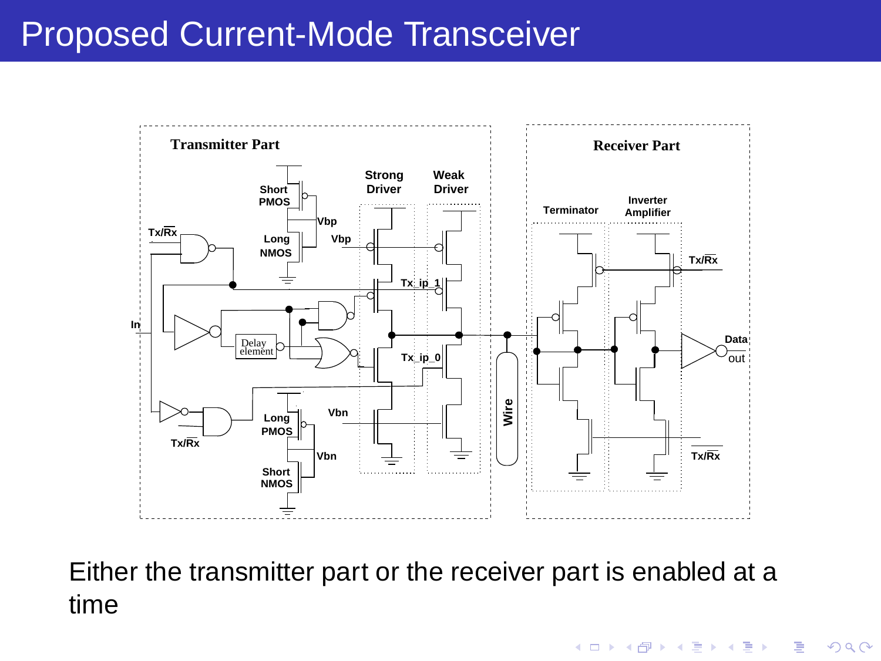# Proposed Current-Mode Transceiver

Either the transmitter part or the receiver part is enabled at a time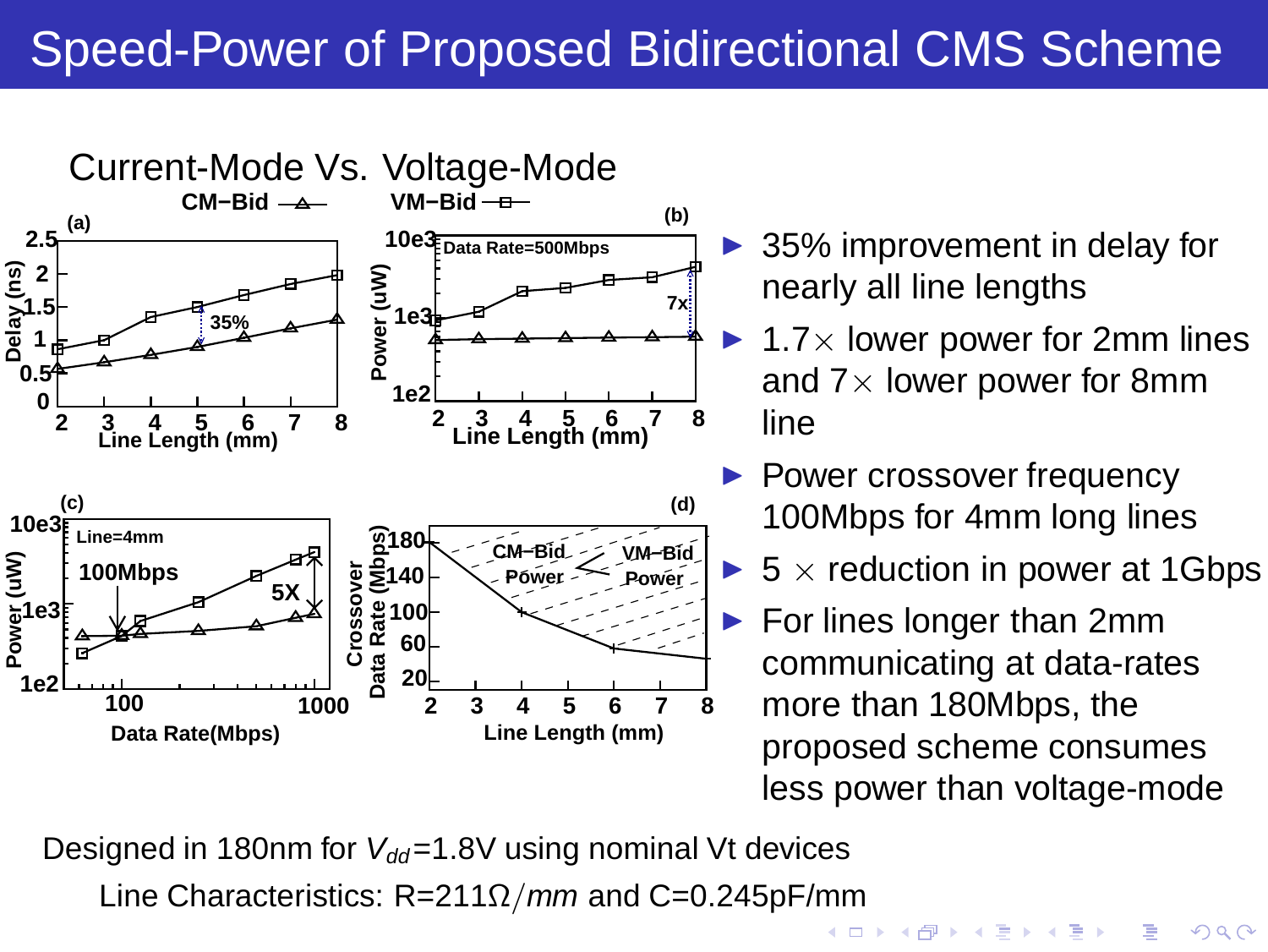# Speed-Power of Proposed Bidirectional CMS Scheme

Current-Mode Vs. Voltage-Mode

CM−Bid — VM−Bid

(a) Delay (ns) vs Line Length (mm) — 35%

(b) Power (uW) vs Line Length (mm), Data Rate=500Mbps — 7x

(c) Power (uW) vs Data Rate(Mbps), Line=4mm — 100Mbps, 5X

(d) Crossover Data Rate (Mbps) vs Line Length (mm) — CM−Bid Power < VM−Bid Power

- 35% improvement in delay for nearly all line lengths
- 1.7× lower power for 2mm lines and 7× lower power for 8mm line
- Power crossover frequency 100Mbps for 4mm long lines
- 5 × reduction in power at 1Gbps
- For lines longer than 2mm communicating at data-rates more than 180Mbps, the proposed scheme consumes less power than voltage-mode

Designed in 180nm for $V_{dd}$=1.8V using nominal Vt devices

Line Characteristics: R=211$\Omega/mm$ and C=0.245pF/mm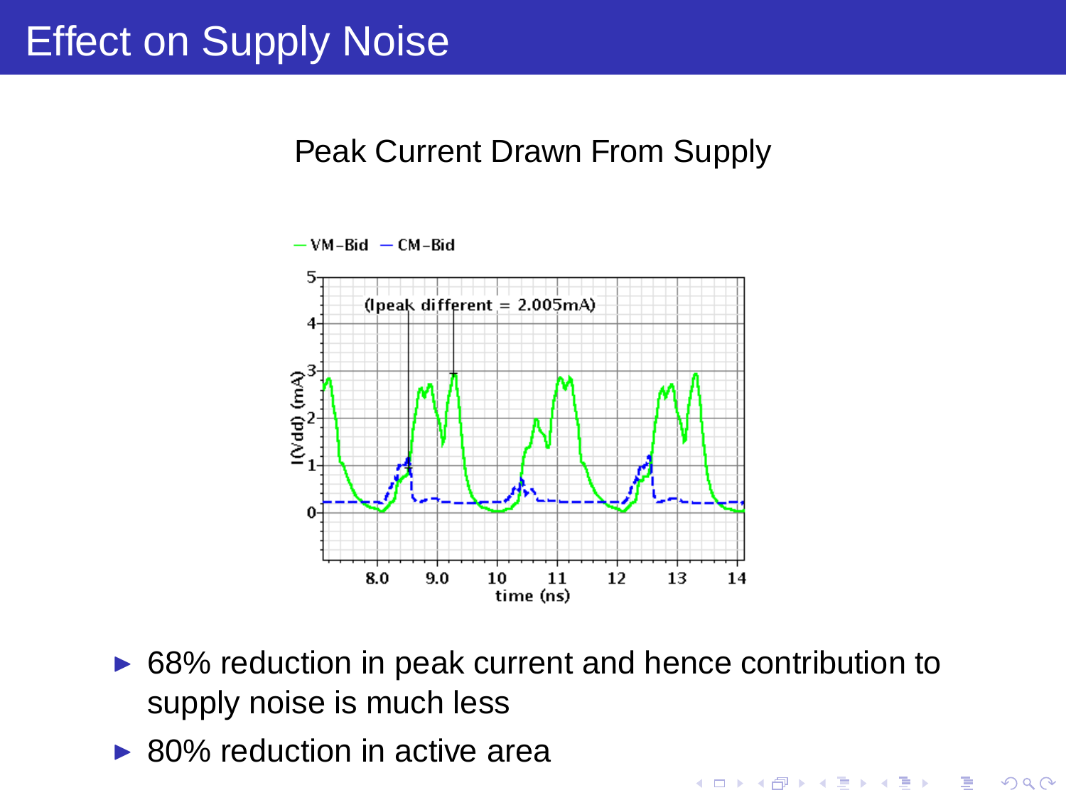# Effect on Supply Noise

Peak Current Drawn From Supply

- 68% reduction in peak current and hence contribution to supply noise is much less
- 80% reduction in active area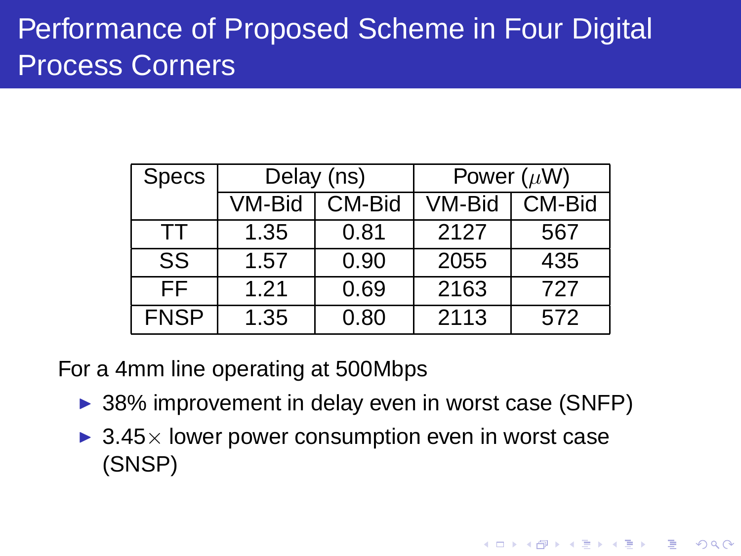# Performance of Proposed Scheme in Four Digital Process Corners

| Specs | Delay (ns) | | Power ($\mu$W) | |
|---|---|---|---|---|
| | VM-Bid | CM-Bid | VM-Bid | CM-Bid |
| TT | 1.35 | 0.81 | 2127 | 567 |
| SS | 1.57 | 0.90 | 2055 | 435 |
| FF | 1.21 | 0.69 | 2163 | 727 |
| FNSP | 1.35 | 0.80 | 2113 | 572 |

For a 4mm line operating at 500Mbps

- 38% improvement in delay even in worst case (SNFP)
- 3.45$\times$ lower power consumption even in worst case (SNSP)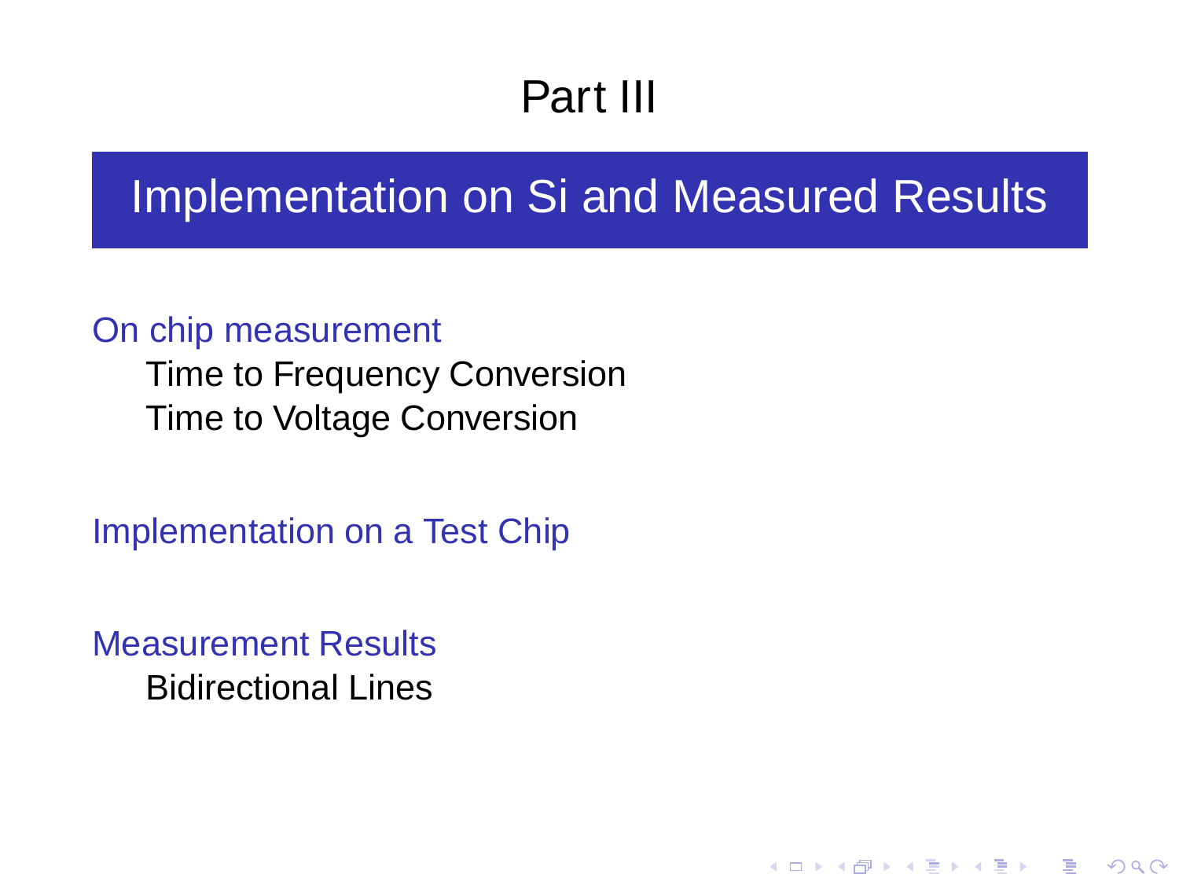# Part III

## Implementation on Si and Measured Results

### On chip measurement

- Time to Frequency Conversion
- Time to Voltage Conversion

### Implementation on a Test Chip

### Measurement Results

- Bidirectional Lines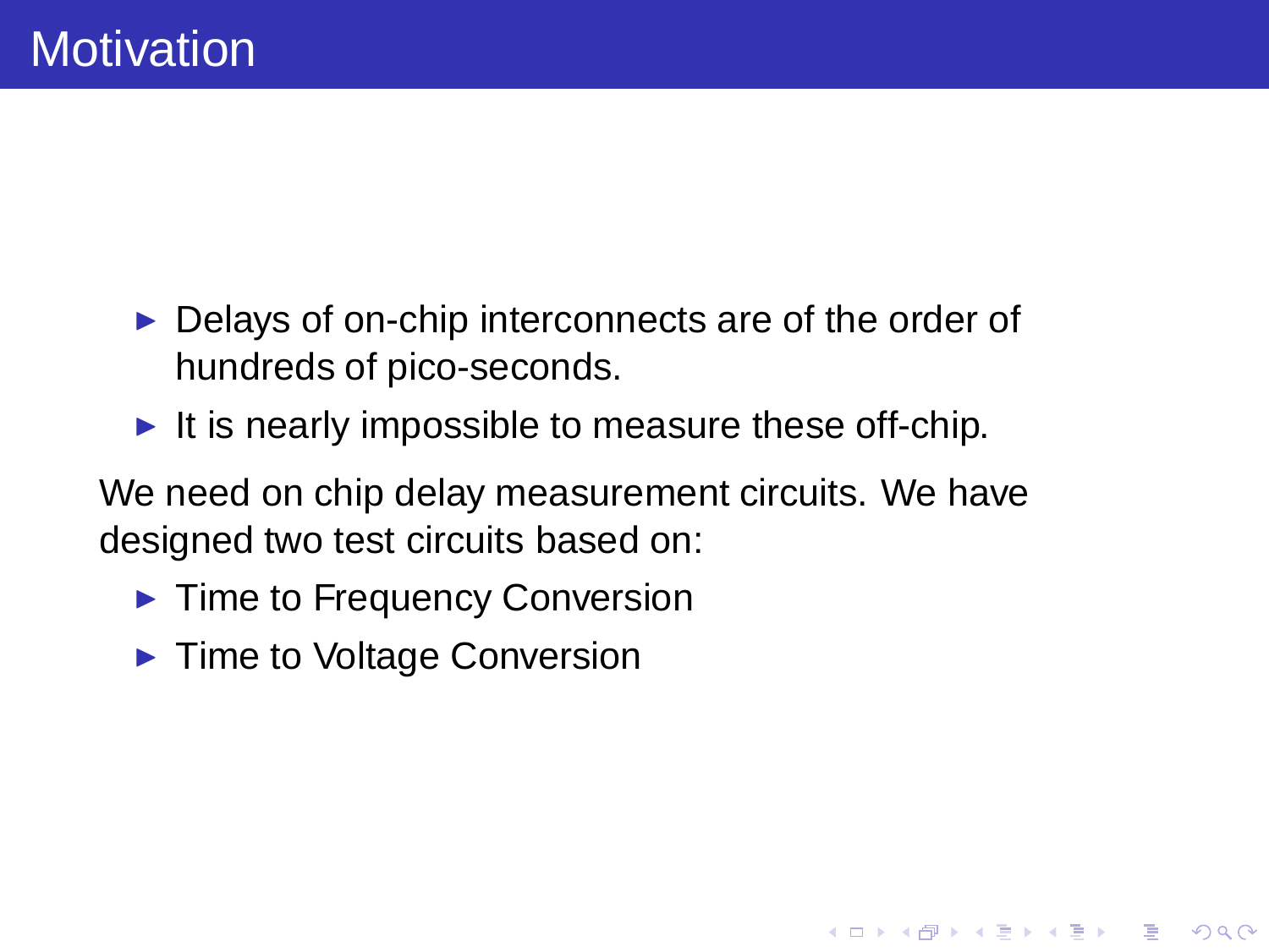# Motivation

- Delays of on-chip interconnects are of the order of hundreds of pico-seconds.
- It is nearly impossible to measure these off-chip.

We need on chip delay measurement circuits. We have designed two test circuits based on:

- Time to Frequency Conversion
- Time to Voltage Conversion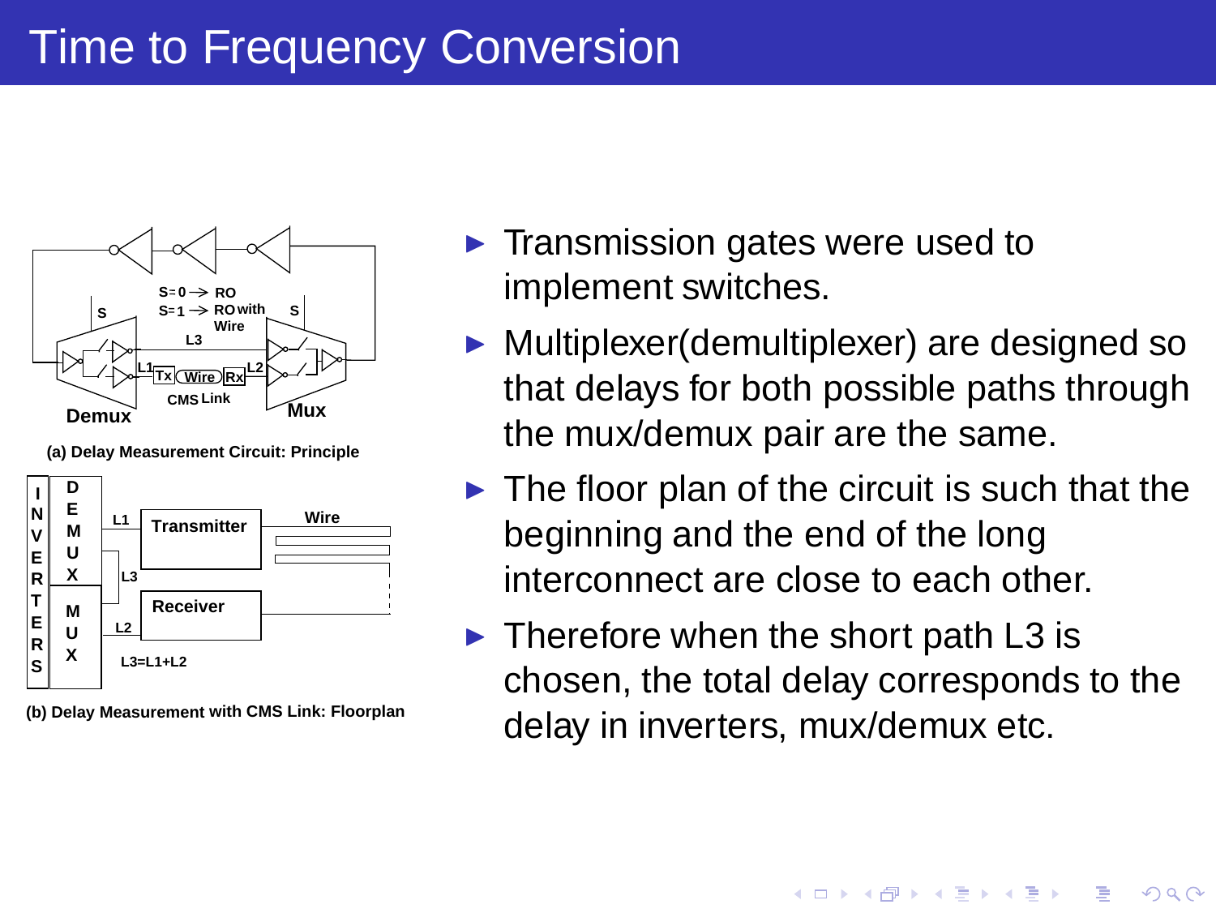# Time to Frequency Conversion

(a) Delay Measurement Circuit: Principle

(b) Delay Measurement with CMS Link: Floorplan

- Transmission gates were used to implement switches.
- Multiplexer(demultiplexer) are designed so that delays for both possible paths through the mux/demux pair are the same.
- The floor plan of the circuit is such that the beginning and the end of the long interconnect are close to each other.
- Therefore when the short path L3 is chosen, the total delay corresponds to the delay in inverters, mux/demux etc.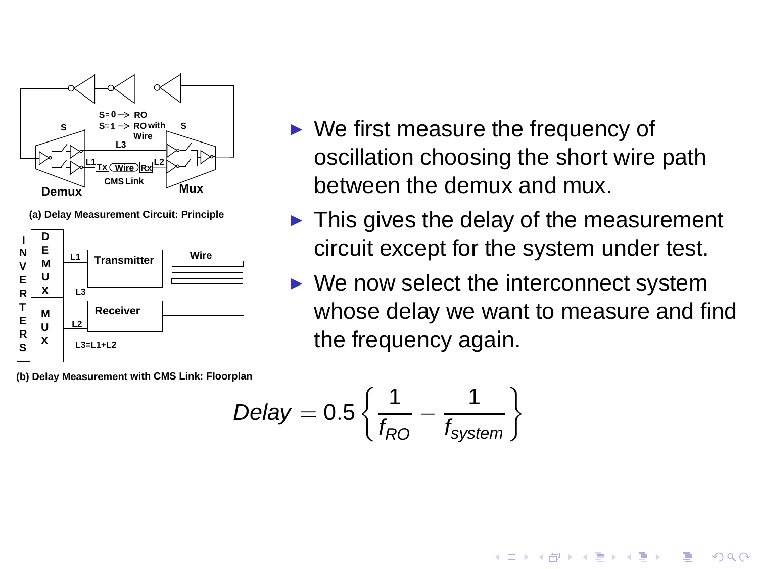(a) Delay Measurement Circuit: Principle

(b) Delay Measurement with CMS Link: Floorplan

- We first measure the frequency of oscillation choosing the short wire path between the demux and mux.
- This gives the delay of the measurement circuit except for the system under test.
- We now select the interconnect system whose delay we want to measure and find the frequency again.

$$Delay = 0.5\left\{\frac{1}{f_{RO}} - \frac{1}{f_{system}}\right\}$$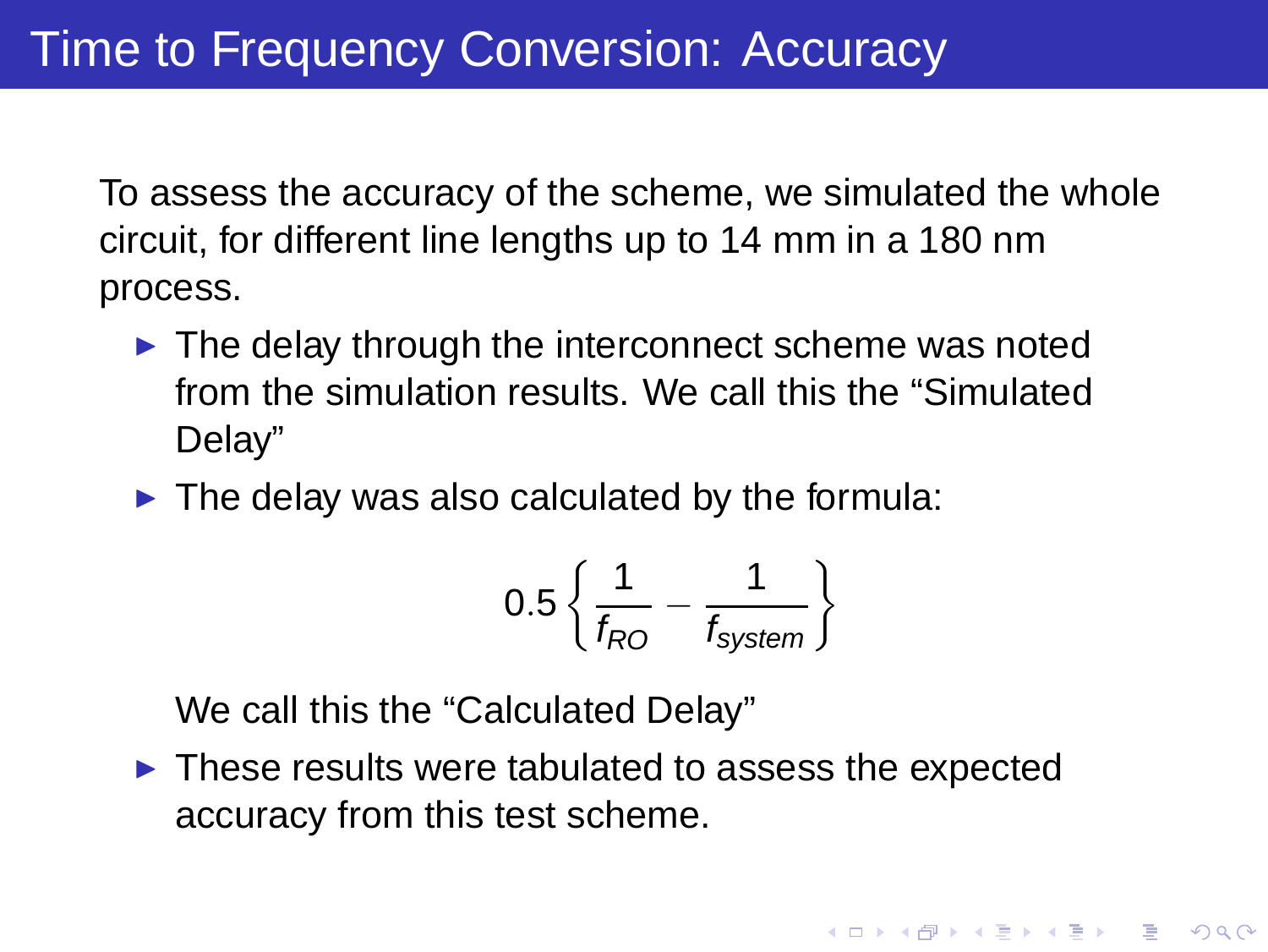# Time to Frequency Conversion: Accuracy

To assess the accuracy of the scheme, we simulated the whole circuit, for different line lengths up to 14 mm in a 180 nm process.

- The delay through the interconnect scheme was noted from the simulation results. We call this the "Simulated Delay"
- The delay was also calculated by the formula:

$$0.5 \left\{ \frac{1}{f_{RO}} - \frac{1}{f_{system}} \right\}$$

  We call this the "Calculated Delay"
- These results were tabulated to assess the expected accuracy from this test scheme.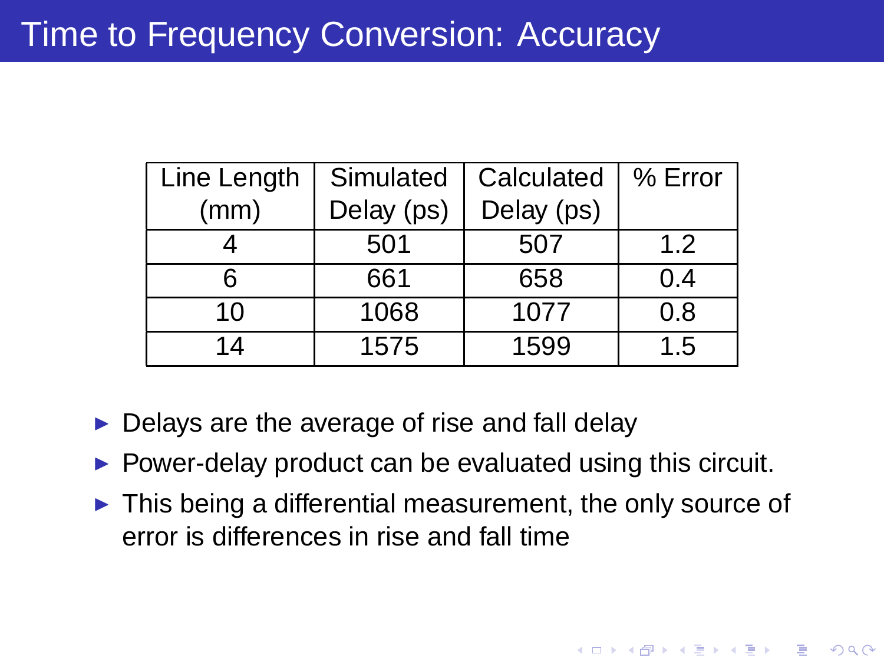# Time to Frequency Conversion: Accuracy

| Line Length (mm) | Simulated Delay (ps) | Calculated Delay (ps) | % Error |
|---|---|---|---|
| 4 | 501 | 507 | 1.2 |
| 6 | 661 | 658 | 0.4 |
| 10 | 1068 | 1077 | 0.8 |
| 14 | 1575 | 1599 | 1.5 |

- Delays are the average of rise and fall delay
- Power-delay product can be evaluated using this circuit.
- This being a differential measurement, the only source of error is differences in rise and fall time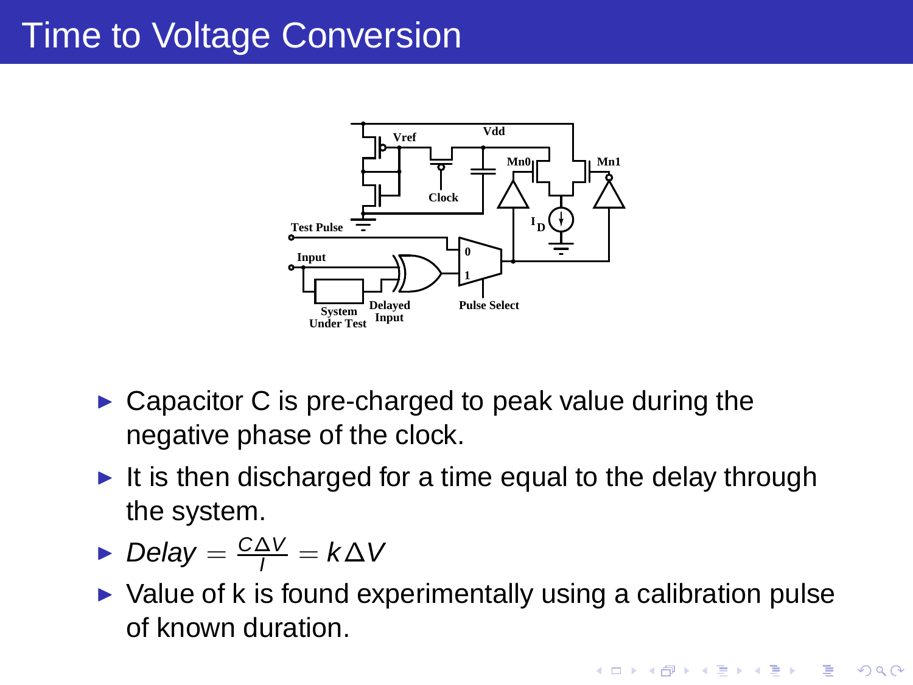# Time to Voltage Conversion

- Capacitor C is pre-charged to peak value during the negative phase of the clock.
- It is then discharged for a time equal to the delay through the system.
- $Delay = \frac{C\Delta V}{I} = k\Delta V$
- Value of k is found experimentally using a calibration pulse of known duration.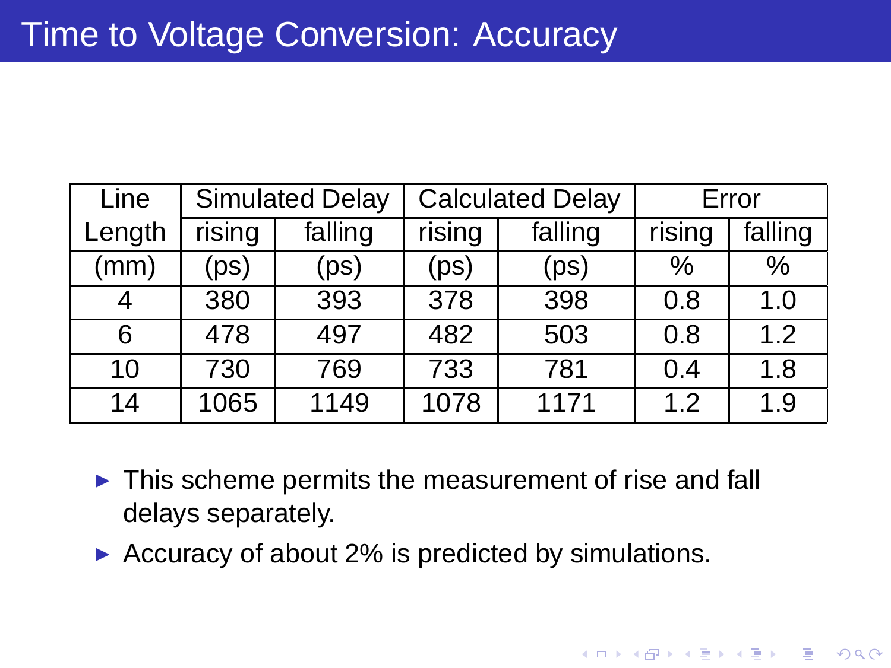# Time to Voltage Conversion: Accuracy

| Line | Simulated Delay | | Calculated Delay | | Error | |
|---|---|---|---|---|---|---|
| Length | rising | falling | rising | falling | rising | falling |
| (mm) | (ps) | (ps) | (ps) | (ps) | % | % |
| 4 | 380 | 393 | 378 | 398 | 0.8 | 1.0 |
| 6 | 478 | 497 | 482 | 503 | 0.8 | 1.2 |
| 10 | 730 | 769 | 733 | 781 | 0.4 | 1.8 |
| 14 | 1065 | 1149 | 1078 | 1171 | 1.2 | 1.9 |

- This scheme permits the measurement of rise and fall delays separately.
- Accuracy of about 2% is predicted by simulations.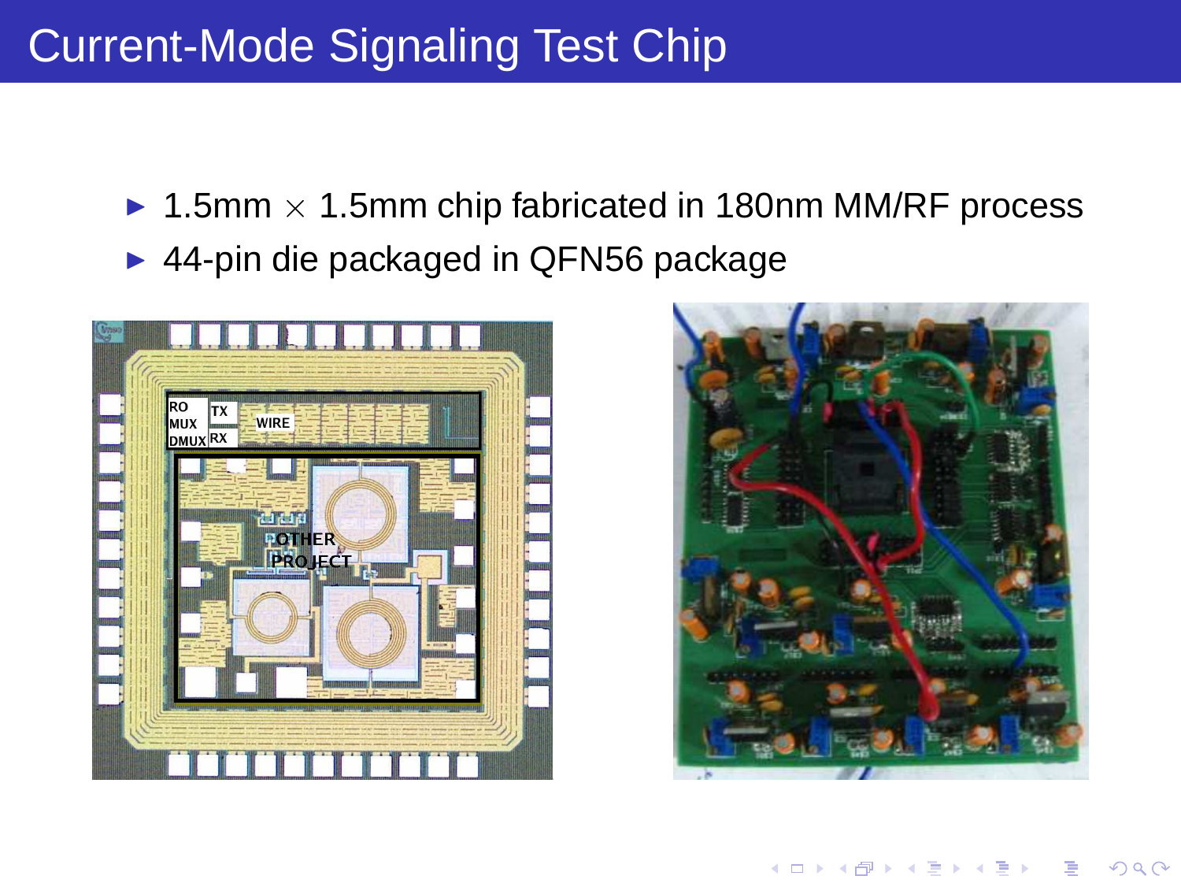# Current-Mode Signaling Test Chip

- 1.5mm $\times$ 1.5mm chip fabricated in 180nm MM/RF process
- 44-pin die packaged in QFN56 package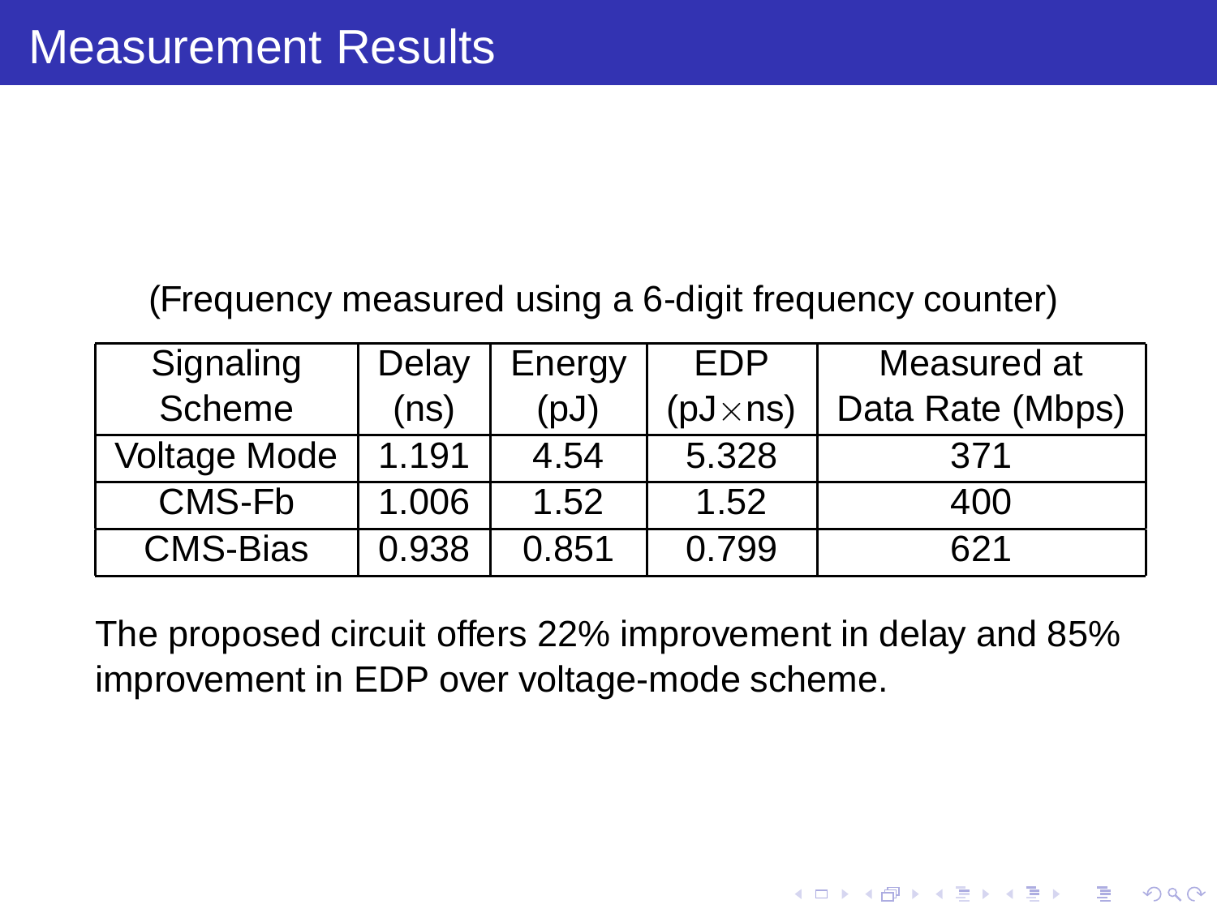# Measurement Results

(Frequency measured using a 6-digit frequency counter)

| Signaling Scheme | Delay (ns) | Energy (pJ) | EDP (pJ$\times$ns) | Measured at Data Rate (Mbps) |
|---|---|---|---|---|
| Voltage Mode | 1.191 | 4.54 | 5.328 | 371 |
| CMS-Fb | 1.006 | 1.52 | 1.52 | 400 |
| CMS-Bias | 0.938 | 0.851 | 0.799 | 621 |

The proposed circuit offers 22% improvement in delay and 85% improvement in EDP over voltage-mode scheme.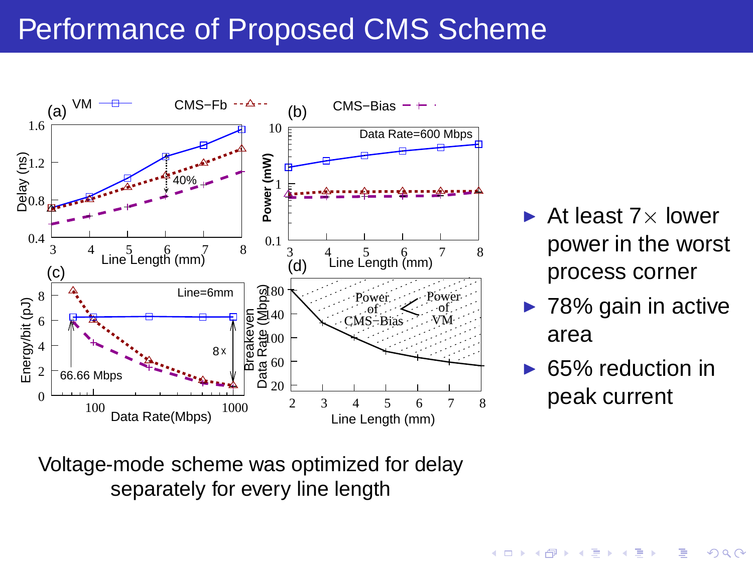# Performance of Proposed CMS Scheme

- At least 7$\times$ lower power in the worst process corner
- 78% gain in active area
- 65% reduction in peak current

Voltage-mode scheme was optimized for delay separately for every line length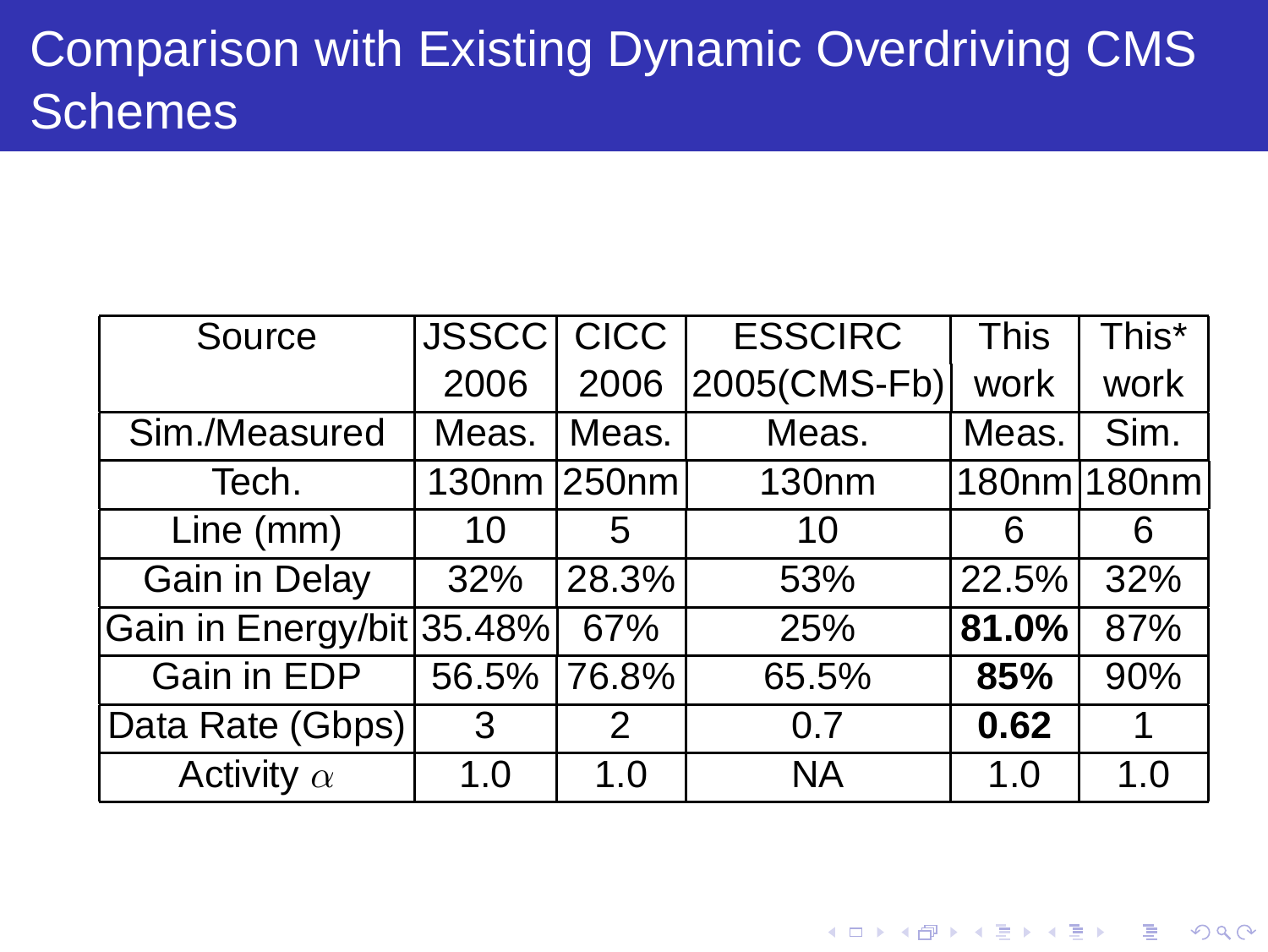# Comparison with Existing Dynamic Overdriving CMS Schemes

| Source | JSSCC 2006 | CICC 2006 | ESSCIRC 2005(CMS-Fb) | This work | This* work |
|---|---|---|---|---|---|
| Sim./Measured | Meas. | Meas. | Meas. | Meas. | Sim. |
| Tech. | 130nm | 250nm | 130nm | 180nm | 180nm |
| Line (mm) | 10 | 5 | 10 | 6 | 6 |
| Gain in Delay | 32% | 28.3% | 53% | 22.5% | 32% |
| Gain in Energy/bit | 35.48% | 67% | 25% | **81.0%** | 87% |
| Gain in EDP | 56.5% | 76.8% | 65.5% | **85%** | 90% |
| Data Rate (Gbps) | 3 | 2 | 0.7 | **0.62** | 1 |
| Activity $\alpha$ | 1.0 | 1.0 | NA | 1.0 | 1.0 |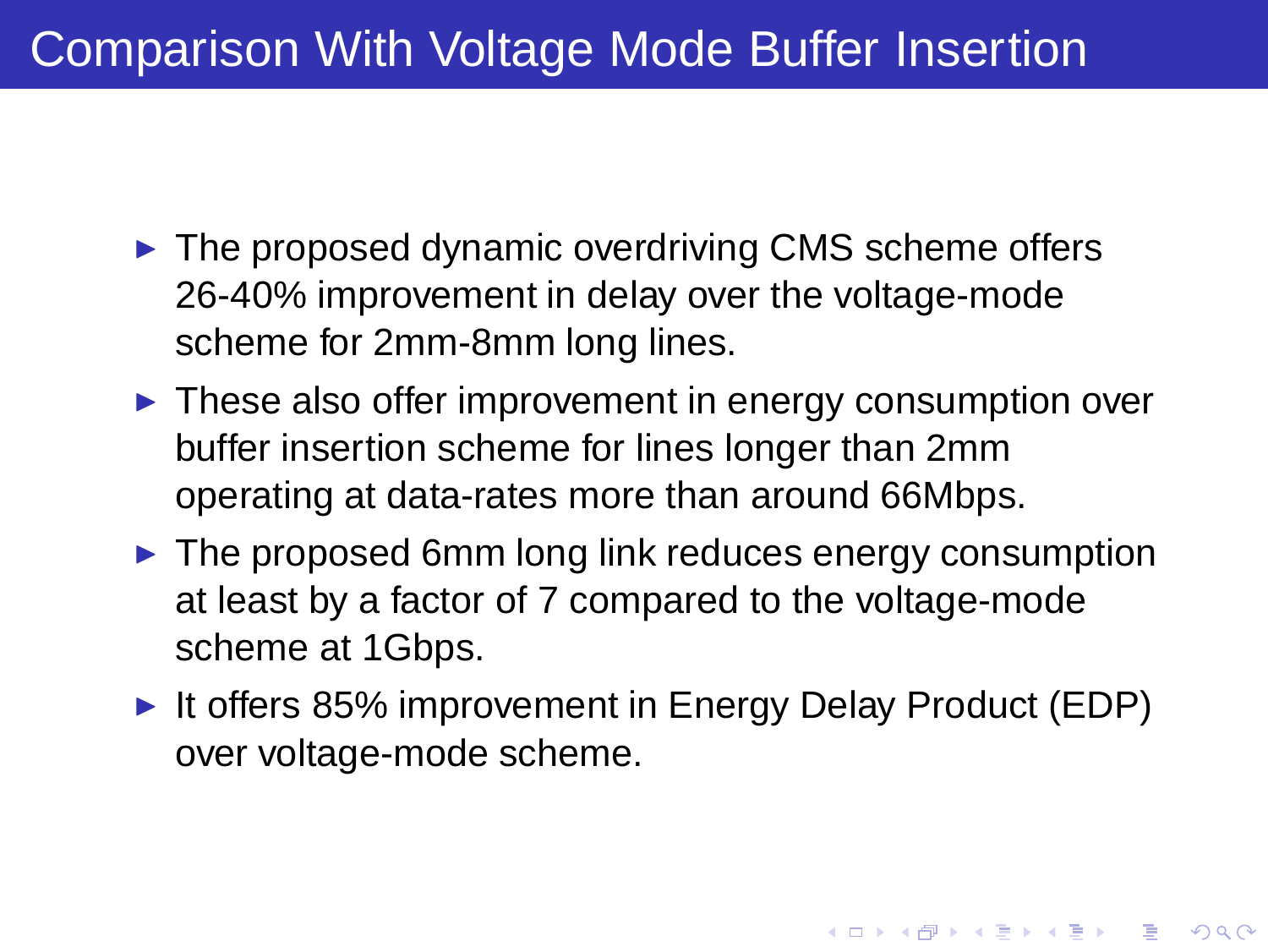# Comparison With Voltage Mode Buffer Insertion

- The proposed dynamic overdriving CMS scheme offers 26-40% improvement in delay over the voltage-mode scheme for 2mm-8mm long lines.
- These also offer improvement in energy consumption over buffer insertion scheme for lines longer than 2mm operating at data-rates more than around 66Mbps.
- The proposed 6mm long link reduces energy consumption at least by a factor of 7 compared to the voltage-mode scheme at 1Gbps.
- It offers 85% improvement in Energy Delay Product (EDP) over voltage-mode scheme.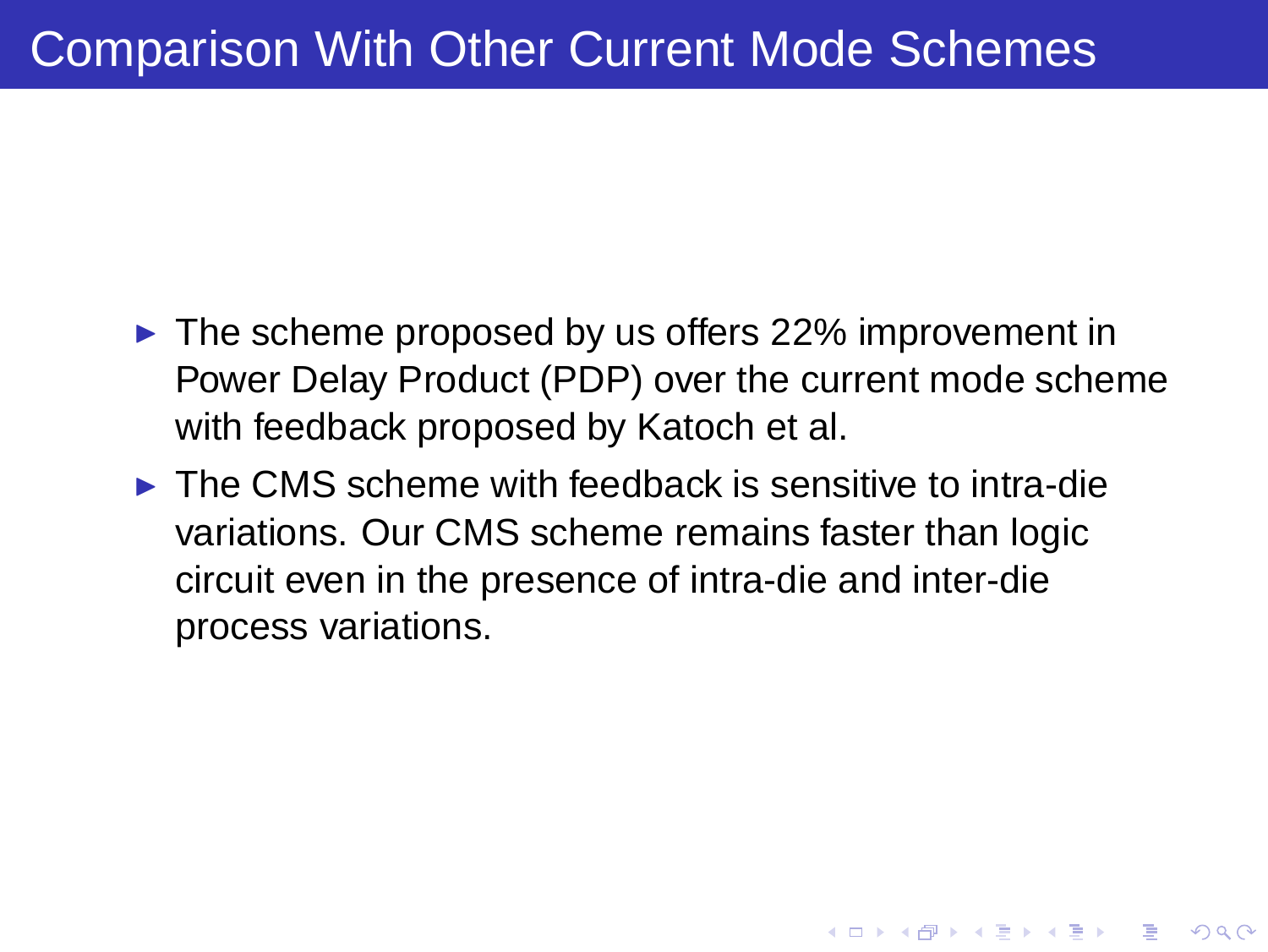# Comparison With Other Current Mode Schemes

- The scheme proposed by us offers 22% improvement in Power Delay Product (PDP) over the current mode scheme with feedback proposed by Katoch et al.
- The CMS scheme with feedback is sensitive to intra-die variations. Our CMS scheme remains faster than logic circuit even in the presence of intra-die and inter-die process variations.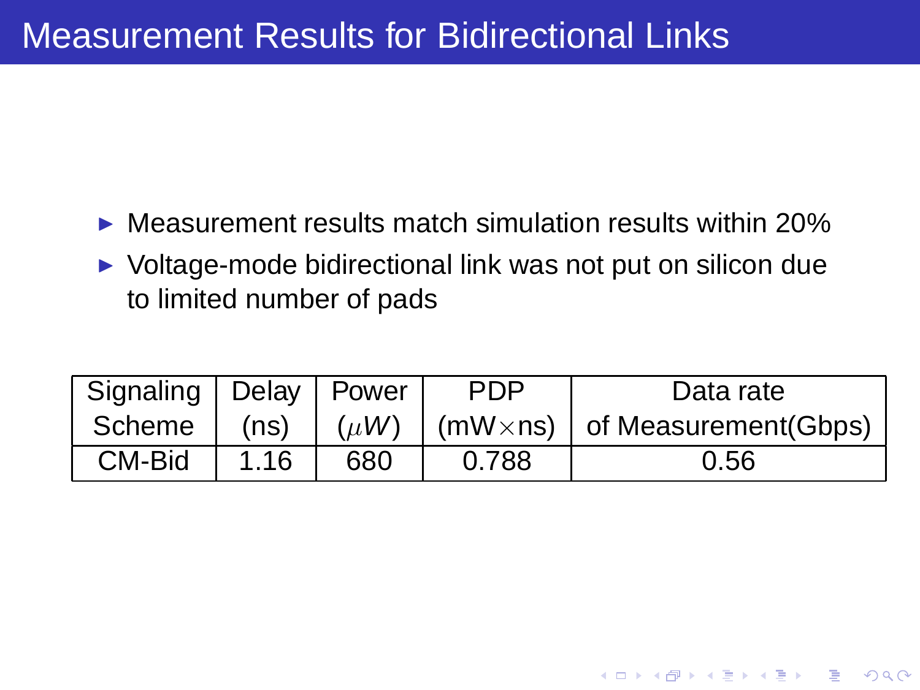# Measurement Results for Bidirectional Links

- Measurement results match simulation results within 20%
- Voltage-mode bidirectional link was not put on silicon due to limited number of pads

| Signaling Scheme | Delay (ns) | Power ($\mu W$) | PDP (mW$\times$ns) | Data rate of Measurement(Gbps) |
|---|---|---|---|---|
| CM-Bid | 1.16 | 680 | 0.788 | 0.56 |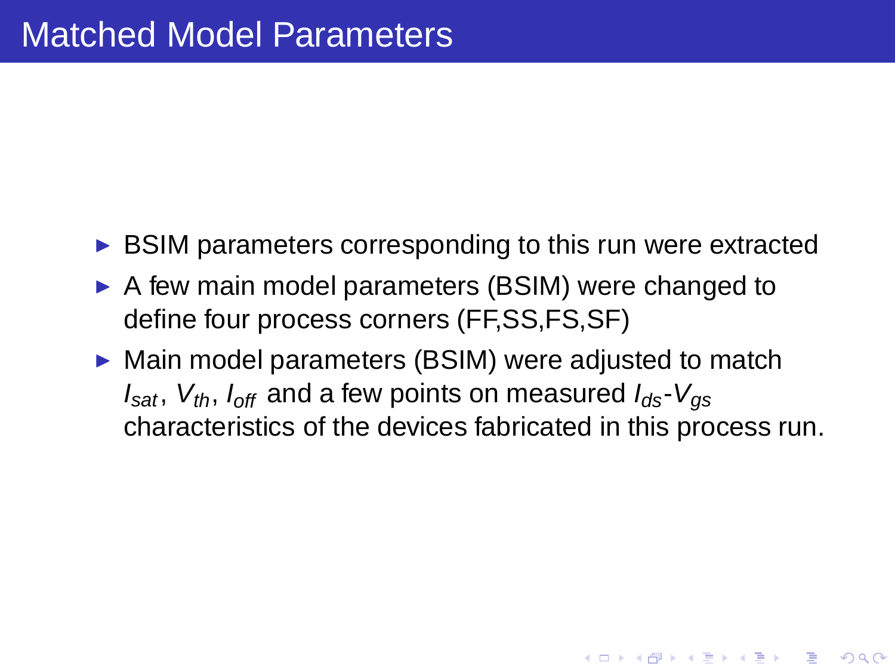# Matched Model Parameters

- BSIM parameters corresponding to this run were extracted
- A few main model parameters (BSIM) were changed to define four process corners (FF,SS,FS,SF)
- Main model parameters (BSIM) were adjusted to match $I_{sat}$, $V_{th}$, $I_{off}$ and a few points on measured $I_{ds}$-$V_{gs}$ characteristics of the devices fabricated in this process run.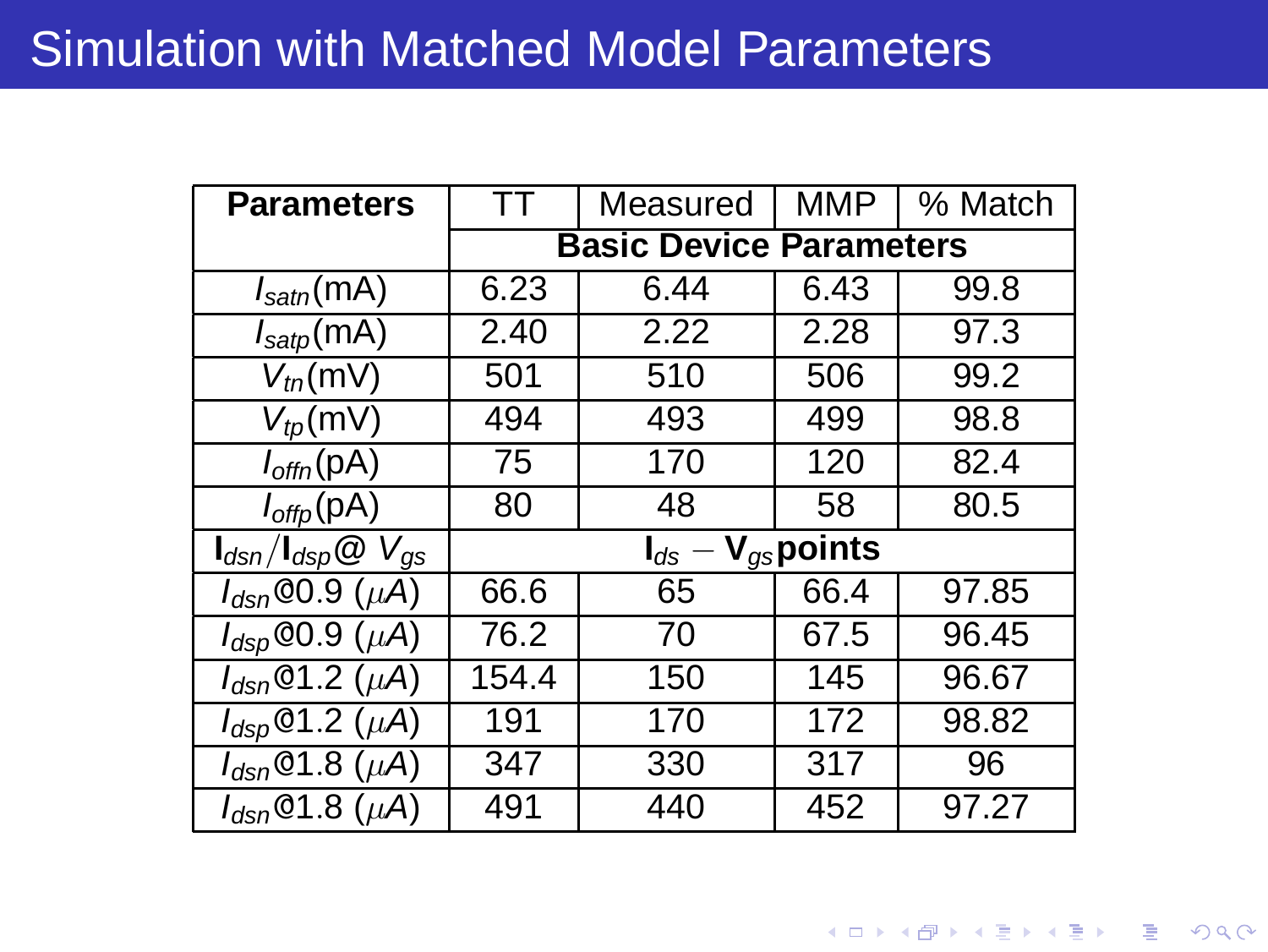# Simulation with Matched Model Parameters

| **Parameters** | TT | Measured | MMP | % Match |
|---|---|---|---|---|
| | **Basic Device Parameters** | | | |
| $I_{satn}$(mA) | 6.23 | 6.44 | 6.43 | 99.8 |
| $I_{satp}$(mA) | 2.40 | 2.22 | 2.28 | 97.3 |
| $V_{tn}$(mV) | 501 | 510 | 506 | 99.2 |
| $V_{tp}$(mV) | 494 | 493 | 499 | 98.8 |
| $I_{offn}$(pA) | 75 | 170 | 120 | 82.4 |
| $I_{offp}$(pA) | 80 | 48 | 58 | 80.5 |
| $\mathbf{I}_{dsn}/\mathbf{I}_{dsp}$@ $V_{gs}$ | $\mathbf{I}_{ds} - \mathbf{V}_{gs}$**points** | | | |
| $I_{dsn}$@0.9 ($\mu A$) | 66.6 | 65 | 66.4 | 97.85 |
| $I_{dsp}$@0.9 ($\mu A$) | 76.2 | 70 | 67.5 | 96.45 |
| $I_{dsn}$@1.2 ($\mu A$) | 154.4 | 150 | 145 | 96.67 |
| $I_{dsp}$@1.2 ($\mu A$) | 191 | 170 | 172 | 98.82 |
| $I_{dsn}$@1.8 ($\mu A$) | 347 | 330 | 317 | 96 |
| $I_{dsn}$@1.8 ($\mu A$) | 491 | 440 | 452 | 97.27 |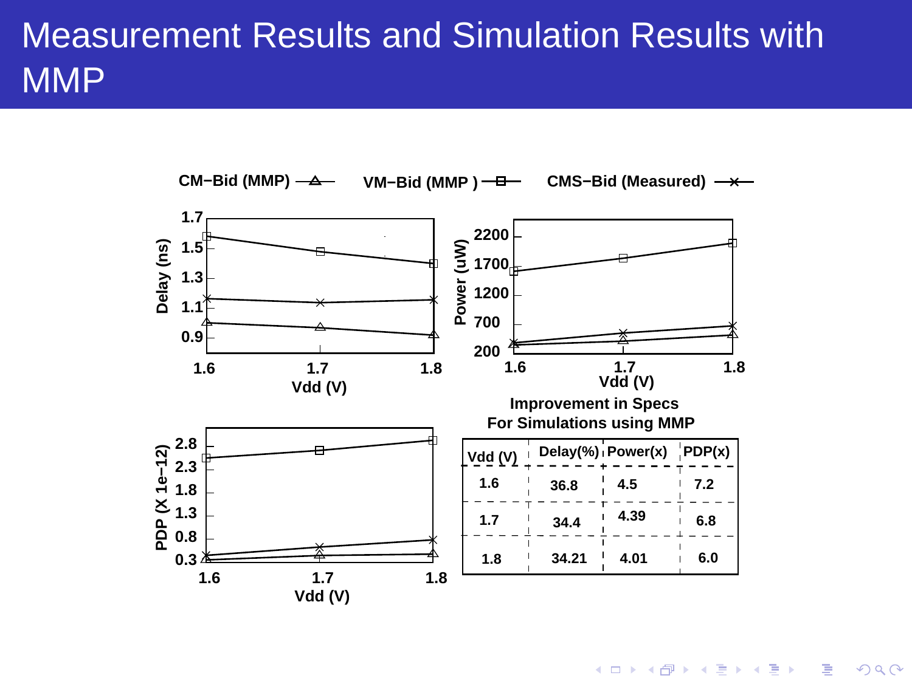# Measurement Results and Simulation Results with MMP

CM−Bid (MMP) — VM−Bid (MMP) — CMS−Bid (Measured)

**Improvement in Specs For Simulations using MMP**

| Vdd (V) | Delay(%) | Power(x) | PDP(x) |
|---|---|---|---|
| 1.6 | 36.8 | 4.5 | 7.2 |
| 1.7 | 34.4 | 4.39 | 6.8 |
| 1.8 | 34.21 | 4.01 | 6.0 |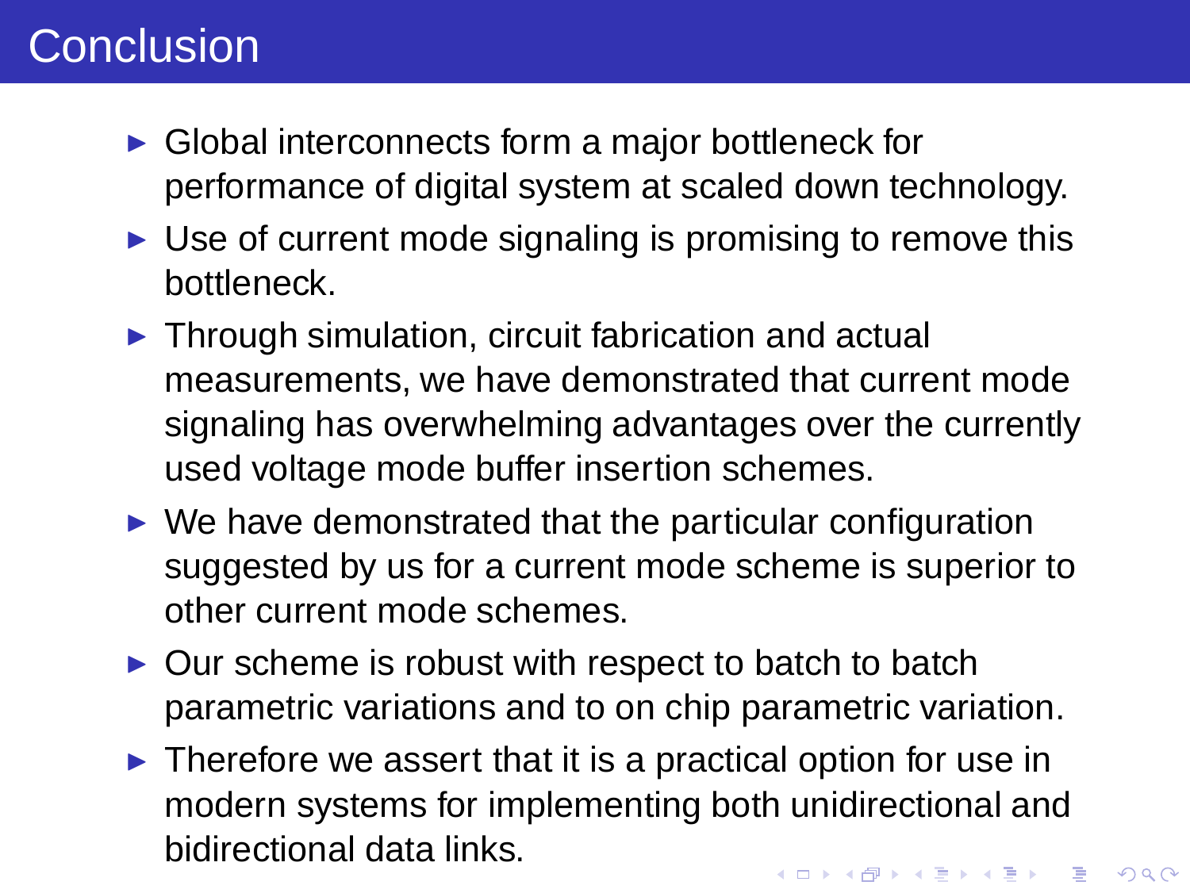# Conclusion

- Global interconnects form a major bottleneck for performance of digital system at scaled down technology.
- Use of current mode signaling is promising to remove this bottleneck.
- Through simulation, circuit fabrication and actual measurements, we have demonstrated that current mode signaling has overwhelming advantages over the currently used voltage mode buffer insertion schemes.
- We have demonstrated that the particular configuration suggested by us for a current mode scheme is superior to other current mode schemes.
- Our scheme is robust with respect to batch to batch parametric variations and to on chip parametric variation.
- Therefore we assert that it is a practical option for use in modern systems for implementing both unidirectional and bidirectional data links.